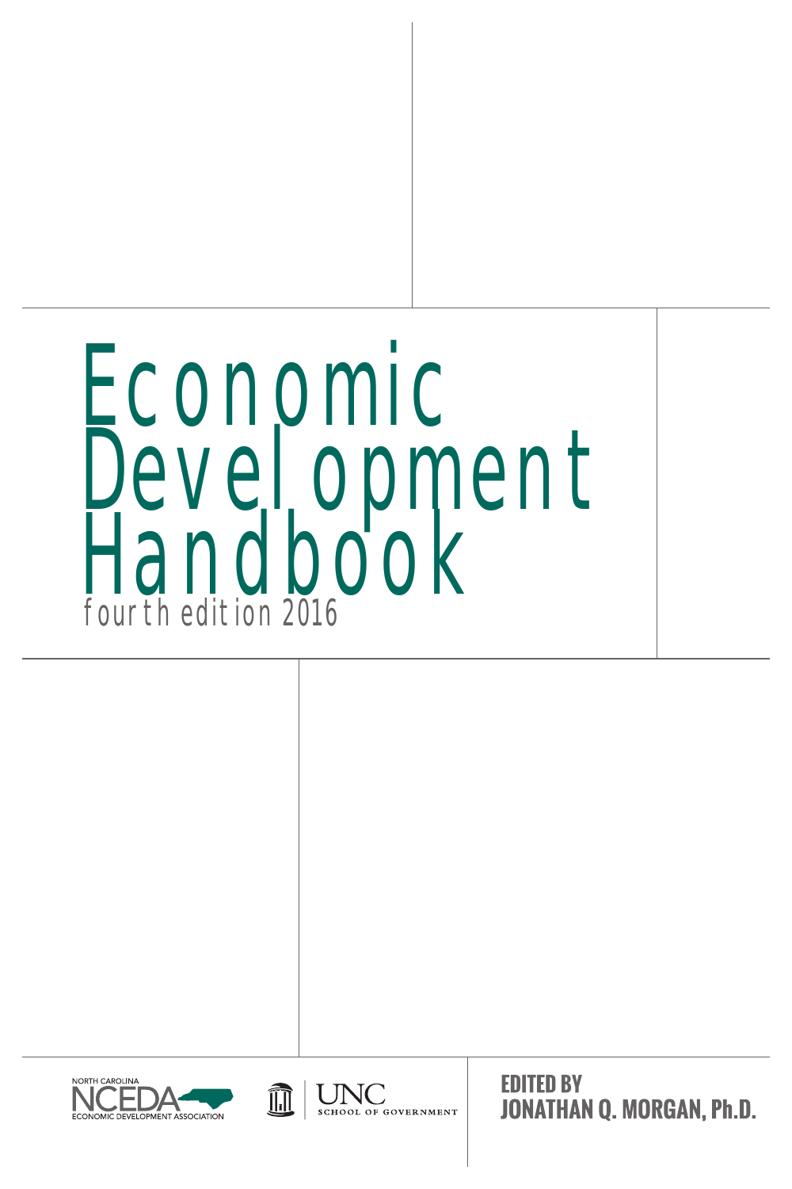# Economic Development Handbook

fourth edition 2016

NORTH CAROLINA NCEDA ECONOMIC DEVELOPMENT ASSOCIATION

UNC SCHOOL OF GOVERNMENT

**EDITED BY**
**JONATHAN Q. MORGAN, Ph.D.**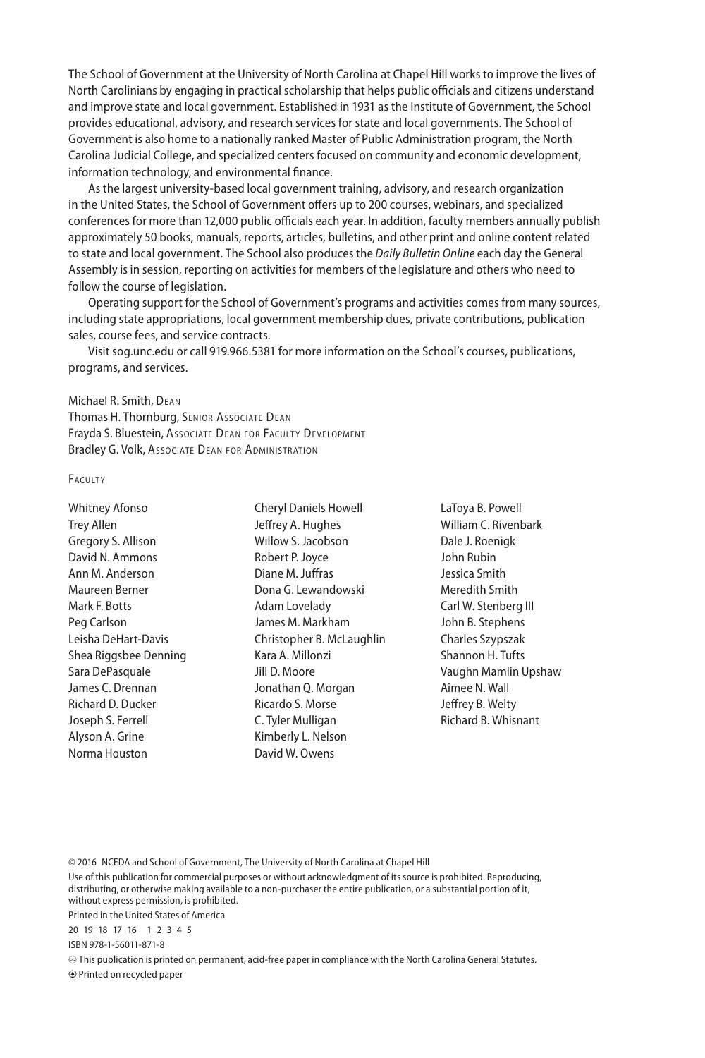The School of Government at the University of North Carolina at Chapel Hill works to improve the lives of North Carolinians by engaging in practical scholarship that helps public officials and citizens understand and improve state and local government. Established in 1931 as the Institute of Government, the School provides educational, advisory, and research services for state and local governments. The School of Government is also home to a nationally ranked Master of Public Administration program, the North Carolina Judicial College, and specialized centers focused on community and economic development, information technology, and environmental finance.

As the largest university-based local government training, advisory, and research organization in the United States, the School of Government offers up to 200 courses, webinars, and specialized conferences for more than 12,000 public officials each year. In addition, faculty members annually publish approximately 50 books, manuals, reports, articles, bulletins, and other print and online content related to state and local government. The School also produces the *Daily Bulletin Online* each day the General Assembly is in session, reporting on activities for members of the legislature and others who need to follow the course of legislation.

Operating support for the School of Government's programs and activities comes from many sources, including state appropriations, local government membership dues, private contributions, publication sales, course fees, and service contracts.

Visit sog.unc.edu or call 919.966.5381 for more information on the School's courses, publications, programs, and services.

Michael R. Smith, Dean
Thomas H. Thornburg, Senior Associate Dean
Frayda S. Bluestein, Associate Dean for Faculty Development
Bradley G. Volk, Associate Dean for Administration

Faculty

Whitney Afonso
Trey Allen
Gregory S. Allison
David N. Ammons
Ann M. Anderson
Maureen Berner
Mark F. Botts
Peg Carlson
Leisha DeHart-Davis
Shea Riggsbee Denning
Sara DePasquale
James C. Drennan
Richard D. Ducker
Joseph S. Ferrell
Alyson A. Grine
Norma Houston
Cheryl Daniels Howell
Jeffrey A. Hughes
Willow S. Jacobson
Robert P. Joyce
Diane M. Juffras
Dona G. Lewandowski
Adam Lovelady
James M. Markham
Christopher B. McLaughlin
Kara A. Millonzi
Jill D. Moore
Jonathan Q. Morgan
Ricardo S. Morse
C. Tyler Mulligan
Kimberly L. Nelson
David W. Owens
LaToya B. Powell
William C. Rivenbark
Dale J. Roenigk
John Rubin
Jessica Smith
Meredith Smith
Carl W. Stenberg III
John B. Stephens
Charles Szypszak
Shannon H. Tufts
Vaughn Mamlin Upshaw
Aimee N. Wall
Jeffrey B. Welty
Richard B. Whisnant

© 2016 NCEDA and School of Government, The University of North Carolina at Chapel Hill

Use of this publication for commercial purposes or without acknowledgment of its source is prohibited. Reproducing, distributing, or otherwise making available to a non-purchaser the entire publication, or a substantial portion of it, without express permission, is prohibited.

Printed in the United States of America

20 19 18 17 16 1 2 3 4 5

ISBN 978-1-56011-871-8

♾ This publication is printed on permanent, acid-free paper in compliance with the North Carolina General Statutes.

♻ Printed on recycled paper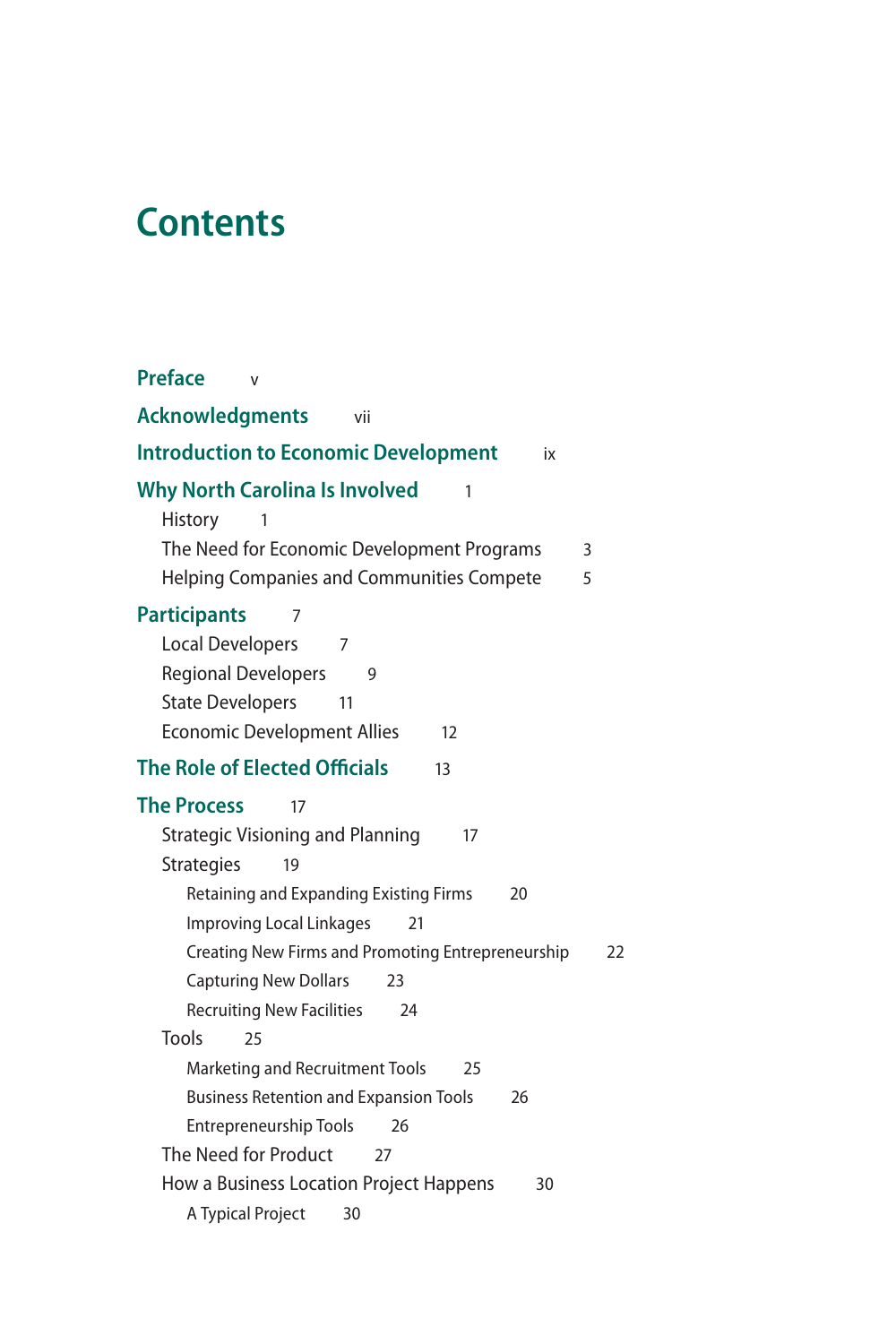# Contents

**Preface** v

**Acknowledgments** vii

**Introduction to Economic Development** ix

**Why North Carolina Is Involved** 1

- History 1
- The Need for Economic Development Programs 3
- Helping Companies and Communities Compete 5

**Participants** 7

- Local Developers 7
- Regional Developers 9
- State Developers 11
- Economic Development Allies 12

**The Role of Elected Officials** 13

**The Process** 17

- Strategic Visioning and Planning 17
- Strategies 19
  - Retaining and Expanding Existing Firms 20
  - Improving Local Linkages 21
  - Creating New Firms and Promoting Entrepreneurship 22
  - Capturing New Dollars 23
  - Recruiting New Facilities 24
- Tools 25
  - Marketing and Recruitment Tools 25
  - Business Retention and Expansion Tools 26
  - Entrepreneurship Tools 26
- The Need for Product 27
- How a Business Location Project Happens 30
  - A Typical Project 30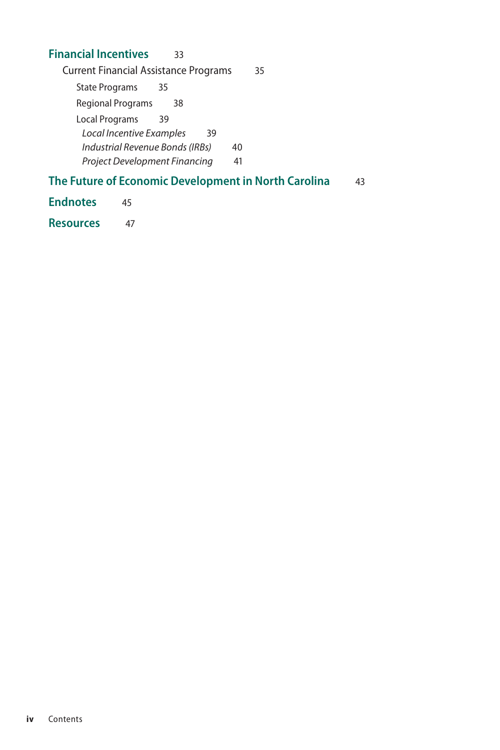**Financial Incentives** 33

Current Financial Assistance Programs 35

State Programs 35

Regional Programs 38

Local Programs 39

*Local Incentive Examples* 39

*Industrial Revenue Bonds (IRBs)* 40

*Project Development Financing* 41

**The Future of Economic Development in North Carolina** 43

**Endnotes** 45

**Resources** 47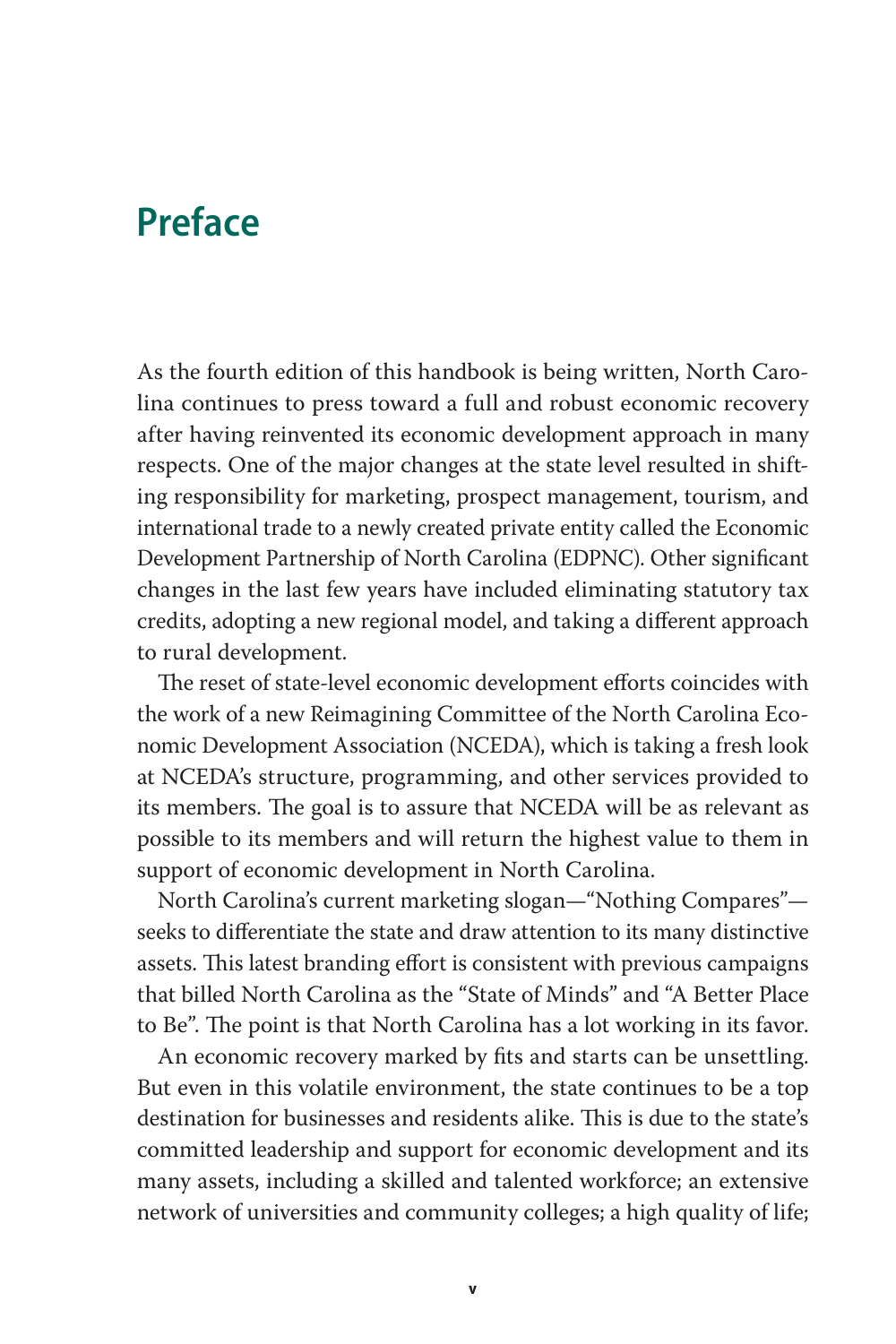# Preface

As the fourth edition of this handbook is being written, North Carolina continues to press toward a full and robust economic recovery after having reinvented its economic development approach in many respects. One of the major changes at the state level resulted in shifting responsibility for marketing, prospect management, tourism, and international trade to a newly created private entity called the Economic Development Partnership of North Carolina (EDPNC). Other significant changes in the last few years have included eliminating statutory tax credits, adopting a new regional model, and taking a different approach to rural development.

The reset of state-level economic development efforts coincides with the work of a new Reimagining Committee of the North Carolina Economic Development Association (NCEDA), which is taking a fresh look at NCEDA's structure, programming, and other services provided to its members. The goal is to assure that NCEDA will be as relevant as possible to its members and will return the highest value to them in support of economic development in North Carolina.

North Carolina's current marketing slogan—"Nothing Compares"—seeks to differentiate the state and draw attention to its many distinctive assets. This latest branding effort is consistent with previous campaigns that billed North Carolina as the "State of Minds" and "A Better Place to Be". The point is that North Carolina has a lot working in its favor.

An economic recovery marked by fits and starts can be unsettling. But even in this volatile environment, the state continues to be a top destination for businesses and residents alike. This is due to the state's committed leadership and support for economic development and its many assets, including a skilled and talented workforce; an extensive network of universities and community colleges; a high quality of life;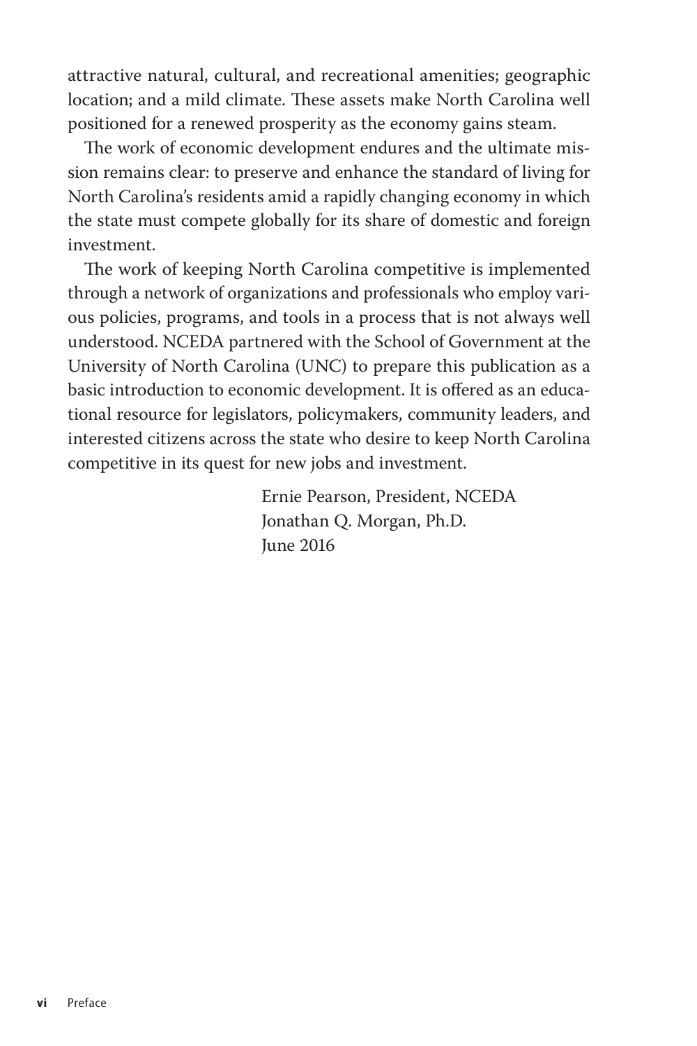attractive natural, cultural, and recreational amenities; geographic location; and a mild climate. These assets make North Carolina well positioned for a renewed prosperity as the economy gains steam.

The work of economic development endures and the ultimate mission remains clear: to preserve and enhance the standard of living for North Carolina's residents amid a rapidly changing economy in which the state must compete globally for its share of domestic and foreign investment.

The work of keeping North Carolina competitive is implemented through a network of organizations and professionals who employ various policies, programs, and tools in a process that is not always well understood. NCEDA partnered with the School of Government at the University of North Carolina (UNC) to prepare this publication as a basic introduction to economic development. It is offered as an educational resource for legislators, policymakers, community leaders, and interested citizens across the state who desire to keep North Carolina competitive in its quest for new jobs and investment.

Ernie Pearson, President, NCEDA
Jonathan Q. Morgan, Ph.D.
June 2016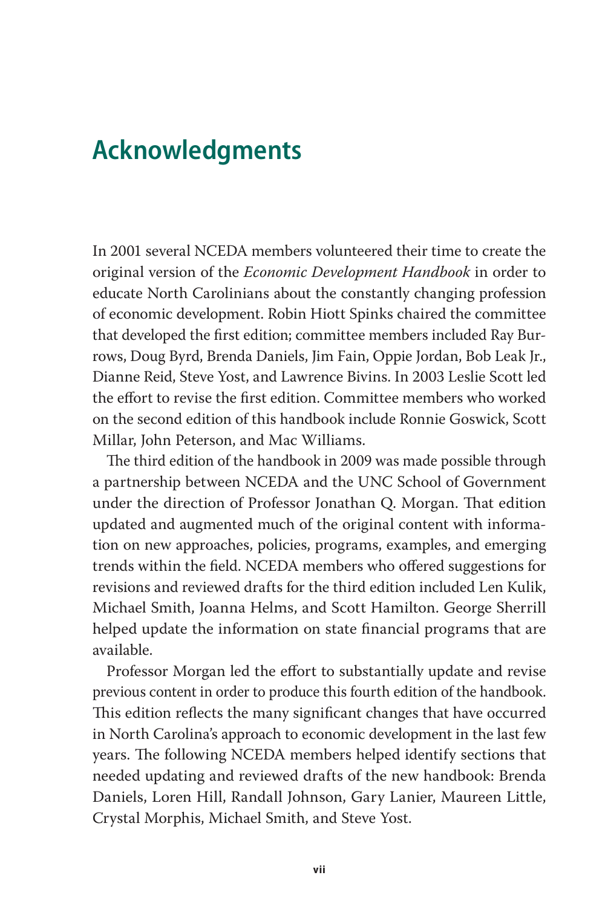# Acknowledgments

In 2001 several NCEDA members volunteered their time to create the original version of the *Economic Development Handbook* in order to educate North Carolinians about the constantly changing profession of economic development. Robin Hiott Spinks chaired the committee that developed the first edition; committee members included Ray Burrows, Doug Byrd, Brenda Daniels, Jim Fain, Oppie Jordan, Bob Leak Jr., Dianne Reid, Steve Yost, and Lawrence Bivins. In 2003 Leslie Scott led the effort to revise the first edition. Committee members who worked on the second edition of this handbook include Ronnie Goswick, Scott Millar, John Peterson, and Mac Williams.

The third edition of the handbook in 2009 was made possible through a partnership between NCEDA and the UNC School of Government under the direction of Professor Jonathan Q. Morgan. That edition updated and augmented much of the original content with information on new approaches, policies, programs, examples, and emerging trends within the field. NCEDA members who offered suggestions for revisions and reviewed drafts for the third edition included Len Kulik, Michael Smith, Joanna Helms, and Scott Hamilton. George Sherrill helped update the information on state financial programs that are available.

Professor Morgan led the effort to substantially update and revise previous content in order to produce this fourth edition of the handbook. This edition reflects the many significant changes that have occurred in North Carolina's approach to economic development in the last few years. The following NCEDA members helped identify sections that needed updating and reviewed drafts of the new handbook: Brenda Daniels, Loren Hill, Randall Johnson, Gary Lanier, Maureen Little, Crystal Morphis, Michael Smith, and Steve Yost.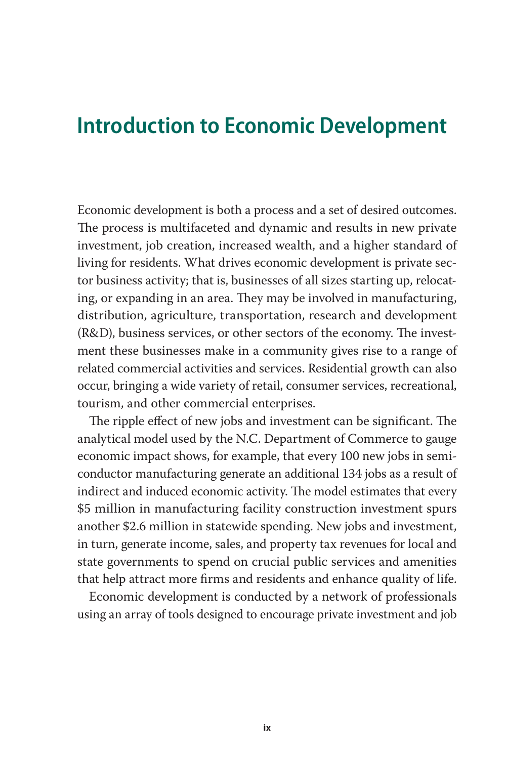# Introduction to Economic Development

Economic development is both a process and a set of desired outcomes. The process is multifaceted and dynamic and results in new private investment, job creation, increased wealth, and a higher standard of living for residents. What drives economic development is private sector business activity; that is, businesses of all sizes starting up, relocating, or expanding in an area. They may be involved in manufacturing, distribution, agriculture, transportation, research and development (R&D), business services, or other sectors of the economy. The investment these businesses make in a community gives rise to a range of related commercial activities and services. Residential growth can also occur, bringing a wide variety of retail, consumer services, recreational, tourism, and other commercial enterprises.

The ripple effect of new jobs and investment can be significant. The analytical model used by the N.C. Department of Commerce to gauge economic impact shows, for example, that every 100 new jobs in semiconductor manufacturing generate an additional 134 jobs as a result of indirect and induced economic activity. The model estimates that every $5 million in manufacturing facility construction investment spurs another $2.6 million in statewide spending. New jobs and investment, in turn, generate income, sales, and property tax revenues for local and state governments to spend on crucial public services and amenities that help attract more firms and residents and enhance quality of life.

Economic development is conducted by a network of professionals using an array of tools designed to encourage private investment and job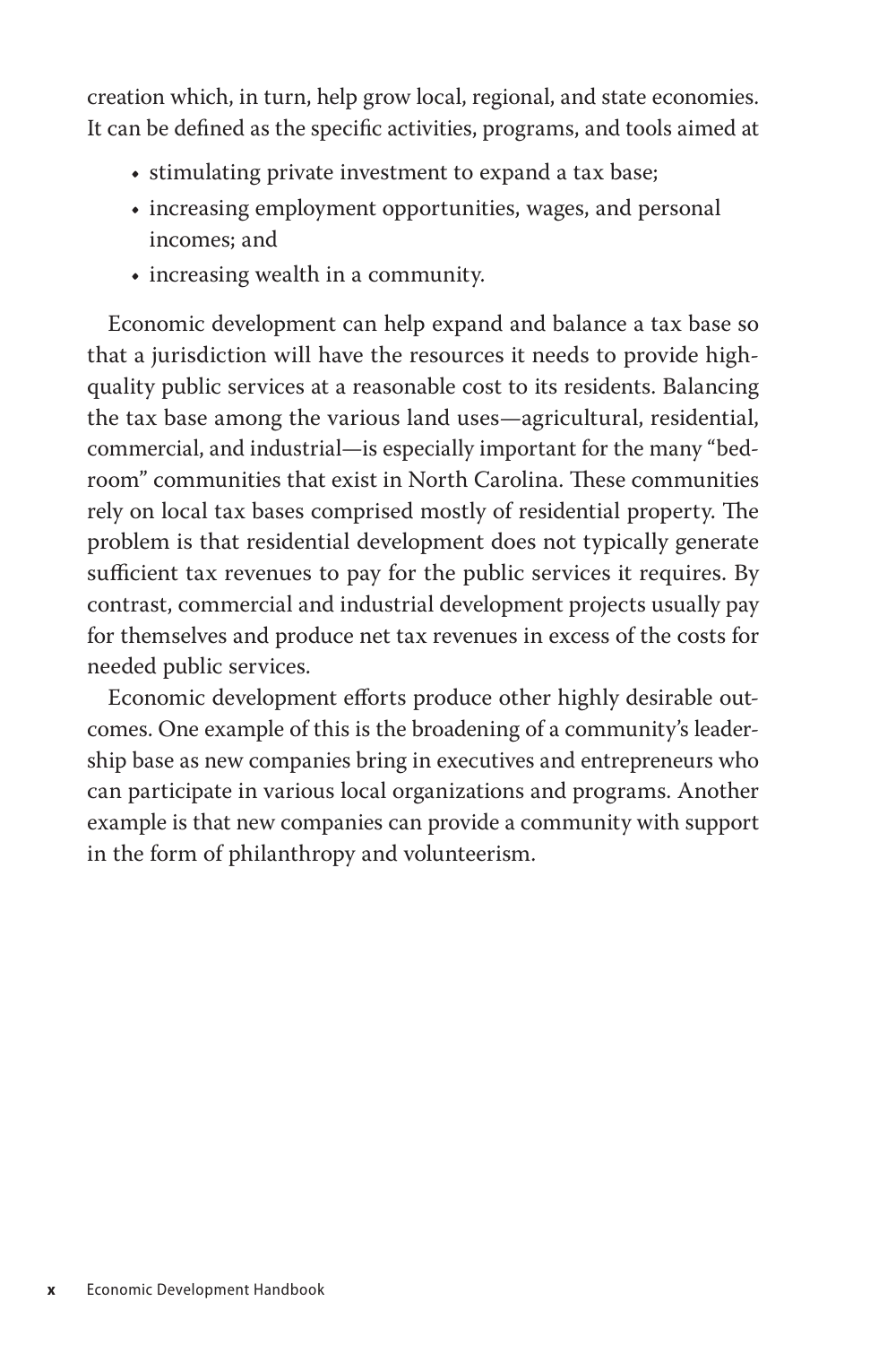creation which, in turn, help grow local, regional, and state economies. It can be defined as the specific activities, programs, and tools aimed at

- stimulating private investment to expand a tax base;
- increasing employment opportunities, wages, and personal incomes; and
- increasing wealth in a community.

Economic development can help expand and balance a tax base so that a jurisdiction will have the resources it needs to provide high-quality public services at a reasonable cost to its residents. Balancing the tax base among the various land uses—agricultural, residential, commercial, and industrial—is especially important for the many "bedroom" communities that exist in North Carolina. These communities rely on local tax bases comprised mostly of residential property. The problem is that residential development does not typically generate sufficient tax revenues to pay for the public services it requires. By contrast, commercial and industrial development projects usually pay for themselves and produce net tax revenues in excess of the costs for needed public services.

Economic development efforts produce other highly desirable outcomes. One example of this is the broadening of a community's leadership base as new companies bring in executives and entrepreneurs who can participate in various local organizations and programs. Another example is that new companies can provide a community with support in the form of philanthropy and volunteerism.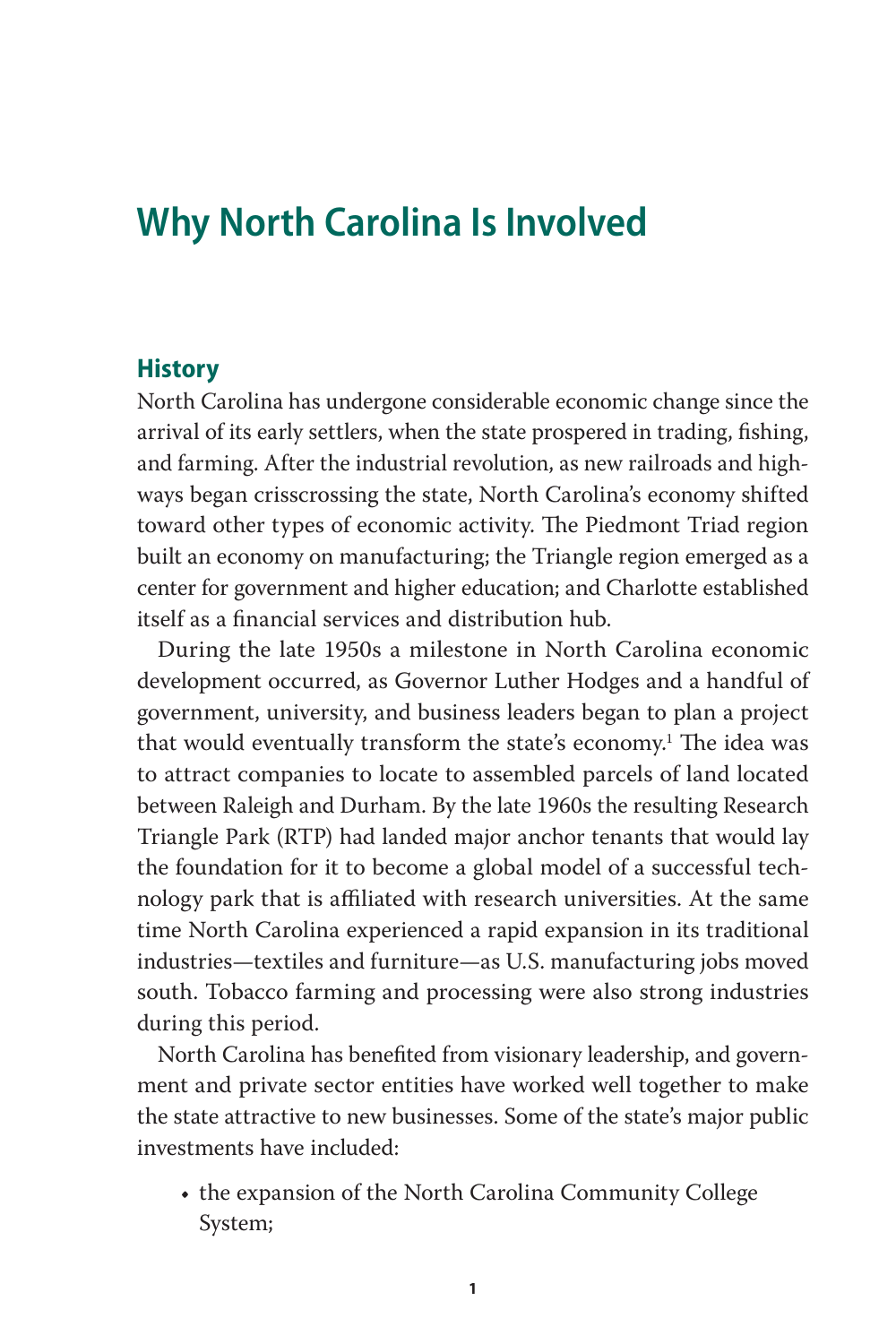# Why North Carolina Is Involved

## History

North Carolina has undergone considerable economic change since the arrival of its early settlers, when the state prospered in trading, fishing, and farming. After the industrial revolution, as new railroads and highways began crisscrossing the state, North Carolina's economy shifted toward other types of economic activity. The Piedmont Triad region built an economy on manufacturing; the Triangle region emerged as a center for government and higher education; and Charlotte established itself as a financial services and distribution hub.

During the late 1950s a milestone in North Carolina economic development occurred, as Governor Luther Hodges and a handful of government, university, and business leaders began to plan a project that would eventually transform the state's economy.[1] The idea was to attract companies to locate to assembled parcels of land located between Raleigh and Durham. By the late 1960s the resulting Research Triangle Park (RTP) had landed major anchor tenants that would lay the foundation for it to become a global model of a successful technology park that is affiliated with research universities. At the same time North Carolina experienced a rapid expansion in its traditional industries—textiles and furniture—as U.S. manufacturing jobs moved south. Tobacco farming and processing were also strong industries during this period.

North Carolina has benefited from visionary leadership, and government and private sector entities have worked well together to make the state attractive to new businesses. Some of the state's major public investments have included:

- the expansion of the North Carolina Community College System;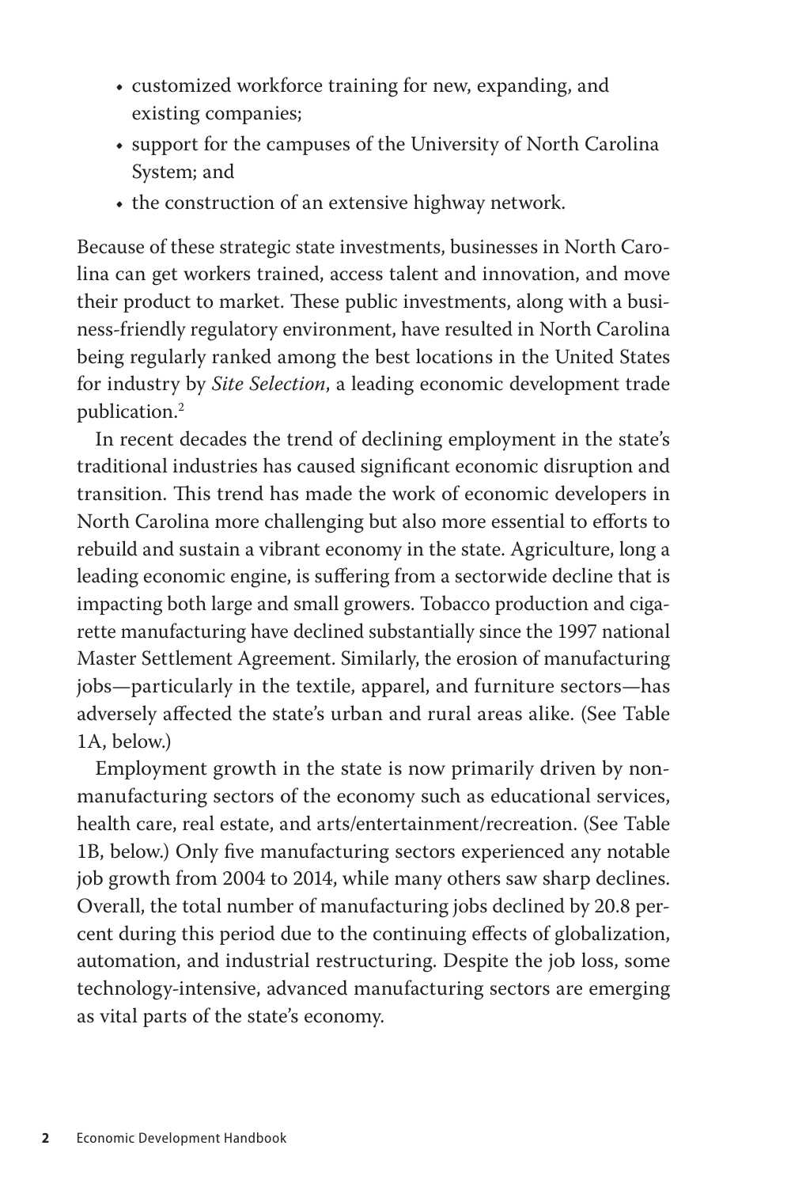- customized workforce training for new, expanding, and existing companies;
- support for the campuses of the University of North Carolina System; and
- the construction of an extensive highway network.

Because of these strategic state investments, businesses in North Carolina can get workers trained, access talent and innovation, and move their product to market. These public investments, along with a business-friendly regulatory environment, have resulted in North Carolina being regularly ranked among the best locations in the United States for industry by *Site Selection*, a leading economic development trade publication.[2]

In recent decades the trend of declining employment in the state's traditional industries has caused significant economic disruption and transition. This trend has made the work of economic developers in North Carolina more challenging but also more essential to efforts to rebuild and sustain a vibrant economy in the state. Agriculture, long a leading economic engine, is suffering from a sectorwide decline that is impacting both large and small growers. Tobacco production and cigarette manufacturing have declined substantially since the 1997 national Master Settlement Agreement. Similarly, the erosion of manufacturing jobs—particularly in the textile, apparel, and furniture sectors—has adversely affected the state's urban and rural areas alike. (See Table 1A, below.)

Employment growth in the state is now primarily driven by non-manufacturing sectors of the economy such as educational services, health care, real estate, and arts/entertainment/recreation. (See Table 1B, below.) Only five manufacturing sectors experienced any notable job growth from 2004 to 2014, while many others saw sharp declines. Overall, the total number of manufacturing jobs declined by 20.8 percent during this period due to the continuing effects of globalization, automation, and industrial restructuring. Despite the job loss, some technology-intensive, advanced manufacturing sectors are emerging as vital parts of the state's economy.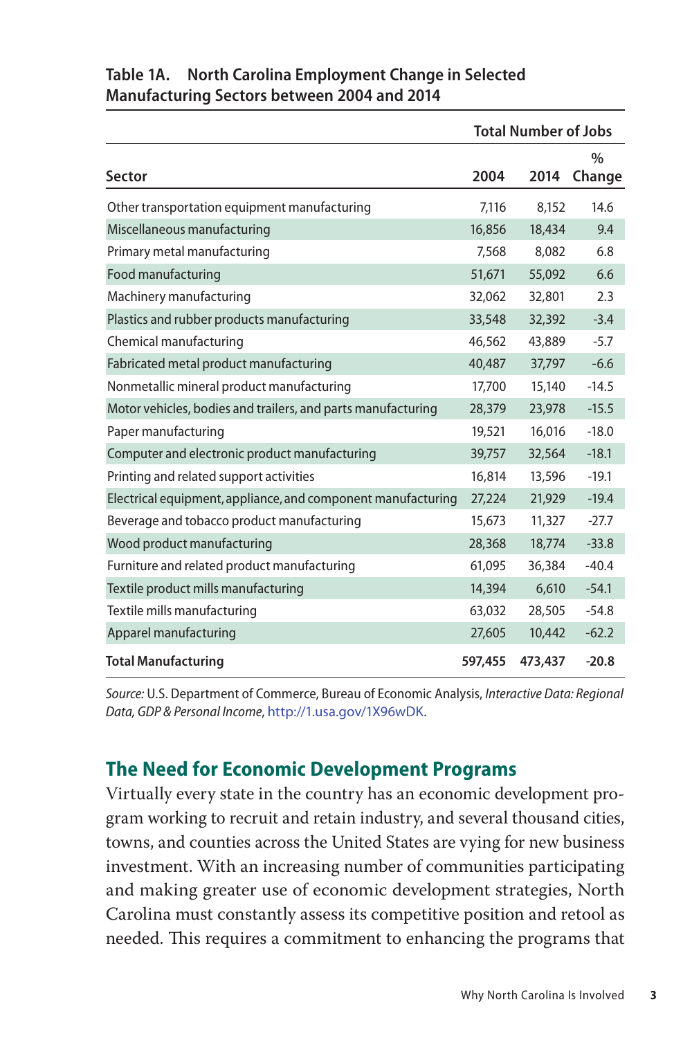**Table 1A. North Carolina Employment Change in Selected Manufacturing Sectors between 2004 and 2014**

| | Total Number of Jobs | | |
|---|---|---|---|
| **Sector** | **2004** | **2014** | **% Change** |
| Other transportation equipment manufacturing | 7,116 | 8,152 | 14.6 |
| Miscellaneous manufacturing | 16,856 | 18,434 | 9.4 |
| Primary metal manufacturing | 7,568 | 8,082 | 6.8 |
| Food manufacturing | 51,671 | 55,092 | 6.6 |
| Machinery manufacturing | 32,062 | 32,801 | 2.3 |
| Plastics and rubber products manufacturing | 33,548 | 32,392 | -3.4 |
| Chemical manufacturing | 46,562 | 43,889 | -5.7 |
| Fabricated metal product manufacturing | 40,487 | 37,797 | -6.6 |
| Nonmetallic mineral product manufacturing | 17,700 | 15,140 | -14.5 |
| Motor vehicles, bodies and trailers, and parts manufacturing | 28,379 | 23,978 | -15.5 |
| Paper manufacturing | 19,521 | 16,016 | -18.0 |
| Computer and electronic product manufacturing | 39,757 | 32,564 | -18.1 |
| Printing and related support activities | 16,814 | 13,596 | -19.1 |
| Electrical equipment, appliance, and component manufacturing | 27,224 | 21,929 | -19.4 |
| Beverage and tobacco product manufacturing | 15,673 | 11,327 | -27.7 |
| Wood product manufacturing | 28,368 | 18,774 | -33.8 |
| Furniture and related product manufacturing | 61,095 | 36,384 | -40.4 |
| Textile product mills manufacturing | 14,394 | 6,610 | -54.1 |
| Textile mills manufacturing | 63,032 | 28,505 | -54.8 |
| Apparel manufacturing | 27,605 | 10,442 | -62.2 |
| **Total Manufacturing** | **597,455** | **473,437** | **-20.8** |

*Source:* U.S. Department of Commerce, Bureau of Economic Analysis, *Interactive Data: Regional Data, GDP & Personal Income*, http://1.usa.gov/1X96wDK.

## The Need for Economic Development Programs

Virtually every state in the country has an economic development program working to recruit and retain industry, and several thousand cities, towns, and counties across the United States are vying for new business investment. With an increasing number of communities participating and making greater use of economic development strategies, North Carolina must constantly assess its competitive position and retool as needed. This requires a commitment to enhancing the programs that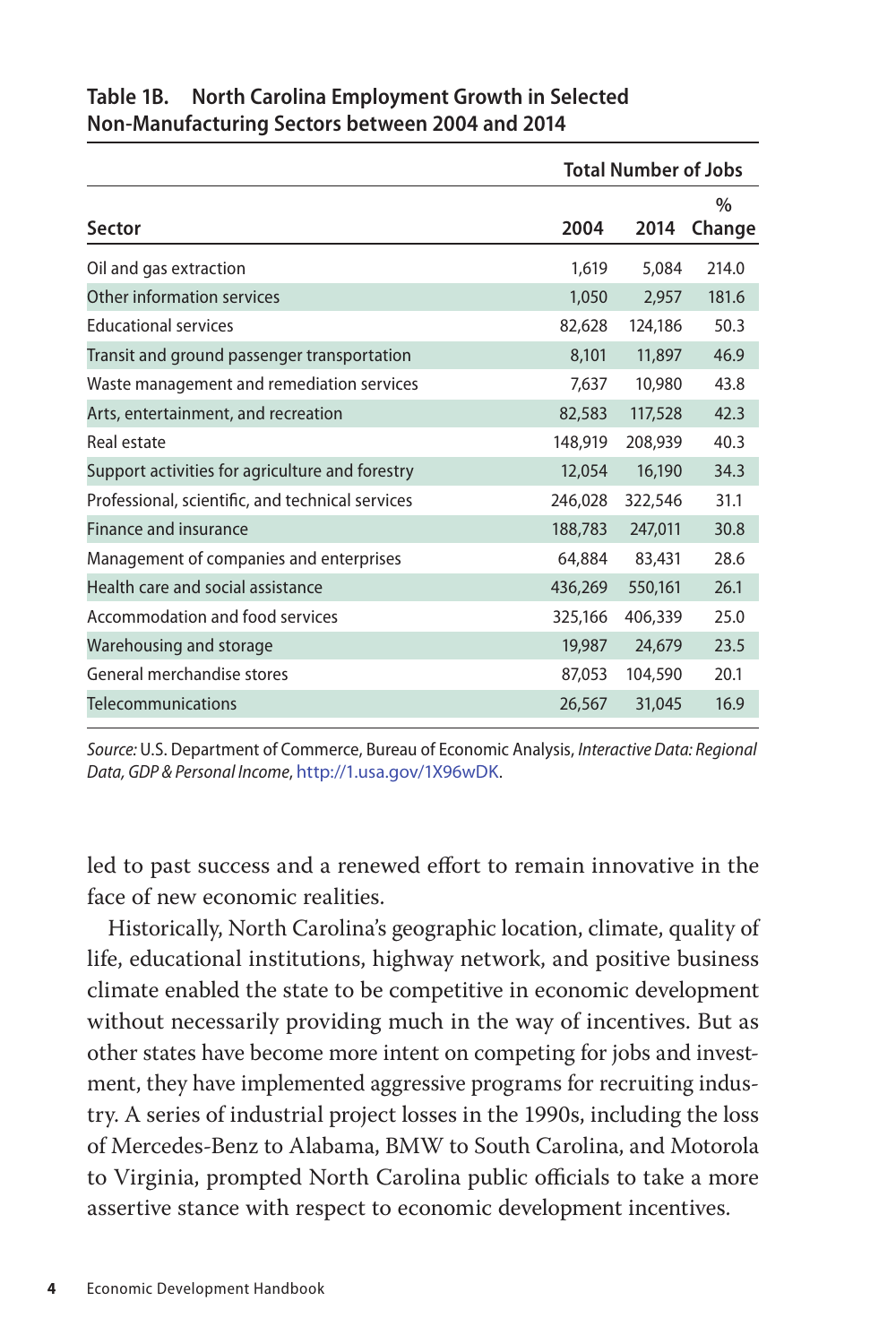**Table 1B. North Carolina Employment Growth in Selected Non-Manufacturing Sectors between 2004 and 2014**

| Sector | Total Number of Jobs | | |
|---|---|---|---|
| | 2004 | 2014 | % Change |
| Oil and gas extraction | 1,619 | 5,084 | 214.0 |
| Other information services | 1,050 | 2,957 | 181.6 |
| Educational services | 82,628 | 124,186 | 50.3 |
| Transit and ground passenger transportation | 8,101 | 11,897 | 46.9 |
| Waste management and remediation services | 7,637 | 10,980 | 43.8 |
| Arts, entertainment, and recreation | 82,583 | 117,528 | 42.3 |
| Real estate | 148,919 | 208,939 | 40.3 |
| Support activities for agriculture and forestry | 12,054 | 16,190 | 34.3 |
| Professional, scientific, and technical services | 246,028 | 322,546 | 31.1 |
| Finance and insurance | 188,783 | 247,011 | 30.8 |
| Management of companies and enterprises | 64,884 | 83,431 | 28.6 |
| Health care and social assistance | 436,269 | 550,161 | 26.1 |
| Accommodation and food services | 325,166 | 406,339 | 25.0 |
| Warehousing and storage | 19,987 | 24,679 | 23.5 |
| General merchandise stores | 87,053 | 104,590 | 20.1 |
| Telecommunications | 26,567 | 31,045 | 16.9 |

*Source:* U.S. Department of Commerce, Bureau of Economic Analysis, *Interactive Data: Regional Data, GDP & Personal Income*, http://1.usa.gov/1X96wDK.

led to past success and a renewed effort to remain innovative in the face of new economic realities.

Historically, North Carolina's geographic location, climate, quality of life, educational institutions, highway network, and positive business climate enabled the state to be competitive in economic development without necessarily providing much in the way of incentives. But as other states have become more intent on competing for jobs and investment, they have implemented aggressive programs for recruiting industry. A series of industrial project losses in the 1990s, including the loss of Mercedes-Benz to Alabama, BMW to South Carolina, and Motorola to Virginia, prompted North Carolina public officials to take a more assertive stance with respect to economic development incentives.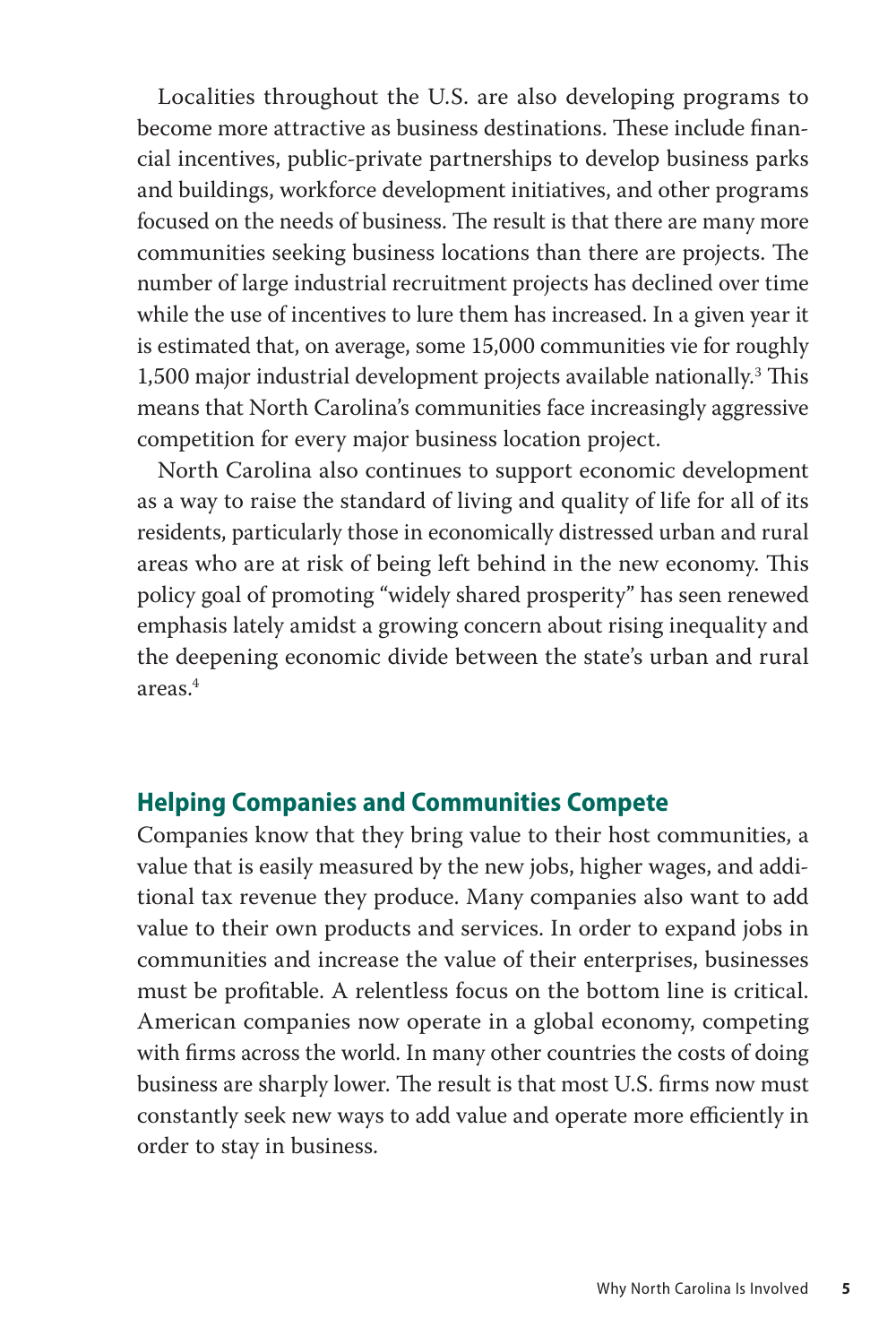Localities throughout the U.S. are also developing programs to become more attractive as business destinations. These include financial incentives, public-private partnerships to develop business parks and buildings, workforce development initiatives, and other programs focused on the needs of business. The result is that there are many more communities seeking business locations than there are projects. The number of large industrial recruitment projects has declined over time while the use of incentives to lure them has increased. In a given year it is estimated that, on average, some 15,000 communities vie for roughly 1,500 major industrial development projects available nationally.[3] This means that North Carolina's communities face increasingly aggressive competition for every major business location project.

North Carolina also continues to support economic development as a way to raise the standard of living and quality of life for all of its residents, particularly those in economically distressed urban and rural areas who are at risk of being left behind in the new economy. This policy goal of promoting "widely shared prosperity" has seen renewed emphasis lately amidst a growing concern about rising inequality and the deepening economic divide between the state's urban and rural areas.[4]

## Helping Companies and Communities Compete

Companies know that they bring value to their host communities, a value that is easily measured by the new jobs, higher wages, and additional tax revenue they produce. Many companies also want to add value to their own products and services. In order to expand jobs in communities and increase the value of their enterprises, businesses must be profitable. A relentless focus on the bottom line is critical. American companies now operate in a global economy, competing with firms across the world. In many other countries the costs of doing business are sharply lower. The result is that most U.S. firms now must constantly seek new ways to add value and operate more efficiently in order to stay in business.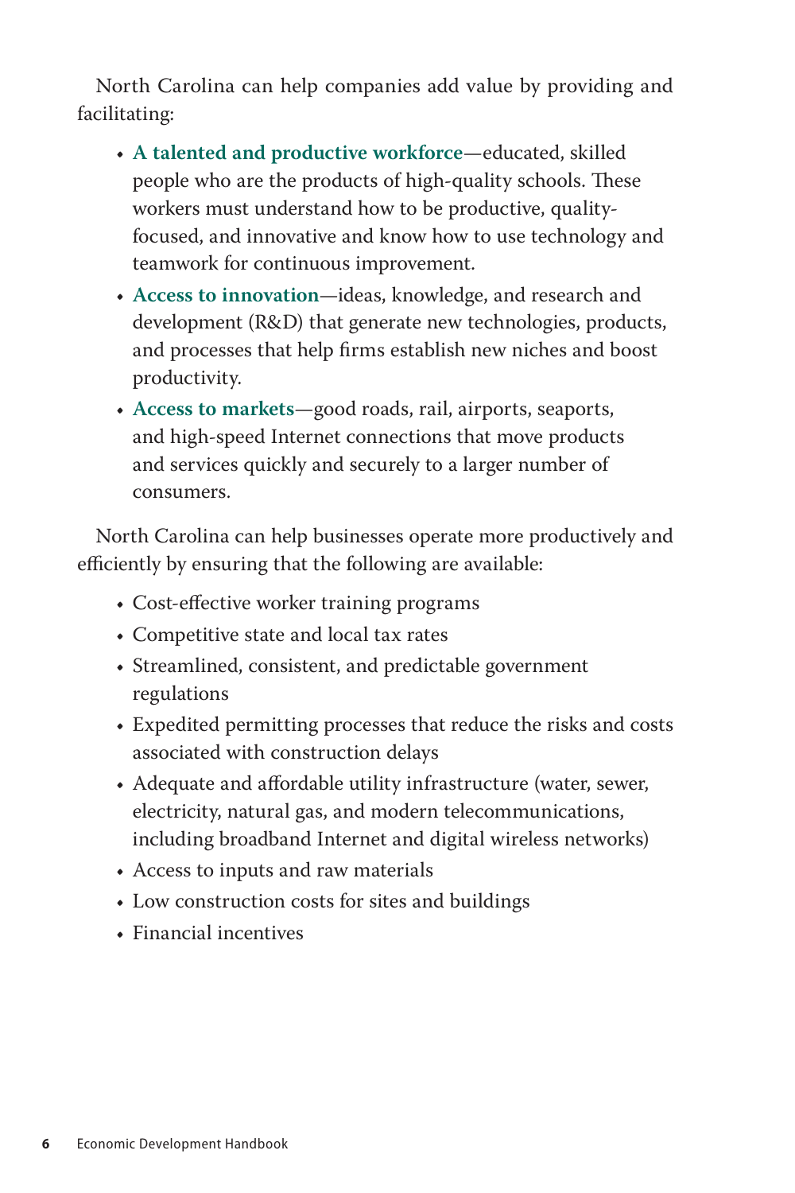North Carolina can help companies add value by providing and facilitating:

- **A talented and productive workforce**—educated, skilled people who are the products of high-quality schools. These workers must understand how to be productive, quality-focused, and innovative and know how to use technology and teamwork for continuous improvement.
- **Access to innovation**—ideas, knowledge, and research and development (R&D) that generate new technologies, products, and processes that help firms establish new niches and boost productivity.
- **Access to markets**—good roads, rail, airports, seaports, and high-speed Internet connections that move products and services quickly and securely to a larger number of consumers.

North Carolina can help businesses operate more productively and efficiently by ensuring that the following are available:

- Cost-effective worker training programs
- Competitive state and local tax rates
- Streamlined, consistent, and predictable government regulations
- Expedited permitting processes that reduce the risks and costs associated with construction delays
- Adequate and affordable utility infrastructure (water, sewer, electricity, natural gas, and modern telecommunications, including broadband Internet and digital wireless networks)
- Access to inputs and raw materials
- Low construction costs for sites and buildings
- Financial incentives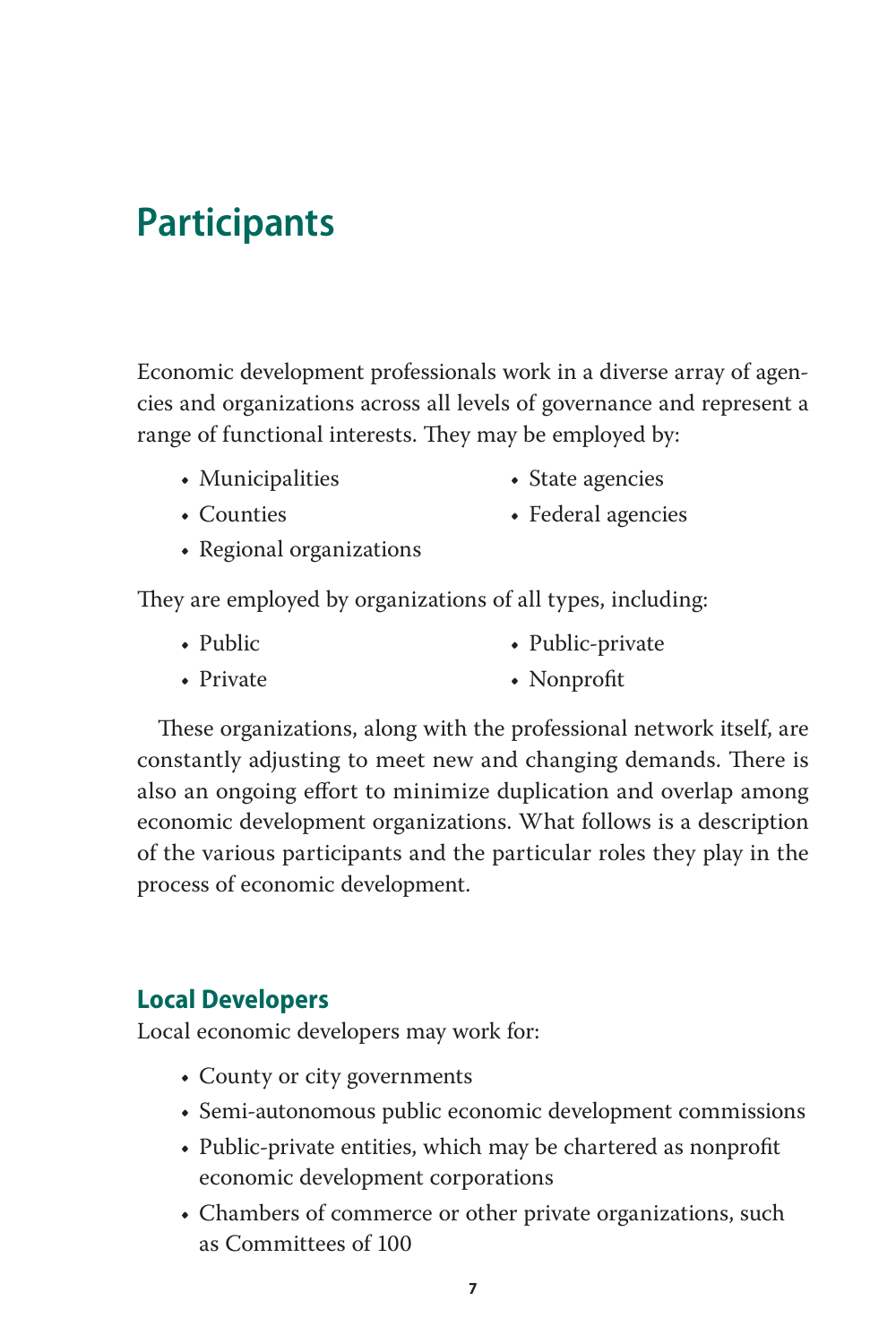# Participants

Economic development professionals work in a diverse array of agencies and organizations across all levels of governance and represent a range of functional interests. They may be employed by:

- Municipalities
- Counties
- Regional organizations
- State agencies
- Federal agencies

They are employed by organizations of all types, including:

- Public
- Private
- Public-private
- Nonprofit

These organizations, along with the professional network itself, are constantly adjusting to meet new and changing demands. There is also an ongoing effort to minimize duplication and overlap among economic development organizations. What follows is a description of the various participants and the particular roles they play in the process of economic development.

## Local Developers

Local economic developers may work for:

- County or city governments
- Semi-autonomous public economic development commissions
- Public-private entities, which may be chartered as nonprofit economic development corporations
- Chambers of commerce or other private organizations, such as Committees of 100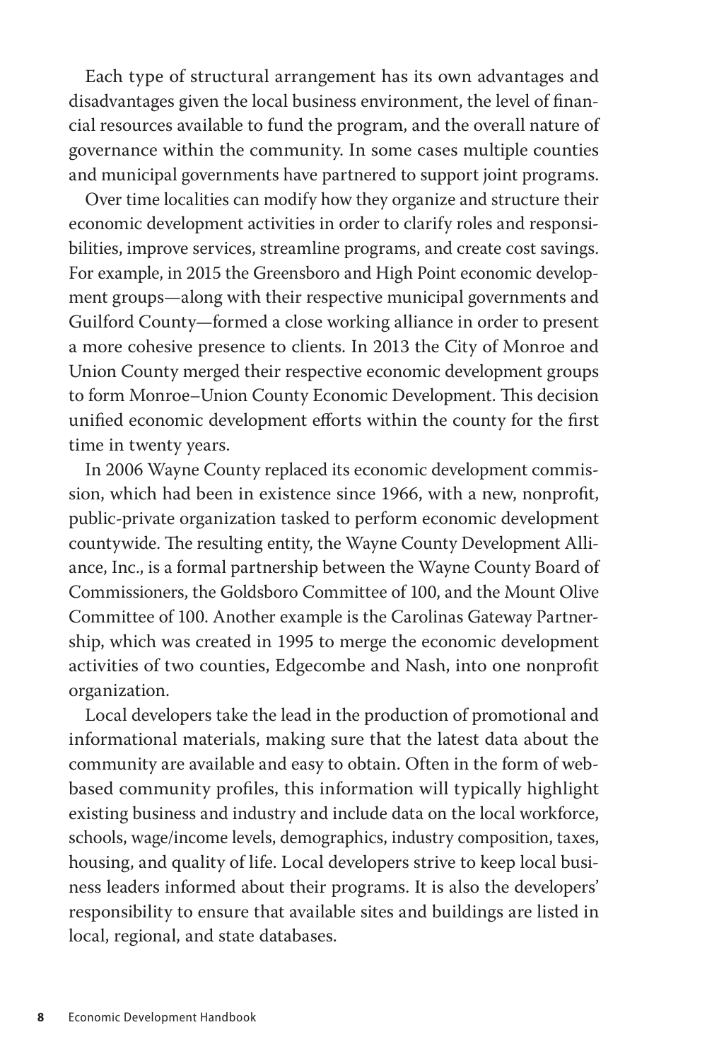Each type of structural arrangement has its own advantages and disadvantages given the local business environment, the level of financial resources available to fund the program, and the overall nature of governance within the community. In some cases multiple counties and municipal governments have partnered to support joint programs.

Over time localities can modify how they organize and structure their economic development activities in order to clarify roles and responsibilities, improve services, streamline programs, and create cost savings. For example, in 2015 the Greensboro and High Point economic development groups—along with their respective municipal governments and Guilford County—formed a close working alliance in order to present a more cohesive presence to clients. In 2013 the City of Monroe and Union County merged their respective economic development groups to form Monroe–Union County Economic Development. This decision unified economic development efforts within the county for the first time in twenty years.

In 2006 Wayne County replaced its economic development commission, which had been in existence since 1966, with a new, nonprofit, public-private organization tasked to perform economic development countywide. The resulting entity, the Wayne County Development Alliance, Inc., is a formal partnership between the Wayne County Board of Commissioners, the Goldsboro Committee of 100, and the Mount Olive Committee of 100. Another example is the Carolinas Gateway Partnership, which was created in 1995 to merge the economic development activities of two counties, Edgecombe and Nash, into one nonprofit organization.

Local developers take the lead in the production of promotional and informational materials, making sure that the latest data about the community are available and easy to obtain. Often in the form of web-based community profiles, this information will typically highlight existing business and industry and include data on the local workforce, schools, wage/income levels, demographics, industry composition, taxes, housing, and quality of life. Local developers strive to keep local business leaders informed about their programs. It is also the developers' responsibility to ensure that available sites and buildings are listed in local, regional, and state databases.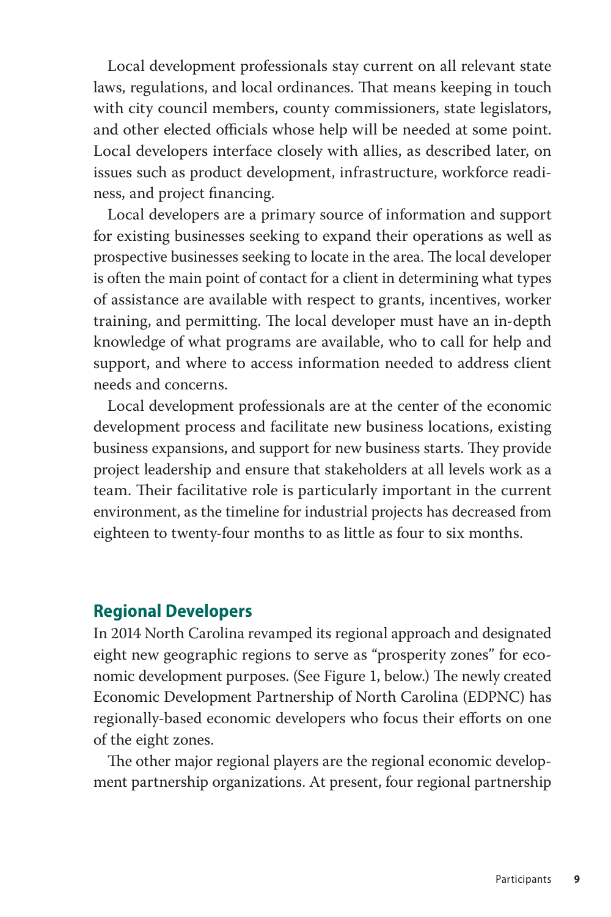Local development professionals stay current on all relevant state laws, regulations, and local ordinances. That means keeping in touch with city council members, county commissioners, state legislators, and other elected officials whose help will be needed at some point. Local developers interface closely with allies, as described later, on issues such as product development, infrastructure, workforce readiness, and project financing.

Local developers are a primary source of information and support for existing businesses seeking to expand their operations as well as prospective businesses seeking to locate in the area. The local developer is often the main point of contact for a client in determining what types of assistance are available with respect to grants, incentives, worker training, and permitting. The local developer must have an in-depth knowledge of what programs are available, who to call for help and support, and where to access information needed to address client needs and concerns.

Local development professionals are at the center of the economic development process and facilitate new business locations, existing business expansions, and support for new business starts. They provide project leadership and ensure that stakeholders at all levels work as a team. Their facilitative role is particularly important in the current environment, as the timeline for industrial projects has decreased from eighteen to twenty-four months to as little as four to six months.

## Regional Developers

In 2014 North Carolina revamped its regional approach and designated eight new geographic regions to serve as "prosperity zones" for economic development purposes. (See Figure 1, below.) The newly created Economic Development Partnership of North Carolina (EDPNC) has regionally-based economic developers who focus their efforts on one of the eight zones.

The other major regional players are the regional economic development partnership organizations. At present, four regional partnership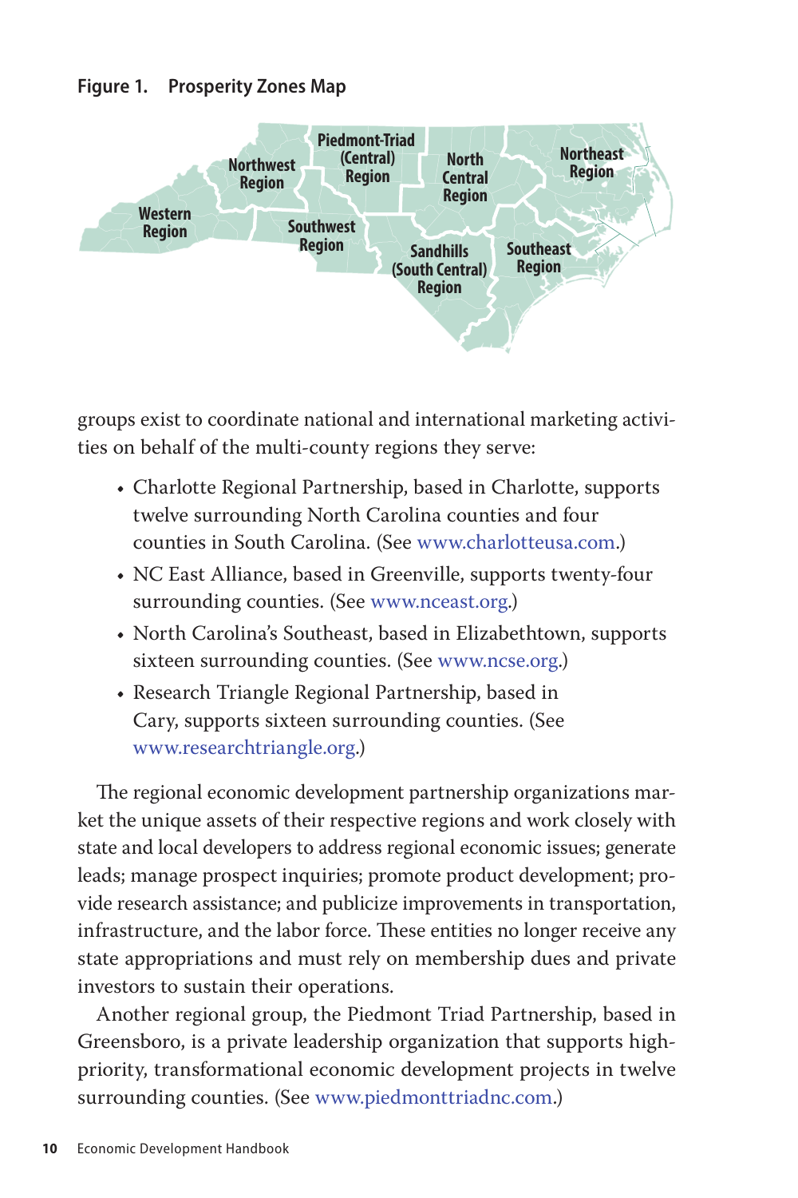**Figure 1. Prosperity Zones Map**

groups exist to coordinate national and international marketing activities on behalf of the multi-county regions they serve:

- Charlotte Regional Partnership, based in Charlotte, supports twelve surrounding North Carolina counties and four counties in South Carolina. (See www.charlotteusa.com.)
- NC East Alliance, based in Greenville, supports twenty-four surrounding counties. (See www.nceast.org.)
- North Carolina's Southeast, based in Elizabethtown, supports sixteen surrounding counties. (See www.ncse.org.)
- Research Triangle Regional Partnership, based in Cary, supports sixteen surrounding counties. (See www.researchtriangle.org.)

The regional economic development partnership organizations market the unique assets of their respective regions and work closely with state and local developers to address regional economic issues; generate leads; manage prospect inquiries; promote product development; provide research assistance; and publicize improvements in transportation, infrastructure, and the labor force. These entities no longer receive any state appropriations and must rely on membership dues and private investors to sustain their operations.

Another regional group, the Piedmont Triad Partnership, based in Greensboro, is a private leadership organization that supports high-priority, transformational economic development projects in twelve surrounding counties. (See www.piedmonttriadnc.com.)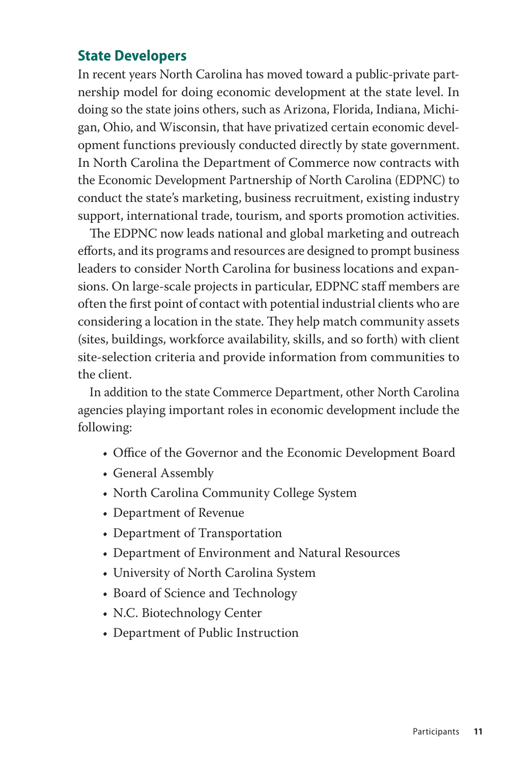## State Developers

In recent years North Carolina has moved toward a public-private partnership model for doing economic development at the state level. In doing so the state joins others, such as Arizona, Florida, Indiana, Michigan, Ohio, and Wisconsin, that have privatized certain economic development functions previously conducted directly by state government. In North Carolina the Department of Commerce now contracts with the Economic Development Partnership of North Carolina (EDPNC) to conduct the state's marketing, business recruitment, existing industry support, international trade, tourism, and sports promotion activities.

The EDPNC now leads national and global marketing and outreach efforts, and its programs and resources are designed to prompt business leaders to consider North Carolina for business locations and expansions. On large-scale projects in particular, EDPNC staff members are often the first point of contact with potential industrial clients who are considering a location in the state. They help match community assets (sites, buildings, workforce availability, skills, and so forth) with client site-selection criteria and provide information from communities to the client.

In addition to the state Commerce Department, other North Carolina agencies playing important roles in economic development include the following:

- Office of the Governor and the Economic Development Board
- General Assembly
- North Carolina Community College System
- Department of Revenue
- Department of Transportation
- Department of Environment and Natural Resources
- University of North Carolina System
- Board of Science and Technology
- N.C. Biotechnology Center
- Department of Public Instruction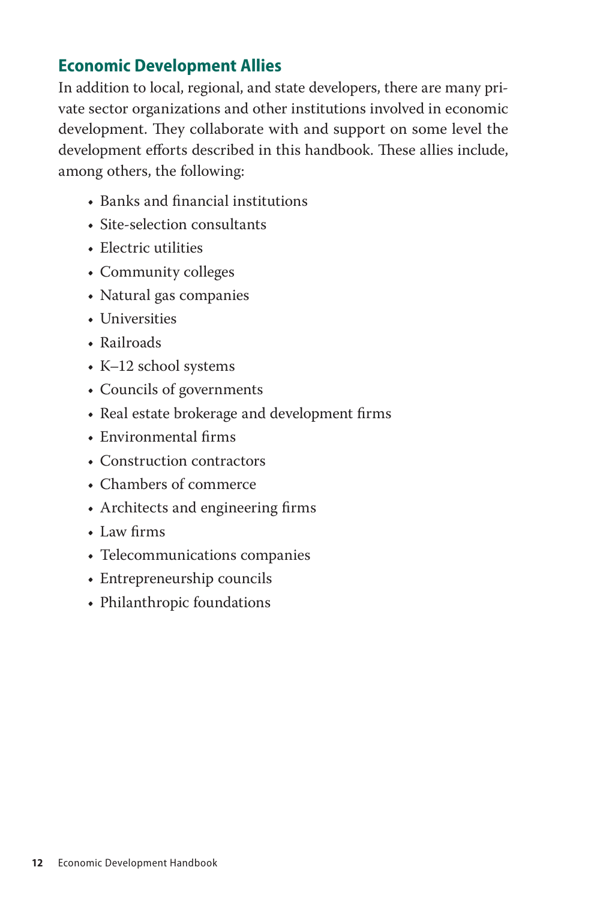## Economic Development Allies

In addition to local, regional, and state developers, there are many private sector organizations and other institutions involved in economic development. They collaborate with and support on some level the development efforts described in this handbook. These allies include, among others, the following:

- Banks and financial institutions
- Site-selection consultants
- Electric utilities
- Community colleges
- Natural gas companies
- Universities
- Railroads
- K–12 school systems
- Councils of governments
- Real estate brokerage and development firms
- Environmental firms
- Construction contractors
- Chambers of commerce
- Architects and engineering firms
- Law firms
- Telecommunications companies
- Entrepreneurship councils
- Philanthropic foundations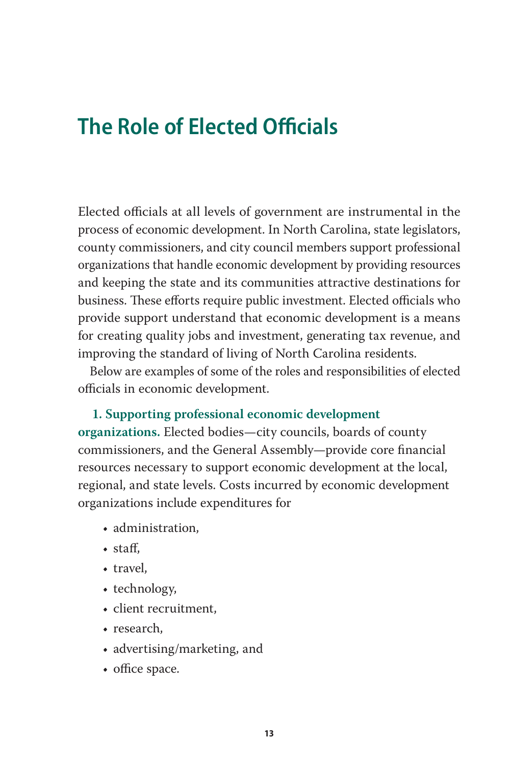# The Role of Elected Officials

Elected officials at all levels of government are instrumental in the process of economic development. In North Carolina, state legislators, county commissioners, and city council members support professional organizations that handle economic development by providing resources and keeping the state and its communities attractive destinations for business. These efforts require public investment. Elected officials who provide support understand that economic development is a means for creating quality jobs and investment, generating tax revenue, and improving the standard of living of North Carolina residents.

Below are examples of some of the roles and responsibilities of elected officials in economic development.

**1. Supporting professional economic development organizations.** Elected bodies—city councils, boards of county commissioners, and the General Assembly—provide core financial resources necessary to support economic development at the local, regional, and state levels. Costs incurred by economic development organizations include expenditures for

- administration,
- staff,
- travel,
- technology,
- client recruitment,
- research,
- advertising/marketing, and
- office space.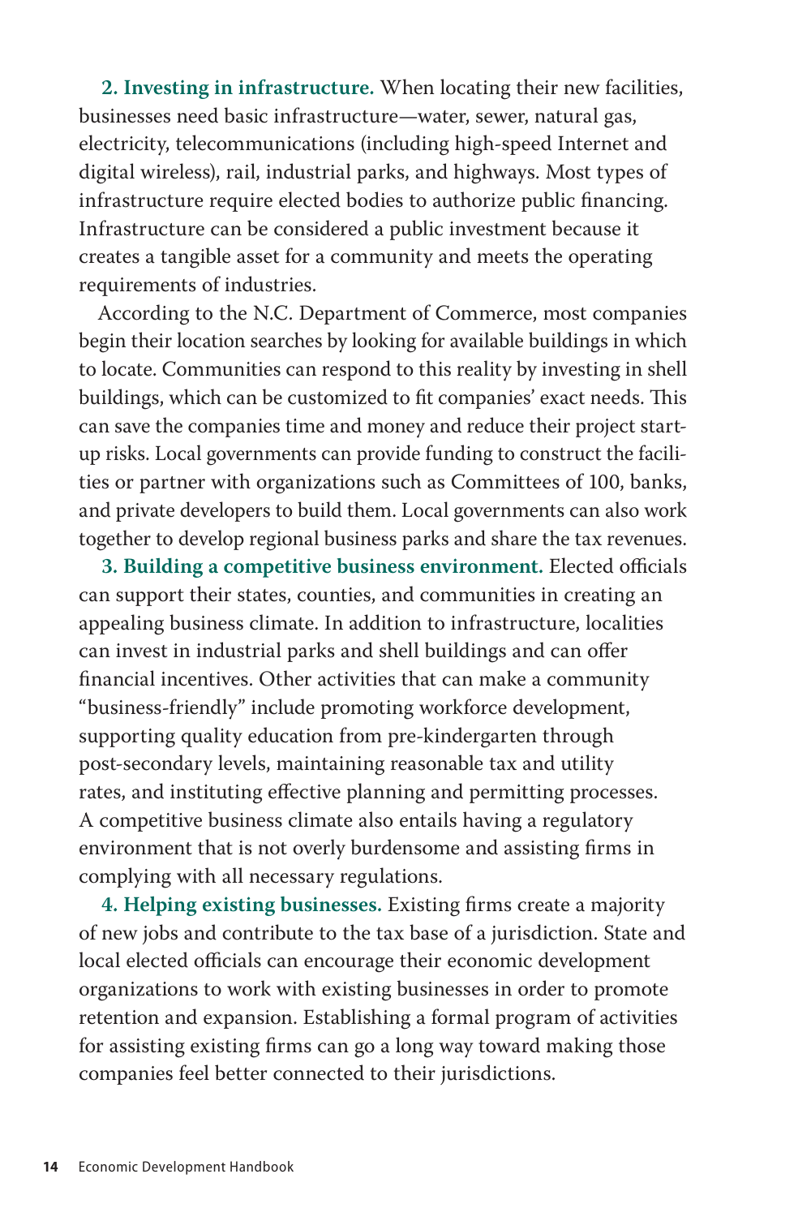**2. Investing in infrastructure.** When locating their new facilities, businesses need basic infrastructure—water, sewer, natural gas, electricity, telecommunications (including high-speed Internet and digital wireless), rail, industrial parks, and highways. Most types of infrastructure require elected bodies to authorize public financing. Infrastructure can be considered a public investment because it creates a tangible asset for a community and meets the operating requirements of industries.

According to the N.C. Department of Commerce, most companies begin their location searches by looking for available buildings in which to locate. Communities can respond to this reality by investing in shell buildings, which can be customized to fit companies' exact needs. This can save the companies time and money and reduce their project start-up risks. Local governments can provide funding to construct the facilities or partner with organizations such as Committees of 100, banks, and private developers to build them. Local governments can also work together to develop regional business parks and share the tax revenues.

**3. Building a competitive business environment.** Elected officials can support their states, counties, and communities in creating an appealing business climate. In addition to infrastructure, localities can invest in industrial parks and shell buildings and can offer financial incentives. Other activities that can make a community "business-friendly" include promoting workforce development, supporting quality education from pre-kindergarten through post-secondary levels, maintaining reasonable tax and utility rates, and instituting effective planning and permitting processes. A competitive business climate also entails having a regulatory environment that is not overly burdensome and assisting firms in complying with all necessary regulations.

**4. Helping existing businesses.** Existing firms create a majority of new jobs and contribute to the tax base of a jurisdiction. State and local elected officials can encourage their economic development organizations to work with existing businesses in order to promote retention and expansion. Establishing a formal program of activities for assisting existing firms can go a long way toward making those companies feel better connected to their jurisdictions.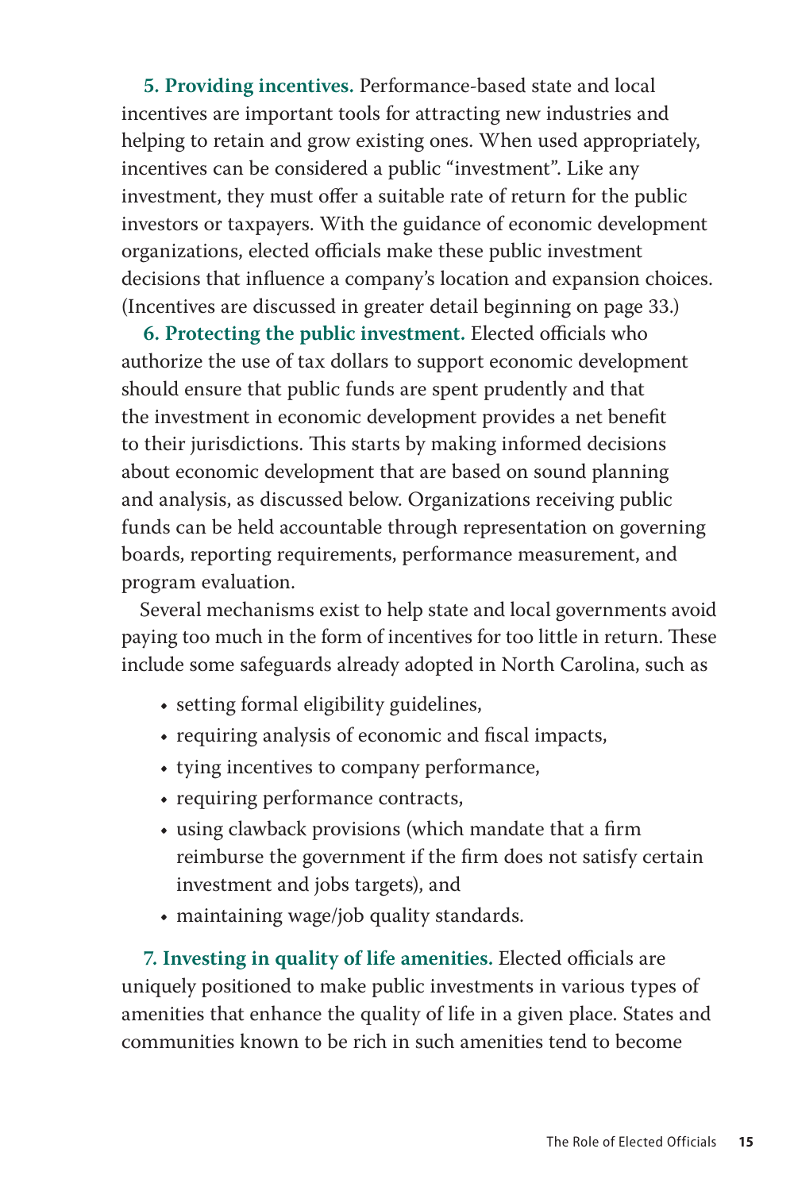**5. Providing incentives.** Performance-based state and local incentives are important tools for attracting new industries and helping to retain and grow existing ones. When used appropriately, incentives can be considered a public "investment". Like any investment, they must offer a suitable rate of return for the public investors or taxpayers. With the guidance of economic development organizations, elected officials make these public investment decisions that influence a company's location and expansion choices. (Incentives are discussed in greater detail beginning on page 33.)

**6. Protecting the public investment.** Elected officials who authorize the use of tax dollars to support economic development should ensure that public funds are spent prudently and that the investment in economic development provides a net benefit to their jurisdictions. This starts by making informed decisions about economic development that are based on sound planning and analysis, as discussed below. Organizations receiving public funds can be held accountable through representation on governing boards, reporting requirements, performance measurement, and program evaluation.

Several mechanisms exist to help state and local governments avoid paying too much in the form of incentives for too little in return. These include some safeguards already adopted in North Carolina, such as

- setting formal eligibility guidelines,
- requiring analysis of economic and fiscal impacts,
- tying incentives to company performance,
- requiring performance contracts,
- using clawback provisions (which mandate that a firm reimburse the government if the firm does not satisfy certain investment and jobs targets), and
- maintaining wage/job quality standards.

**7. Investing in quality of life amenities.** Elected officials are uniquely positioned to make public investments in various types of amenities that enhance the quality of life in a given place. States and communities known to be rich in such amenities tend to become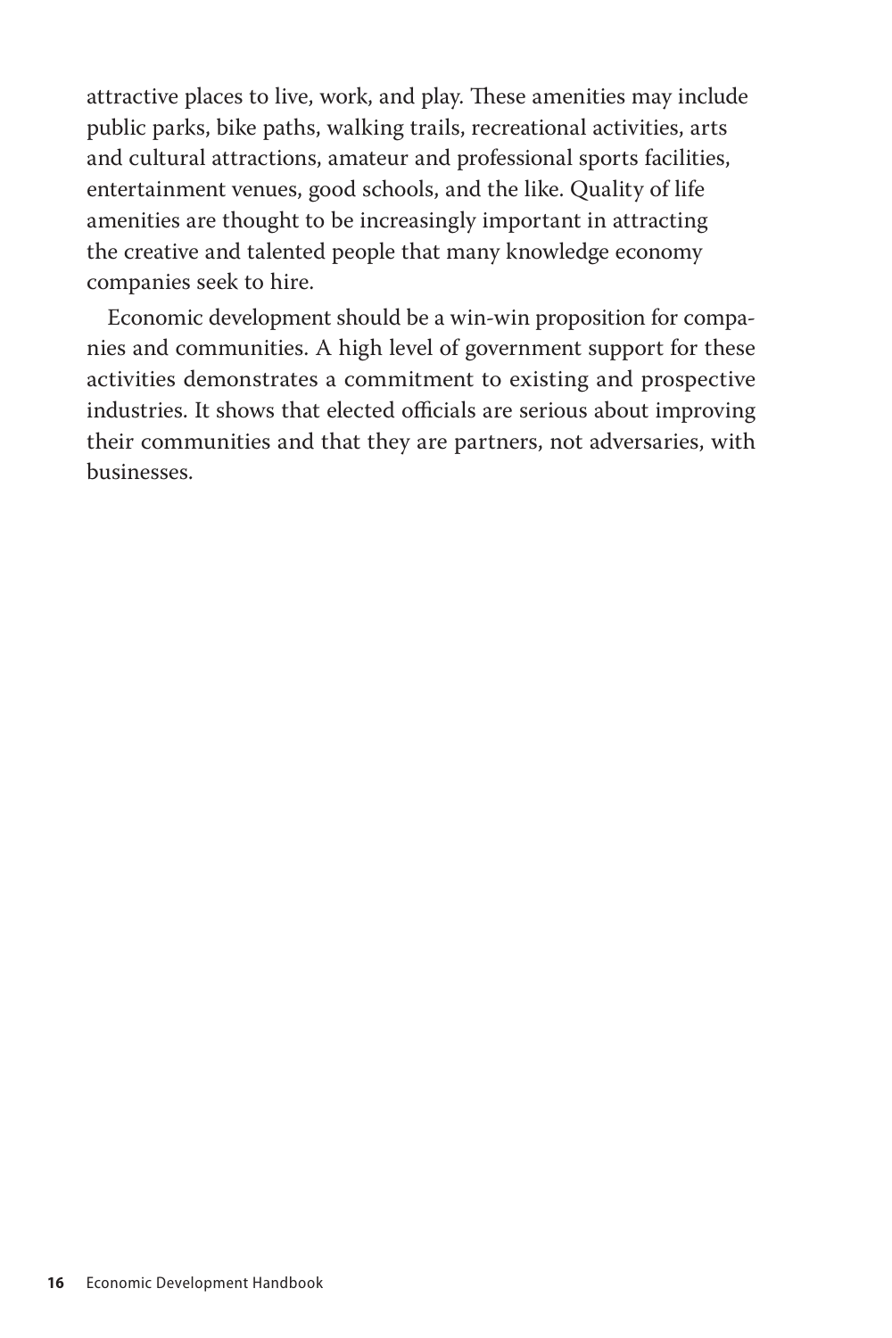attractive places to live, work, and play. These amenities may include public parks, bike paths, walking trails, recreational activities, arts and cultural attractions, amateur and professional sports facilities, entertainment venues, good schools, and the like. Quality of life amenities are thought to be increasingly important in attracting the creative and talented people that many knowledge economy companies seek to hire.

Economic development should be a win-win proposition for companies and communities. A high level of government support for these activities demonstrates a commitment to existing and prospective industries. It shows that elected officials are serious about improving their communities and that they are partners, not adversaries, with businesses.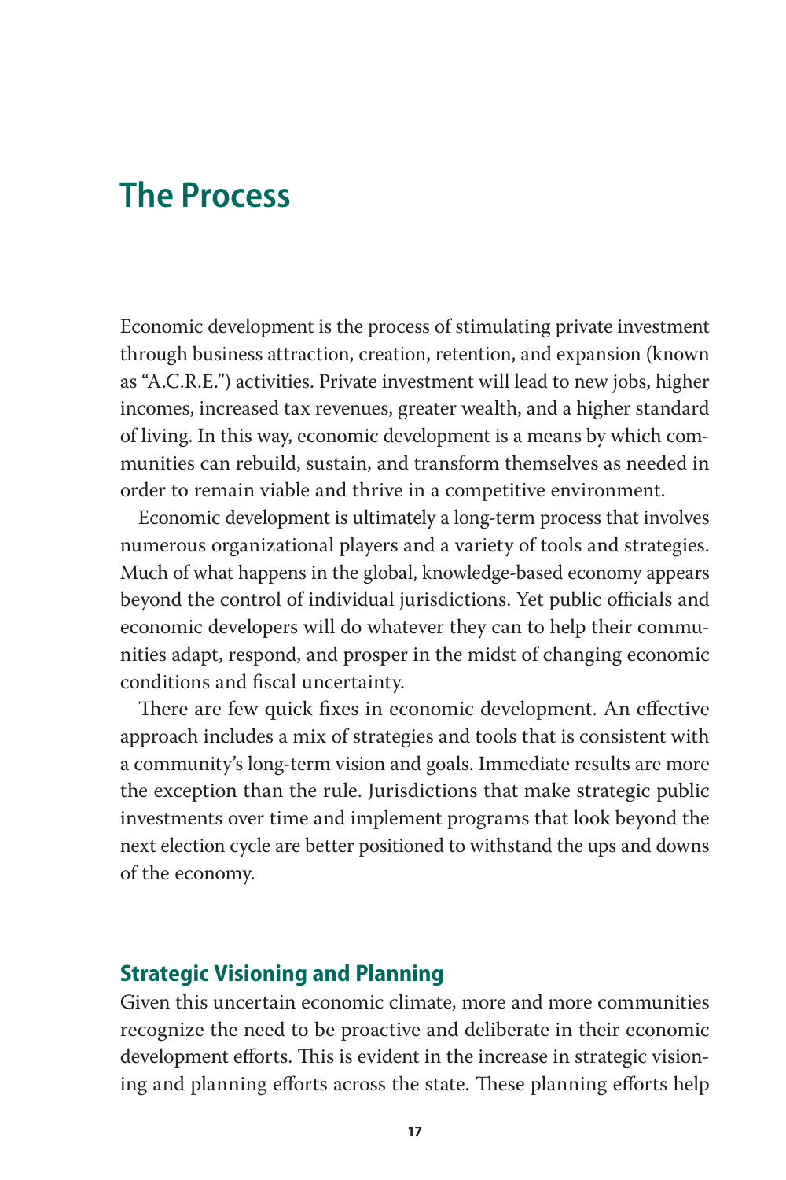# The Process

Economic development is the process of stimulating private investment through business attraction, creation, retention, and expansion (known as "A.C.R.E.") activities. Private investment will lead to new jobs, higher incomes, increased tax revenues, greater wealth, and a higher standard of living. In this way, economic development is a means by which communities can rebuild, sustain, and transform themselves as needed in order to remain viable and thrive in a competitive environment.

Economic development is ultimately a long-term process that involves numerous organizational players and a variety of tools and strategies. Much of what happens in the global, knowledge-based economy appears beyond the control of individual jurisdictions. Yet public officials and economic developers will do whatever they can to help their communities adapt, respond, and prosper in the midst of changing economic conditions and fiscal uncertainty.

There are few quick fixes in economic development. An effective approach includes a mix of strategies and tools that is consistent with a community's long-term vision and goals. Immediate results are more the exception than the rule. Jurisdictions that make strategic public investments over time and implement programs that look beyond the next election cycle are better positioned to withstand the ups and downs of the economy.

## Strategic Visioning and Planning

Given this uncertain economic climate, more and more communities recognize the need to be proactive and deliberate in their economic development efforts. This is evident in the increase in strategic visioning and planning efforts across the state. These planning efforts help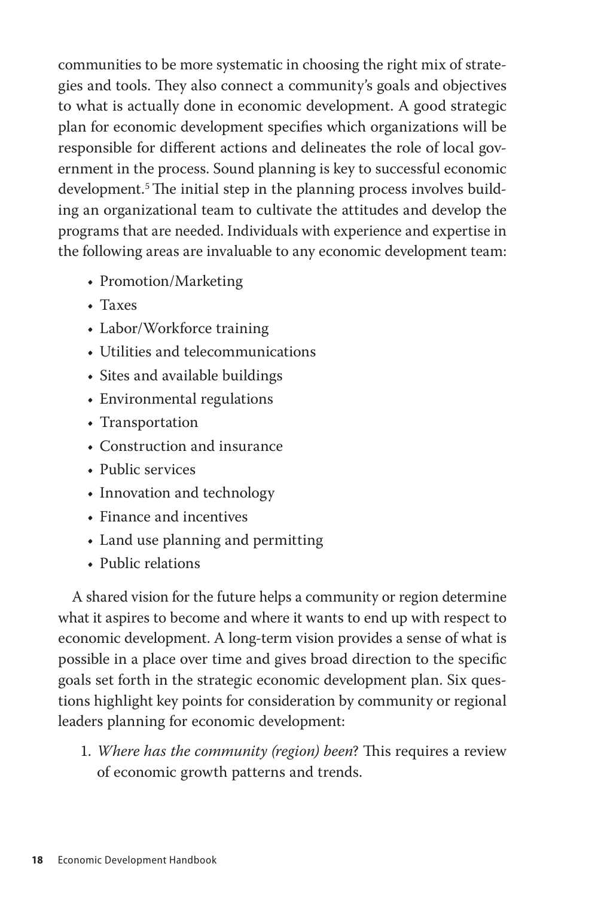communities to be more systematic in choosing the right mix of strategies and tools. They also connect a community's goals and objectives to what is actually done in economic development. A good strategic plan for economic development specifies which organizations will be responsible for different actions and delineates the role of local government in the process. Sound planning is key to successful economic development.[5] The initial step in the planning process involves building an organizational team to cultivate the attitudes and develop the programs that are needed. Individuals with experience and expertise in the following areas are invaluable to any economic development team:

- Promotion/Marketing
- Taxes
- Labor/Workforce training
- Utilities and telecommunications
- Sites and available buildings
- Environmental regulations
- Transportation
- Construction and insurance
- Public services
- Innovation and technology
- Finance and incentives
- Land use planning and permitting
- Public relations

A shared vision for the future helps a community or region determine what it aspires to become and where it wants to end up with respect to economic development. A long-term vision provides a sense of what is possible in a place over time and gives broad direction to the specific goals set forth in the strategic economic development plan. Six questions highlight key points for consideration by community or regional leaders planning for economic development:

1. *Where has the community (region) been*? This requires a review of economic growth patterns and trends.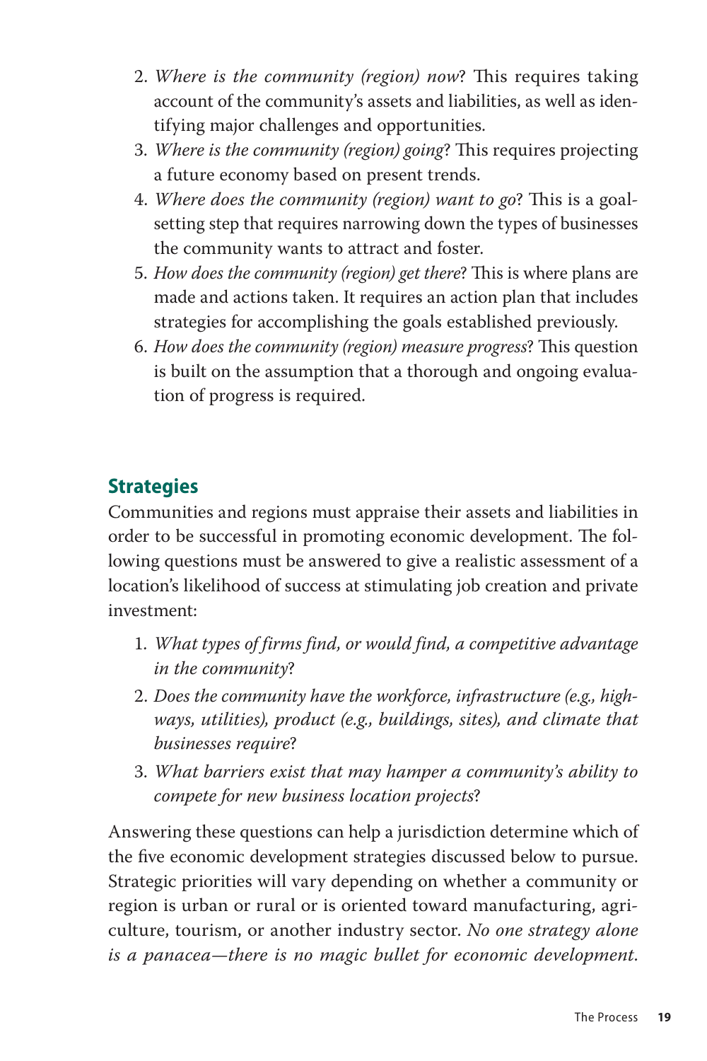2. *Where is the community (region) now*? This requires taking account of the community's assets and liabilities, as well as identifying major challenges and opportunities.
3. *Where is the community (region) going*? This requires projecting a future economy based on present trends.
4. *Where does the community (region) want to go*? This is a goal-setting step that requires narrowing down the types of businesses the community wants to attract and foster.
5. *How does the community (region) get there*? This is where plans are made and actions taken. It requires an action plan that includes strategies for accomplishing the goals established previously.
6. *How does the community (region) measure progress*? This question is built on the assumption that a thorough and ongoing evaluation of progress is required.

## Strategies

Communities and regions must appraise their assets and liabilities in order to be successful in promoting economic development. The following questions must be answered to give a realistic assessment of a location's likelihood of success at stimulating job creation and private investment:

1. *What types of firms find, or would find, a competitive advantage in the community*?
2. *Does the community have the workforce, infrastructure (e.g., highways, utilities), product (e.g., buildings, sites), and climate that businesses require*?
3. *What barriers exist that may hamper a community's ability to compete for new business location projects*?

Answering these questions can help a jurisdiction determine which of the five economic development strategies discussed below to pursue. Strategic priorities will vary depending on whether a community or region is urban or rural or is oriented toward manufacturing, agriculture, tourism, or another industry sector. *No one strategy alone is a panacea—there is no magic bullet for economic development.*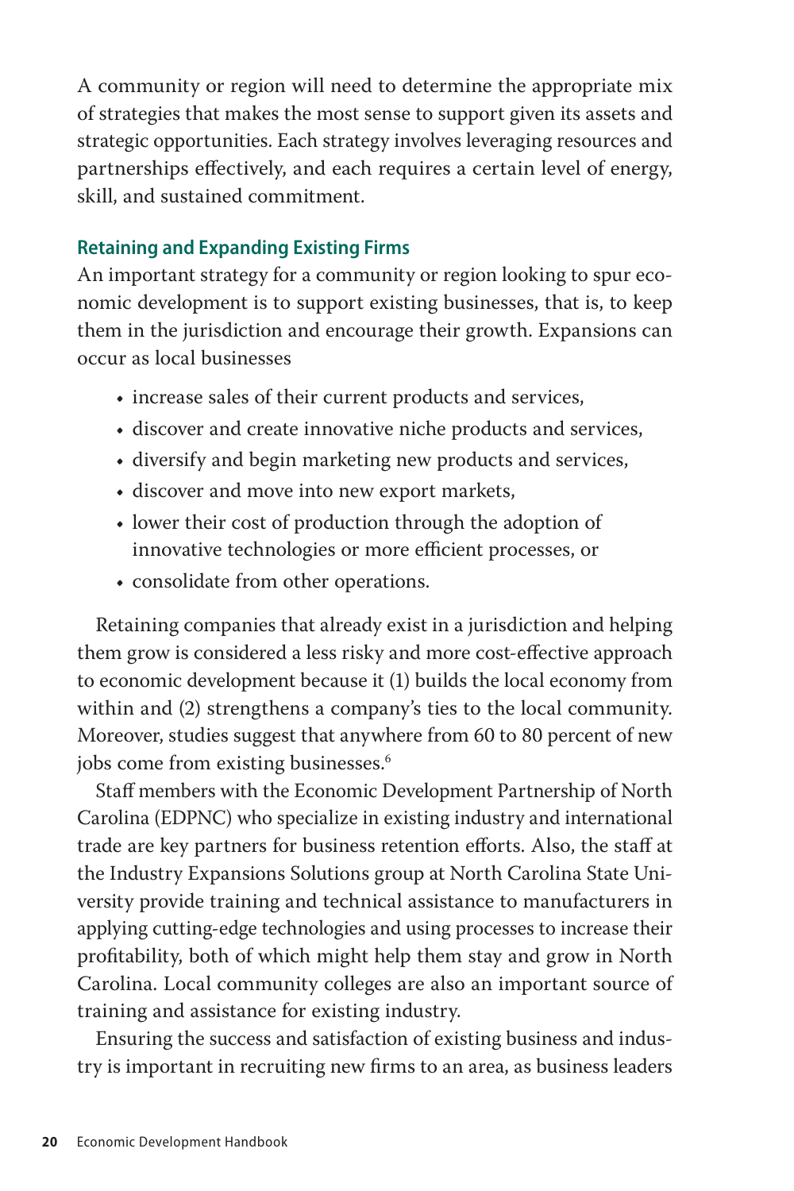A community or region will need to determine the appropriate mix of strategies that makes the most sense to support given its assets and strategic opportunities. Each strategy involves leveraging resources and partnerships effectively, and each requires a certain level of energy, skill, and sustained commitment.

### Retaining and Expanding Existing Firms

An important strategy for a community or region looking to spur economic development is to support existing businesses, that is, to keep them in the jurisdiction and encourage their growth. Expansions can occur as local businesses

- increase sales of their current products and services,
- discover and create innovative niche products and services,
- diversify and begin marketing new products and services,
- discover and move into new export markets,
- lower their cost of production through the adoption of innovative technologies or more efficient processes, or
- consolidate from other operations.

Retaining companies that already exist in a jurisdiction and helping them grow is considered a less risky and more cost-effective approach to economic development because it (1) builds the local economy from within and (2) strengthens a company's ties to the local community. Moreover, studies suggest that anywhere from 60 to 80 percent of new jobs come from existing businesses.[6]

Staff members with the Economic Development Partnership of North Carolina (EDPNC) who specialize in existing industry and international trade are key partners for business retention efforts. Also, the staff at the Industry Expansions Solutions group at North Carolina State University provide training and technical assistance to manufacturers in applying cutting-edge technologies and using processes to increase their profitability, both of which might help them stay and grow in North Carolina. Local community colleges are also an important source of training and assistance for existing industry.

Ensuring the success and satisfaction of existing business and industry is important in recruiting new firms to an area, as business leaders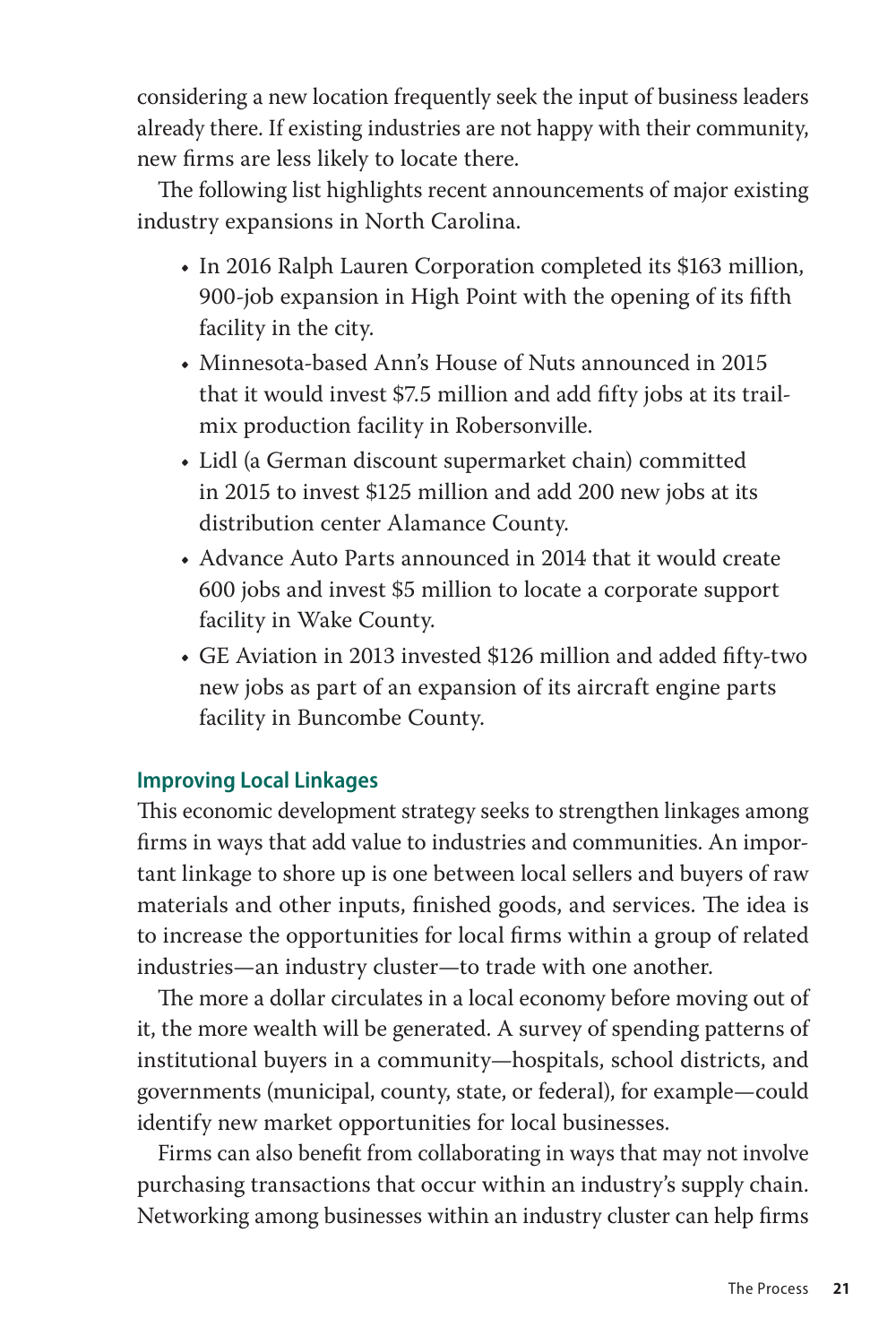considering a new location frequently seek the input of business leaders already there. If existing industries are not happy with their community, new firms are less likely to locate there.

The following list highlights recent announcements of major existing industry expansions in North Carolina.

- In 2016 Ralph Lauren Corporation completed its $163 million, 900-job expansion in High Point with the opening of its fifth facility in the city.
- Minnesota-based Ann's House of Nuts announced in 2015 that it would invest $7.5 million and add fifty jobs at its trail-mix production facility in Robersonville.
- Lidl (a German discount supermarket chain) committed in 2015 to invest $125 million and add 200 new jobs at its distribution center Alamance County.
- Advance Auto Parts announced in 2014 that it would create 600 jobs and invest $5 million to locate a corporate support facility in Wake County.
- GE Aviation in 2013 invested $126 million and added fifty-two new jobs as part of an expansion of its aircraft engine parts facility in Buncombe County.

### Improving Local Linkages

This economic development strategy seeks to strengthen linkages among firms in ways that add value to industries and communities. An important linkage to shore up is one between local sellers and buyers of raw materials and other inputs, finished goods, and services. The idea is to increase the opportunities for local firms within a group of related industries—an industry cluster—to trade with one another.

The more a dollar circulates in a local economy before moving out of it, the more wealth will be generated. A survey of spending patterns of institutional buyers in a community—hospitals, school districts, and governments (municipal, county, state, or federal), for example—could identify new market opportunities for local businesses.

Firms can also benefit from collaborating in ways that may not involve purchasing transactions that occur within an industry's supply chain. Networking among businesses within an industry cluster can help firms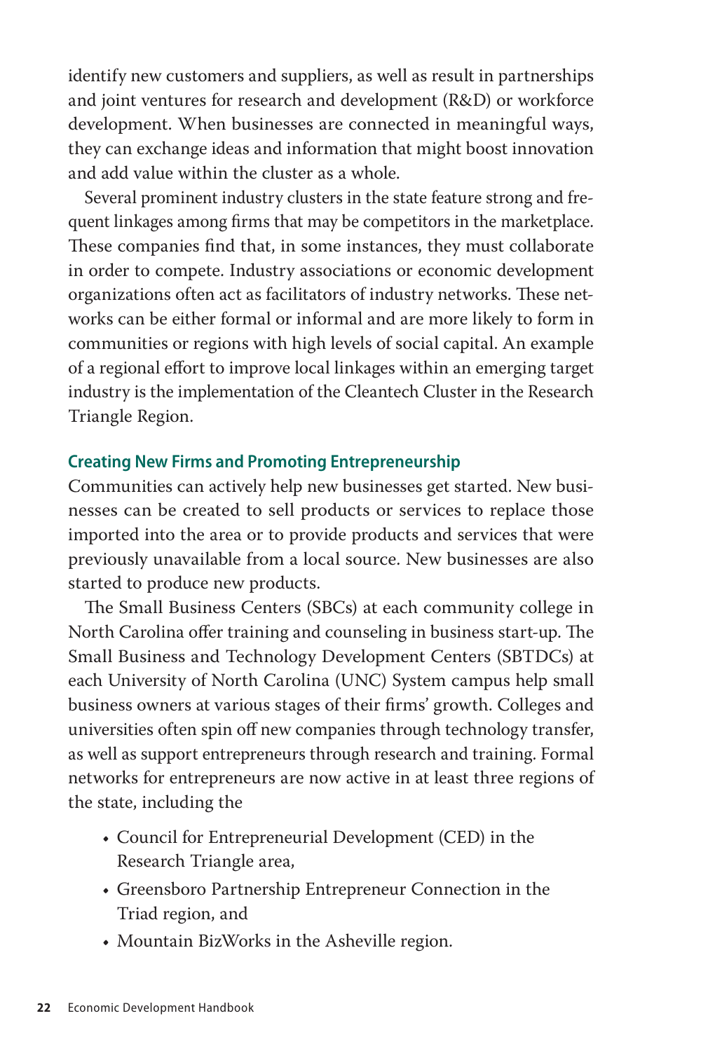identify new customers and suppliers, as well as result in partnerships and joint ventures for research and development (R&D) or workforce development. When businesses are connected in meaningful ways, they can exchange ideas and information that might boost innovation and add value within the cluster as a whole.

Several prominent industry clusters in the state feature strong and frequent linkages among firms that may be competitors in the marketplace. These companies find that, in some instances, they must collaborate in order to compete. Industry associations or economic development organizations often act as facilitators of industry networks. These networks can be either formal or informal and are more likely to form in communities or regions with high levels of social capital. An example of a regional effort to improve local linkages within an emerging target industry is the implementation of the Cleantech Cluster in the Research Triangle Region.

### Creating New Firms and Promoting Entrepreneurship

Communities can actively help new businesses get started. New businesses can be created to sell products or services to replace those imported into the area or to provide products and services that were previously unavailable from a local source. New businesses are also started to produce new products.

The Small Business Centers (SBCs) at each community college in North Carolina offer training and counseling in business start-up. The Small Business and Technology Development Centers (SBTDCs) at each University of North Carolina (UNC) System campus help small business owners at various stages of their firms' growth. Colleges and universities often spin off new companies through technology transfer, as well as support entrepreneurs through research and training. Formal networks for entrepreneurs are now active in at least three regions of the state, including the

- Council for Entrepreneurial Development (CED) in the Research Triangle area,
- Greensboro Partnership Entrepreneur Connection in the Triad region, and
- Mountain BizWorks in the Asheville region.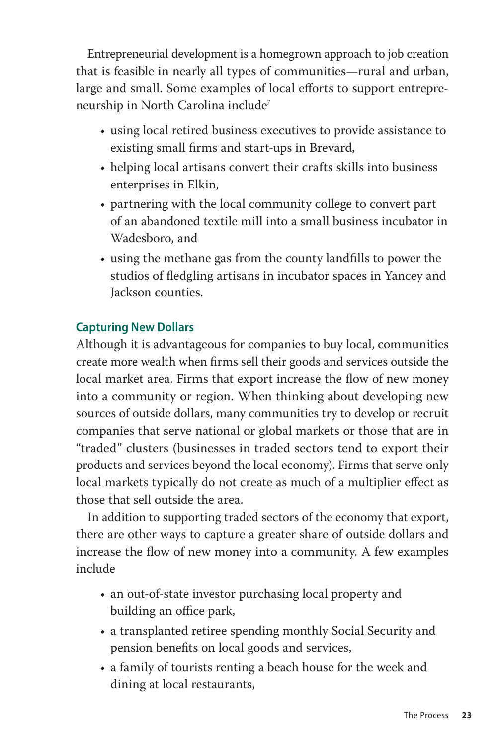Entrepreneurial development is a homegrown approach to job creation that is feasible in nearly all types of communities—rural and urban, large and small. Some examples of local efforts to support entrepreneurship in North Carolina include[7]

- using local retired business executives to provide assistance to existing small firms and start-ups in Brevard,
- helping local artisans convert their crafts skills into business enterprises in Elkin,
- partnering with the local community college to convert part of an abandoned textile mill into a small business incubator in Wadesboro, and
- using the methane gas from the county landfills to power the studios of fledgling artisans in incubator spaces in Yancey and Jackson counties.

### Capturing New Dollars

Although it is advantageous for companies to buy local, communities create more wealth when firms sell their goods and services outside the local market area. Firms that export increase the flow of new money into a community or region. When thinking about developing new sources of outside dollars, many communities try to develop or recruit companies that serve national or global markets or those that are in "traded" clusters (businesses in traded sectors tend to export their products and services beyond the local economy). Firms that serve only local markets typically do not create as much of a multiplier effect as those that sell outside the area.

In addition to supporting traded sectors of the economy that export, there are other ways to capture a greater share of outside dollars and increase the flow of new money into a community. A few examples include

- an out-of-state investor purchasing local property and building an office park,
- a transplanted retiree spending monthly Social Security and pension benefits on local goods and services,
- a family of tourists renting a beach house for the week and dining at local restaurants,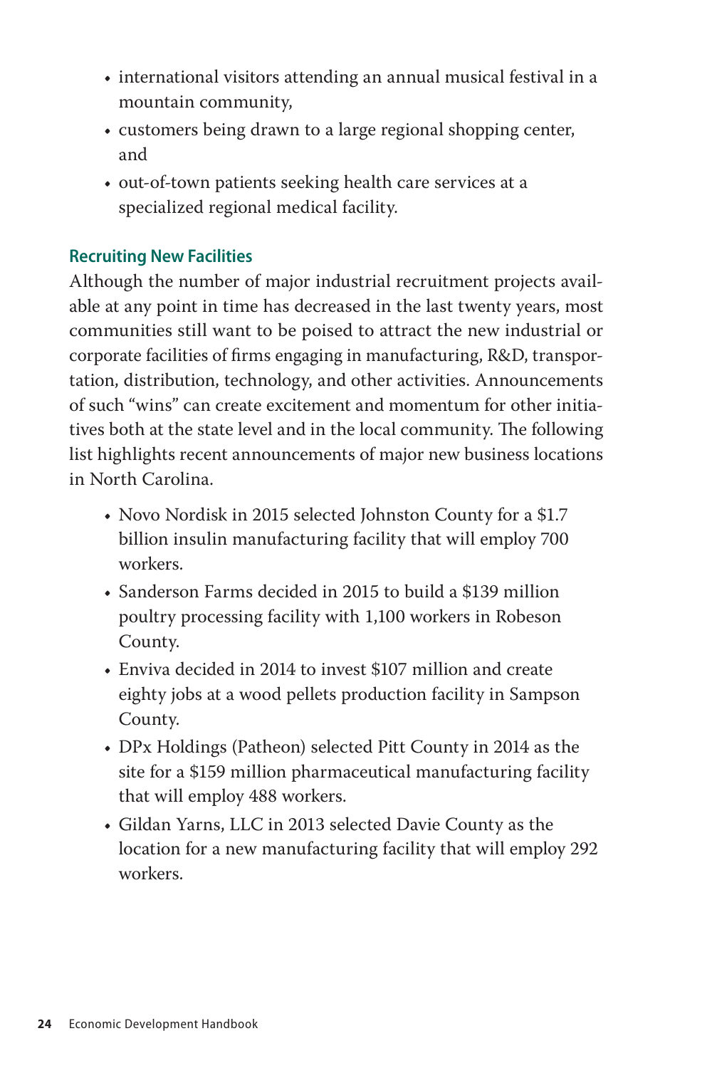- international visitors attending an annual musical festival in a mountain community,
- customers being drawn to a large regional shopping center, and
- out-of-town patients seeking health care services at a specialized regional medical facility.

### Recruiting New Facilities

Although the number of major industrial recruitment projects available at any point in time has decreased in the last twenty years, most communities still want to be poised to attract the new industrial or corporate facilities of firms engaging in manufacturing, R&D, transportation, distribution, technology, and other activities. Announcements of such "wins" can create excitement and momentum for other initiatives both at the state level and in the local community. The following list highlights recent announcements of major new business locations in North Carolina.

- Novo Nordisk in 2015 selected Johnston County for a $1.7 billion insulin manufacturing facility that will employ 700 workers.
- Sanderson Farms decided in 2015 to build a $139 million poultry processing facility with 1,100 workers in Robeson County.
- Enviva decided in 2014 to invest $107 million and create eighty jobs at a wood pellets production facility in Sampson County.
- DPx Holdings (Patheon) selected Pitt County in 2014 as the site for a $159 million pharmaceutical manufacturing facility that will employ 488 workers.
- Gildan Yarns, LLC in 2013 selected Davie County as the location for a new manufacturing facility that will employ 292 workers.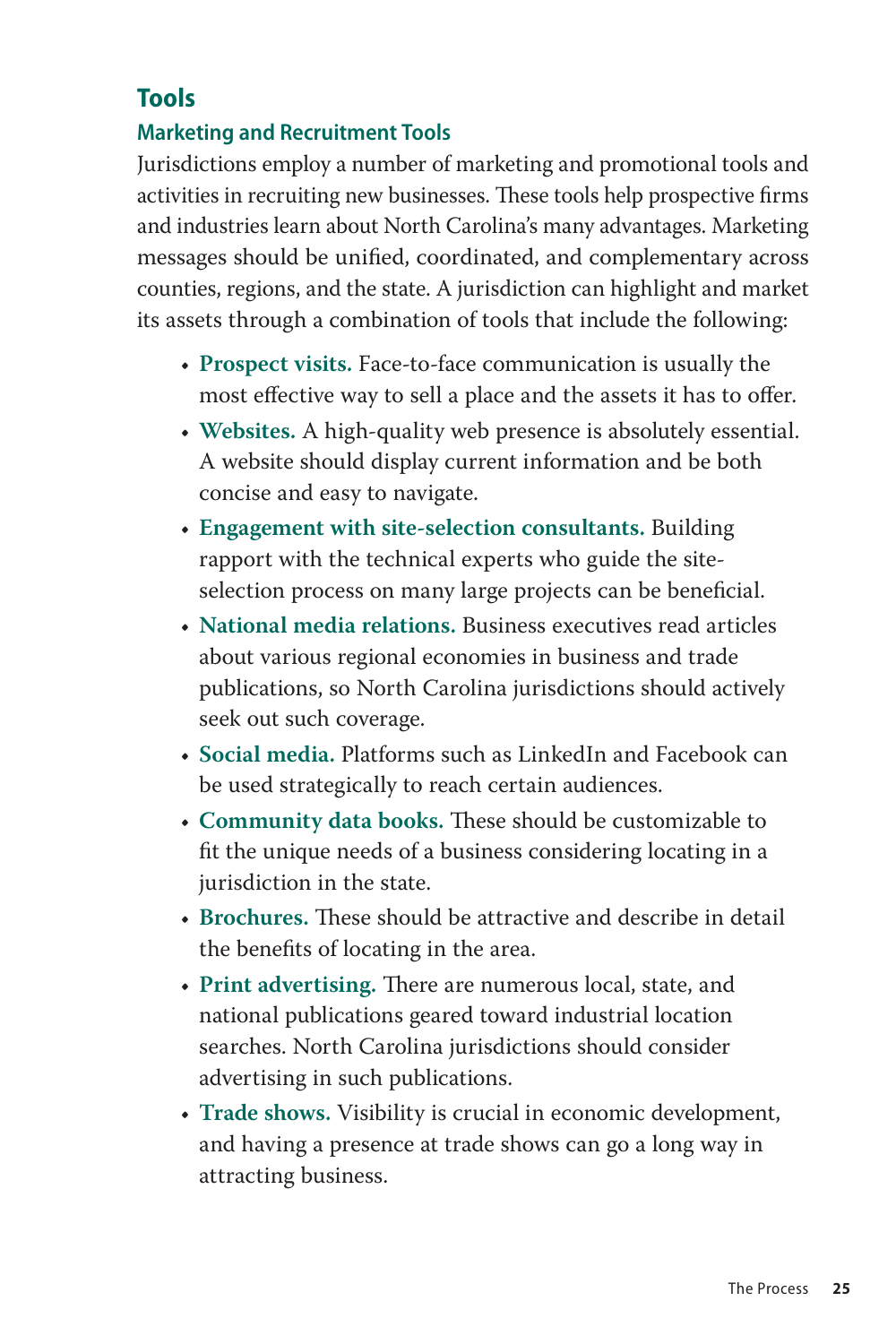## Tools

### Marketing and Recruitment Tools

Jurisdictions employ a number of marketing and promotional tools and activities in recruiting new businesses. These tools help prospective firms and industries learn about North Carolina's many advantages. Marketing messages should be unified, coordinated, and complementary across counties, regions, and the state. A jurisdiction can highlight and market its assets through a combination of tools that include the following:

- **Prospect visits.** Face-to-face communication is usually the most effective way to sell a place and the assets it has to offer.
- **Websites.** A high-quality web presence is absolutely essential. A website should display current information and be both concise and easy to navigate.
- **Engagement with site-selection consultants.** Building rapport with the technical experts who guide the site-selection process on many large projects can be beneficial.
- **National media relations.** Business executives read articles about various regional economies in business and trade publications, so North Carolina jurisdictions should actively seek out such coverage.
- **Social media.** Platforms such as LinkedIn and Facebook can be used strategically to reach certain audiences.
- **Community data books.** These should be customizable to fit the unique needs of a business considering locating in a jurisdiction in the state.
- **Brochures.** These should be attractive and describe in detail the benefits of locating in the area.
- **Print advertising.** There are numerous local, state, and national publications geared toward industrial location searches. North Carolina jurisdictions should consider advertising in such publications.
- **Trade shows.** Visibility is crucial in economic development, and having a presence at trade shows can go a long way in attracting business.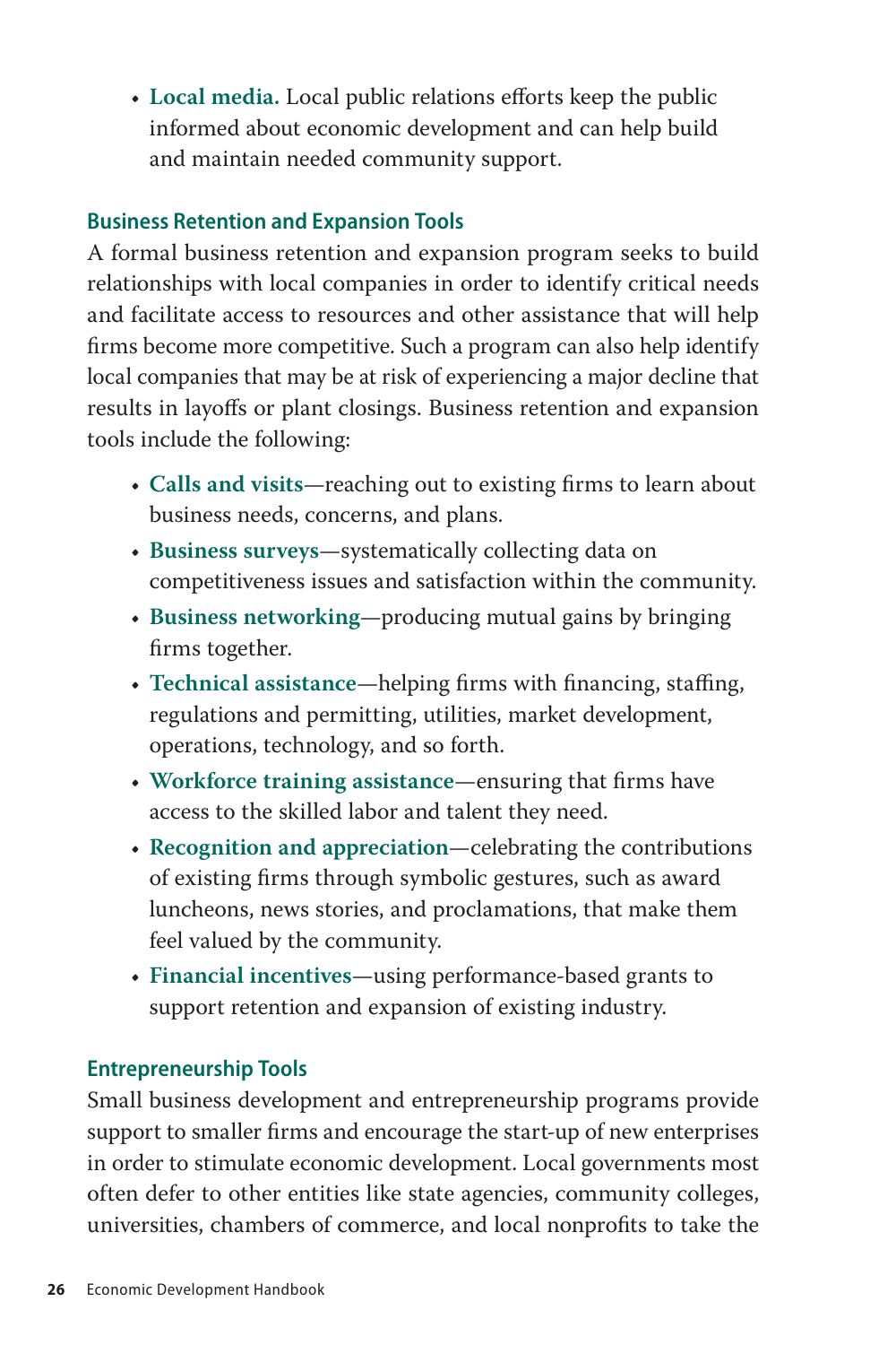- **Local media.** Local public relations efforts keep the public informed about economic development and can help build and maintain needed community support.

### Business Retention and Expansion Tools

A formal business retention and expansion program seeks to build relationships with local companies in order to identify critical needs and facilitate access to resources and other assistance that will help firms become more competitive. Such a program can also help identify local companies that may be at risk of experiencing a major decline that results in layoffs or plant closings. Business retention and expansion tools include the following:

- **Calls and visits**—reaching out to existing firms to learn about business needs, concerns, and plans.
- **Business surveys**—systematically collecting data on competitiveness issues and satisfaction within the community.
- **Business networking**—producing mutual gains by bringing firms together.
- **Technical assistance**—helping firms with financing, staffing, regulations and permitting, utilities, market development, operations, technology, and so forth.
- **Workforce training assistance**—ensuring that firms have access to the skilled labor and talent they need.
- **Recognition and appreciation**—celebrating the contributions of existing firms through symbolic gestures, such as award luncheons, news stories, and proclamations, that make them feel valued by the community.
- **Financial incentives**—using performance-based grants to support retention and expansion of existing industry.

### Entrepreneurship Tools

Small business development and entrepreneurship programs provide support to smaller firms and encourage the start-up of new enterprises in order to stimulate economic development. Local governments most often defer to other entities like state agencies, community colleges, universities, chambers of commerce, and local nonprofits to take the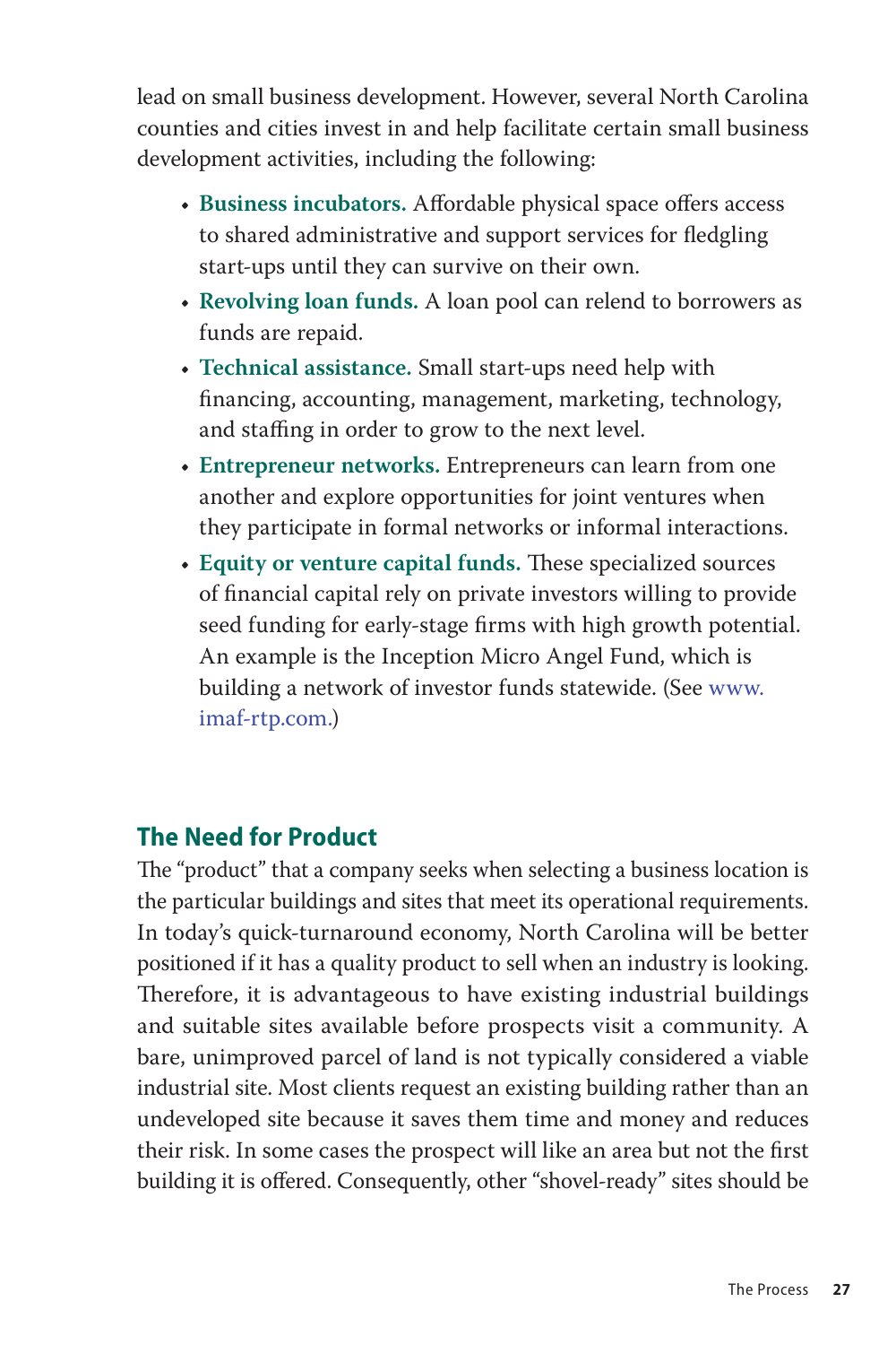lead on small business development. However, several North Carolina counties and cities invest in and help facilitate certain small business development activities, including the following:

- **Business incubators.** Affordable physical space offers access to shared administrative and support services for fledgling start-ups until they can survive on their own.
- **Revolving loan funds.** A loan pool can relend to borrowers as funds are repaid.
- **Technical assistance.** Small start-ups need help with financing, accounting, management, marketing, technology, and staffing in order to grow to the next level.
- **Entrepreneur networks.** Entrepreneurs can learn from one another and explore opportunities for joint ventures when they participate in formal networks or informal interactions.
- **Equity or venture capital funds.** These specialized sources of financial capital rely on private investors willing to provide seed funding for early-stage firms with high growth potential. An example is the Inception Micro Angel Fund, which is building a network of investor funds statewide. (See www.imaf-rtp.com.)

## The Need for Product

The "product" that a company seeks when selecting a business location is the particular buildings and sites that meet its operational requirements. In today's quick-turnaround economy, North Carolina will be better positioned if it has a quality product to sell when an industry is looking. Therefore, it is advantageous to have existing industrial buildings and suitable sites available before prospects visit a community. A bare, unimproved parcel of land is not typically considered a viable industrial site. Most clients request an existing building rather than an undeveloped site because it saves them time and money and reduces their risk. In some cases the prospect will like an area but not the first building it is offered. Consequently, other "shovel-ready" sites should be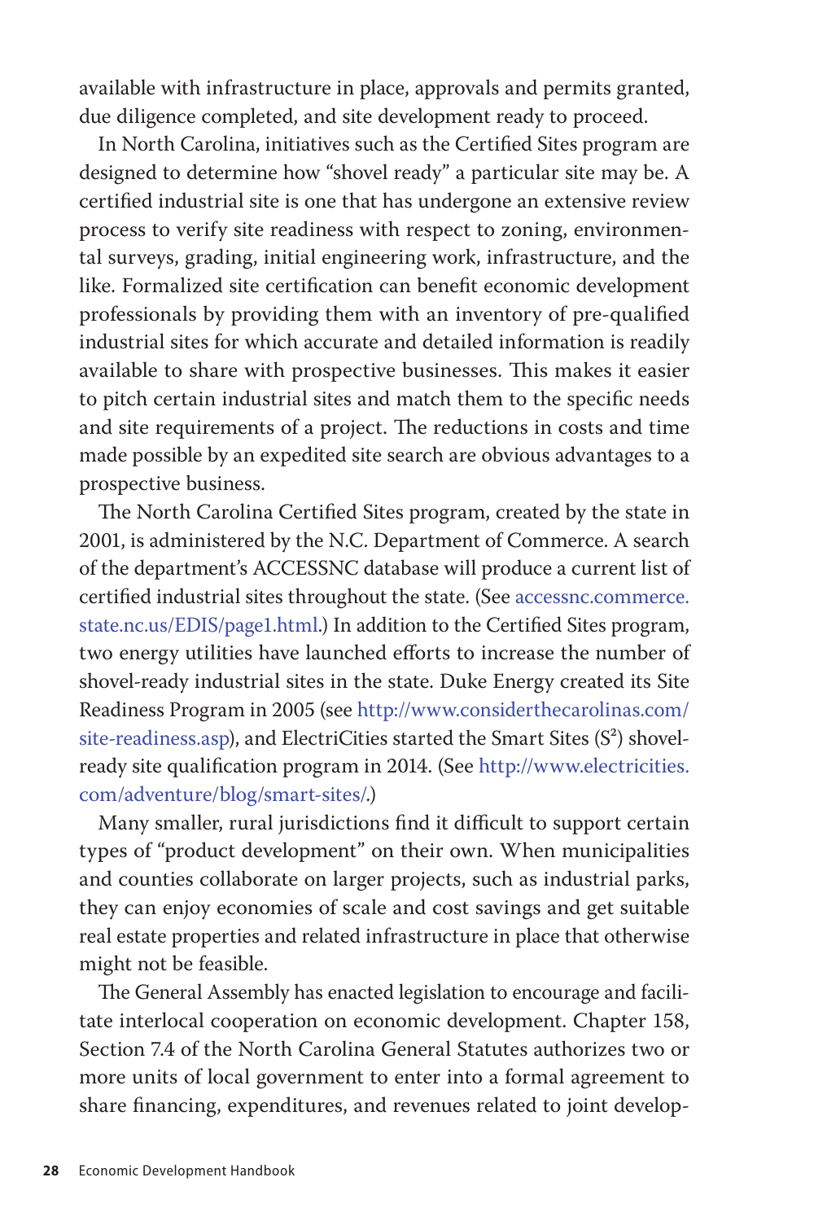available with infrastructure in place, approvals and permits granted, due diligence completed, and site development ready to proceed.

In North Carolina, initiatives such as the Certified Sites program are designed to determine how "shovel ready" a particular site may be. A certified industrial site is one that has undergone an extensive review process to verify site readiness with respect to zoning, environmental surveys, grading, initial engineering work, infrastructure, and the like. Formalized site certification can benefit economic development professionals by providing them with an inventory of pre-qualified industrial sites for which accurate and detailed information is readily available to share with prospective businesses. This makes it easier to pitch certain industrial sites and match them to the specific needs and site requirements of a project. The reductions in costs and time made possible by an expedited site search are obvious advantages to a prospective business.

The North Carolina Certified Sites program, created by the state in 2001, is administered by the N.C. Department of Commerce. A search of the department's ACCESSNC database will produce a current list of certified industrial sites throughout the state. (See accessnc.commerce.state.nc.us/EDIS/page1.html.) In addition to the Certified Sites program, two energy utilities have launched efforts to increase the number of shovel-ready industrial sites in the state. Duke Energy created its Site Readiness Program in 2005 (see http://www.considerthecarolinas.com/site-readiness.asp), and ElectriCities started the Smart Sites ($S^2$) shovel-ready site qualification program in 2014. (See http://www.electricities.com/adventure/blog/smart-sites/.)

Many smaller, rural jurisdictions find it difficult to support certain types of "product development" on their own. When municipalities and counties collaborate on larger projects, such as industrial parks, they can enjoy economies of scale and cost savings and get suitable real estate properties and related infrastructure in place that otherwise might not be feasible.

The General Assembly has enacted legislation to encourage and facilitate interlocal cooperation on economic development. Chapter 158, Section 7.4 of the North Carolina General Statutes authorizes two or more units of local government to enter into a formal agreement to share financing, expenditures, and revenues related to joint develop-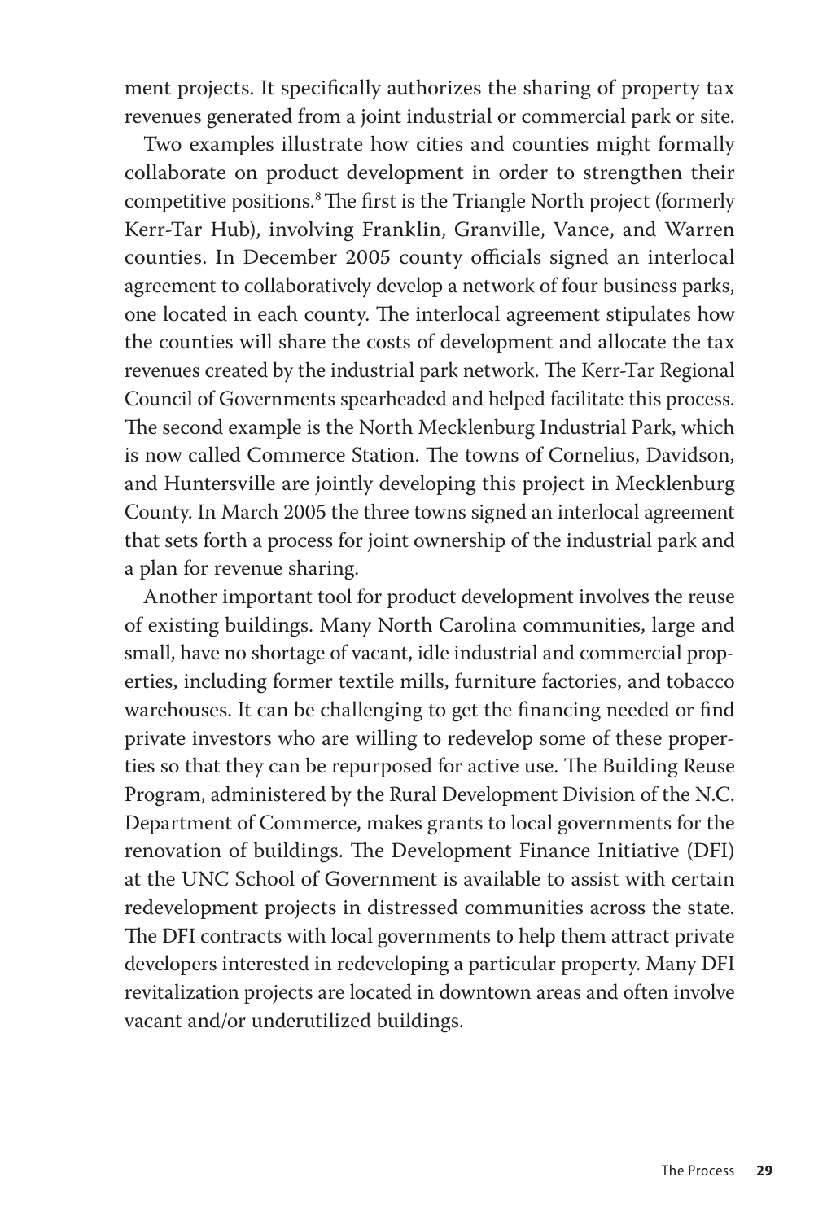ment projects. It specifically authorizes the sharing of property tax revenues generated from a joint industrial or commercial park or site.

Two examples illustrate how cities and counties might formally collaborate on product development in order to strengthen their competitive positions.[8] The first is the Triangle North project (formerly Kerr-Tar Hub), involving Franklin, Granville, Vance, and Warren counties. In December 2005 county officials signed an interlocal agreement to collaboratively develop a network of four business parks, one located in each county. The interlocal agreement stipulates how the counties will share the costs of development and allocate the tax revenues created by the industrial park network. The Kerr-Tar Regional Council of Governments spearheaded and helped facilitate this process. The second example is the North Mecklenburg Industrial Park, which is now called Commerce Station. The towns of Cornelius, Davidson, and Huntersville are jointly developing this project in Mecklenburg County. In March 2005 the three towns signed an interlocal agreement that sets forth a process for joint ownership of the industrial park and a plan for revenue sharing.

Another important tool for product development involves the reuse of existing buildings. Many North Carolina communities, large and small, have no shortage of vacant, idle industrial and commercial properties, including former textile mills, furniture factories, and tobacco warehouses. It can be challenging to get the financing needed or find private investors who are willing to redevelop some of these properties so that they can be repurposed for active use. The Building Reuse Program, administered by the Rural Development Division of the N.C. Department of Commerce, makes grants to local governments for the renovation of buildings. The Development Finance Initiative (DFI) at the UNC School of Government is available to assist with certain redevelopment projects in distressed communities across the state. The DFI contracts with local governments to help them attract private developers interested in redeveloping a particular property. Many DFI revitalization projects are located in downtown areas and often involve vacant and/or underutilized buildings.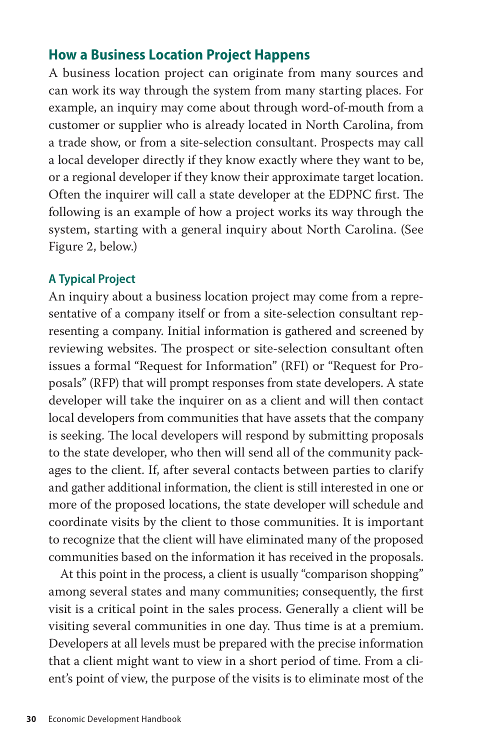## How a Business Location Project Happens

A business location project can originate from many sources and can work its way through the system from many starting places. For example, an inquiry may come about through word-of-mouth from a customer or supplier who is already located in North Carolina, from a trade show, or from a site-selection consultant. Prospects may call a local developer directly if they know exactly where they want to be, or a regional developer if they know their approximate target location. Often the inquirer will call a state developer at the EDPNC first. The following is an example of how a project works its way through the system, starting with a general inquiry about North Carolina. (See Figure 2, below.)

### A Typical Project

An inquiry about a business location project may come from a representative of a company itself or from a site-selection consultant representing a company. Initial information is gathered and screened by reviewing websites. The prospect or site-selection consultant often issues a formal "Request for Information" (RFI) or "Request for Proposals" (RFP) that will prompt responses from state developers. A state developer will take the inquirer on as a client and will then contact local developers from communities that have assets that the company is seeking. The local developers will respond by submitting proposals to the state developer, who then will send all of the community packages to the client. If, after several contacts between parties to clarify and gather additional information, the client is still interested in one or more of the proposed locations, the state developer will schedule and coordinate visits by the client to those communities. It is important to recognize that the client will have eliminated many of the proposed communities based on the information it has received in the proposals.

At this point in the process, a client is usually "comparison shopping" among several states and many communities; consequently, the first visit is a critical point in the sales process. Generally a client will be visiting several communities in one day. Thus time is at a premium. Developers at all levels must be prepared with the precise information that a client might want to view in a short period of time. From a client's point of view, the purpose of the visits is to eliminate most of the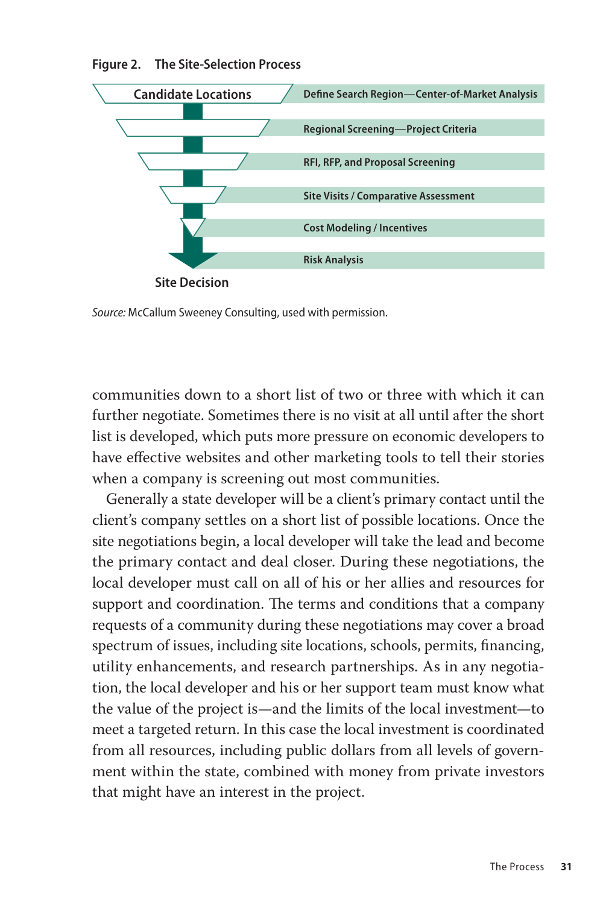**Figure 2. The Site-Selection Process**

- Candidate Locations
  - Define Search Region—Center-of-Market Analysis
  - Regional Screening—Project Criteria
  - RFI, RFP, and Proposal Screening
  - Site Visits / Comparative Assessment
  - Cost Modeling / Incentives
  - Risk Analysis
- Site Decision

*Source:* McCallum Sweeney Consulting, used with permission.

communities down to a short list of two or three with which it can further negotiate. Sometimes there is no visit at all until after the short list is developed, which puts more pressure on economic developers to have effective websites and other marketing tools to tell their stories when a company is screening out most communities.

Generally a state developer will be a client's primary contact until the client's company settles on a short list of possible locations. Once the site negotiations begin, a local developer will take the lead and become the primary contact and deal closer. During these negotiations, the local developer must call on all of his or her allies and resources for support and coordination. The terms and conditions that a company requests of a community during these negotiations may cover a broad spectrum of issues, including site locations, schools, permits, financing, utility enhancements, and research partnerships. As in any negotiation, the local developer and his or her support team must know what the value of the project is—and the limits of the local investment—to meet a targeted return. In this case the local investment is coordinated from all resources, including public dollars from all levels of government within the state, combined with money from private investors that might have an interest in the project.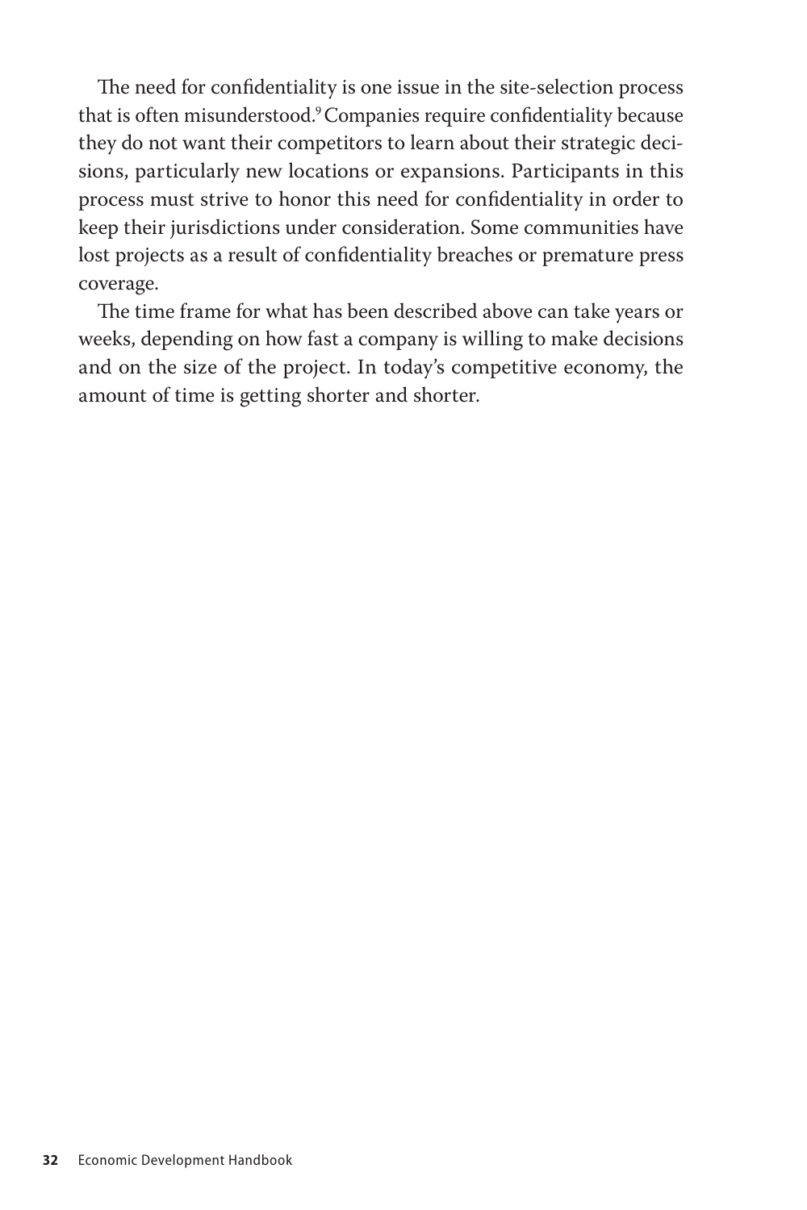The need for confidentiality is one issue in the site-selection process that is often misunderstood.[9] Companies require confidentiality because they do not want their competitors to learn about their strategic decisions, particularly new locations or expansions. Participants in this process must strive to honor this need for confidentiality in order to keep their jurisdictions under consideration. Some communities have lost projects as a result of confidentiality breaches or premature press coverage.

The time frame for what has been described above can take years or weeks, depending on how fast a company is willing to make decisions and on the size of the project. In today's competitive economy, the amount of time is getting shorter and shorter.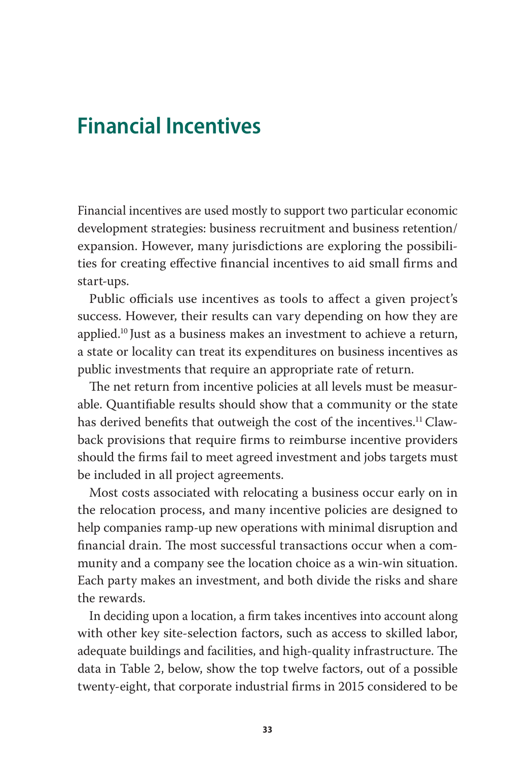## Financial Incentives

Financial incentives are used mostly to support two particular economic development strategies: business recruitment and business retention/expansion. However, many jurisdictions are exploring the possibilities for creating effective financial incentives to aid small firms and start-ups.

Public officials use incentives as tools to affect a given project's success. However, their results can vary depending on how they are applied.[10] Just as a business makes an investment to achieve a return, a state or locality can treat its expenditures on business incentives as public investments that require an appropriate rate of return.

The net return from incentive policies at all levels must be measurable. Quantifiable results should show that a community or the state has derived benefits that outweigh the cost of the incentives.[11] Clawback provisions that require firms to reimburse incentive providers should the firms fail to meet agreed investment and jobs targets must be included in all project agreements.

Most costs associated with relocating a business occur early on in the relocation process, and many incentive policies are designed to help companies ramp-up new operations with minimal disruption and financial drain. The most successful transactions occur when a community and a company see the location choice as a win-win situation. Each party makes an investment, and both divide the risks and share the rewards.

In deciding upon a location, a firm takes incentives into account along with other key site-selection factors, such as access to skilled labor, adequate buildings and facilities, and high-quality infrastructure. The data in Table 2, below, show the top twelve factors, out of a possible twenty-eight, that corporate industrial firms in 2015 considered to be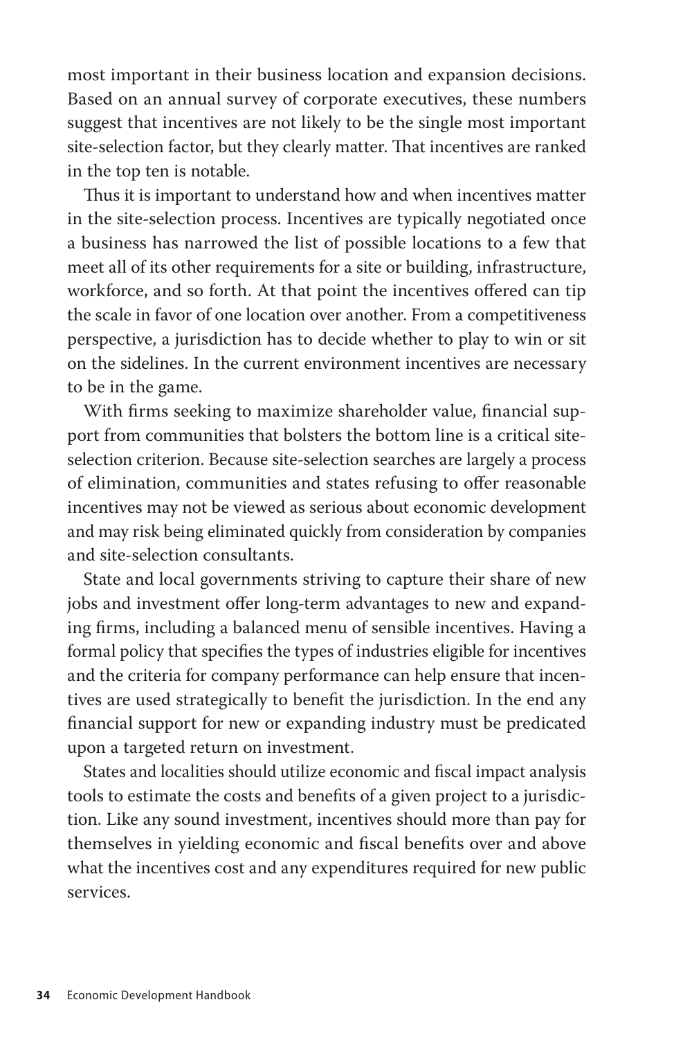most important in their business location and expansion decisions. Based on an annual survey of corporate executives, these numbers suggest that incentives are not likely to be the single most important site-selection factor, but they clearly matter. That incentives are ranked in the top ten is notable.

Thus it is important to understand how and when incentives matter in the site-selection process. Incentives are typically negotiated once a business has narrowed the list of possible locations to a few that meet all of its other requirements for a site or building, infrastructure, workforce, and so forth. At that point the incentives offered can tip the scale in favor of one location over another. From a competitiveness perspective, a jurisdiction has to decide whether to play to win or sit on the sidelines. In the current environment incentives are necessary to be in the game.

With firms seeking to maximize shareholder value, financial support from communities that bolsters the bottom line is a critical site-selection criterion. Because site-selection searches are largely a process of elimination, communities and states refusing to offer reasonable incentives may not be viewed as serious about economic development and may risk being eliminated quickly from consideration by companies and site-selection consultants.

State and local governments striving to capture their share of new jobs and investment offer long-term advantages to new and expanding firms, including a balanced menu of sensible incentives. Having a formal policy that specifies the types of industries eligible for incentives and the criteria for company performance can help ensure that incentives are used strategically to benefit the jurisdiction. In the end any financial support for new or expanding industry must be predicated upon a targeted return on investment.

States and localities should utilize economic and fiscal impact analysis tools to estimate the costs and benefits of a given project to a jurisdiction. Like any sound investment, incentives should more than pay for themselves in yielding economic and fiscal benefits over and above what the incentives cost and any expenditures required for new public services.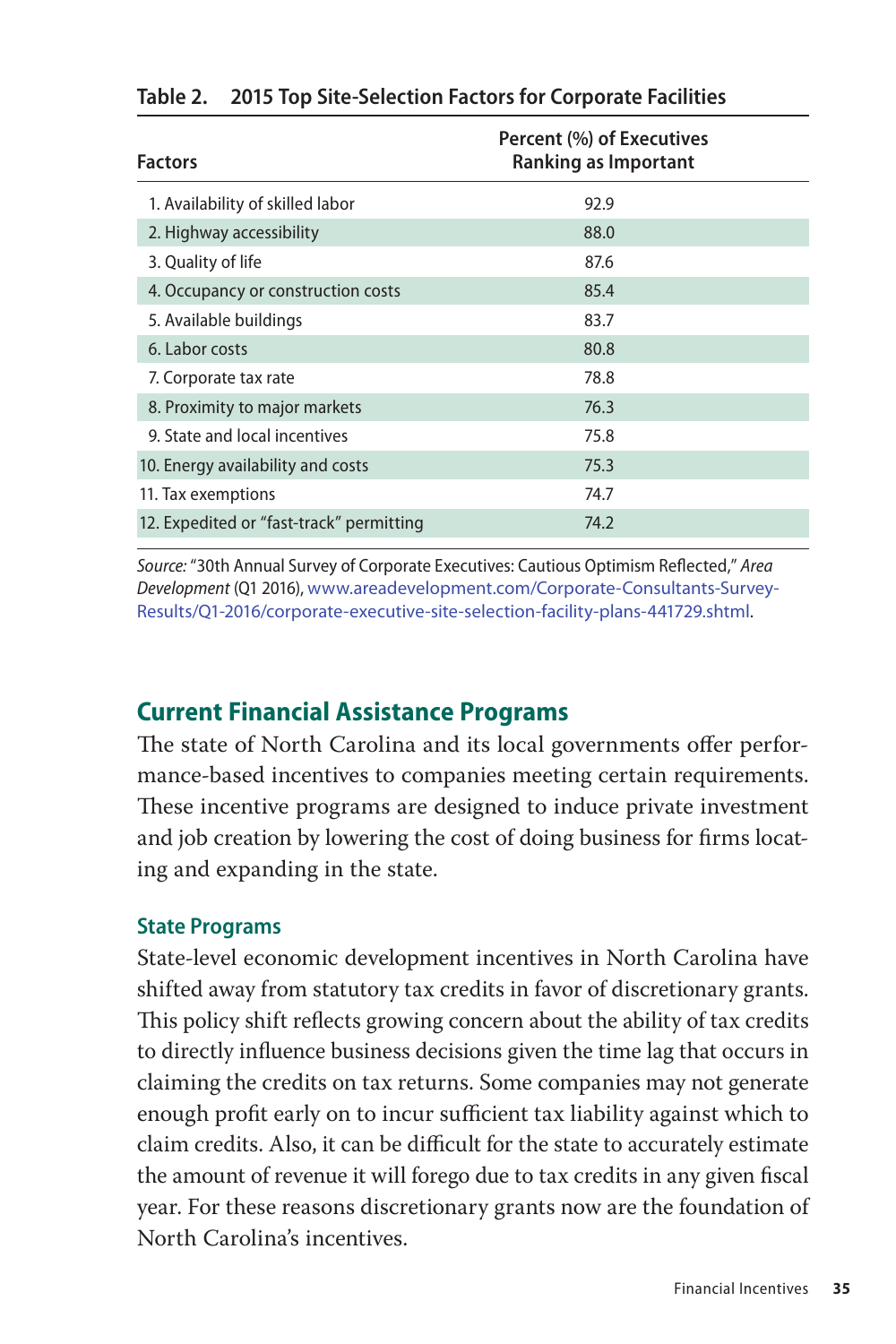**Table 2. 2015 Top Site-Selection Factors for Corporate Facilities**

| Factors | Percent (%) of Executives Ranking as Important |
|---|---|
| 1. Availability of skilled labor | 92.9 |
| 2. Highway accessibility | 88.0 |
| 3. Quality of life | 87.6 |
| 4. Occupancy or construction costs | 85.4 |
| 5. Available buildings | 83.7 |
| 6. Labor costs | 80.8 |
| 7. Corporate tax rate | 78.8 |
| 8. Proximity to major markets | 76.3 |
| 9. State and local incentives | 75.8 |
| 10. Energy availability and costs | 75.3 |
| 11. Tax exemptions | 74.7 |
| 12. Expedited or "fast-track" permitting | 74.2 |

*Source:* "30th Annual Survey of Corporate Executives: Cautious Optimism Reflected," *Area Development* (Q1 2016), www.areadevelopment.com/Corporate-Consultants-Survey-Results/Q1-2016/corporate-executive-site-selection-facility-plans-441729.shtml.

## Current Financial Assistance Programs

The state of North Carolina and its local governments offer performance-based incentives to companies meeting certain requirements. These incentive programs are designed to induce private investment and job creation by lowering the cost of doing business for firms locating and expanding in the state.

### State Programs

State-level economic development incentives in North Carolina have shifted away from statutory tax credits in favor of discretionary grants. This policy shift reflects growing concern about the ability of tax credits to directly influence business decisions given the time lag that occurs in claiming the credits on tax returns. Some companies may not generate enough profit early on to incur sufficient tax liability against which to claim credits. Also, it can be difficult for the state to accurately estimate the amount of revenue it will forego due to tax credits in any given fiscal year. For these reasons discretionary grants now are the foundation of North Carolina's incentives.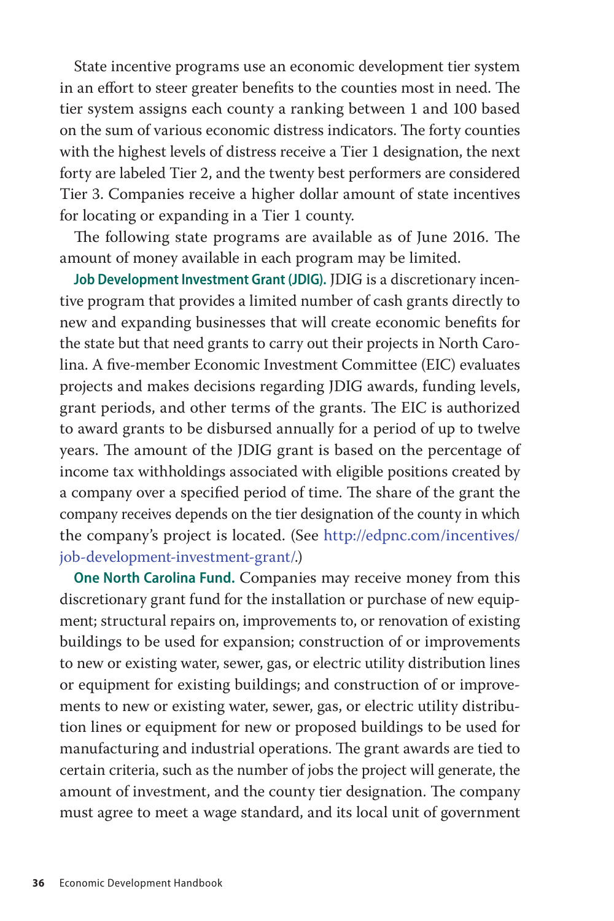State incentive programs use an economic development tier system in an effort to steer greater benefits to the counties most in need. The tier system assigns each county a ranking between 1 and 100 based on the sum of various economic distress indicators. The forty counties with the highest levels of distress receive a Tier 1 designation, the next forty are labeled Tier 2, and the twenty best performers are considered Tier 3. Companies receive a higher dollar amount of state incentives for locating or expanding in a Tier 1 county.

The following state programs are available as of June 2016. The amount of money available in each program may be limited.

**Job Development Investment Grant (JDIG).** JDIG is a discretionary incentive program that provides a limited number of cash grants directly to new and expanding businesses that will create economic benefits for the state but that need grants to carry out their projects in North Carolina. A five-member Economic Investment Committee (EIC) evaluates projects and makes decisions regarding JDIG awards, funding levels, grant periods, and other terms of the grants. The EIC is authorized to award grants to be disbursed annually for a period of up to twelve years. The amount of the JDIG grant is based on the percentage of income tax withholdings associated with eligible positions created by a company over a specified period of time. The share of the grant the company receives depends on the tier designation of the county in which the company's project is located. (See http://edpnc.com/incentives/job-development-investment-grant/.)

**One North Carolina Fund.** Companies may receive money from this discretionary grant fund for the installation or purchase of new equipment; structural repairs on, improvements to, or renovation of existing buildings to be used for expansion; construction of or improvements to new or existing water, sewer, gas, or electric utility distribution lines or equipment for existing buildings; and construction of or improvements to new or existing water, sewer, gas, or electric utility distribution lines or equipment for new or proposed buildings to be used for manufacturing and industrial operations. The grant awards are tied to certain criteria, such as the number of jobs the project will generate, the amount of investment, and the county tier designation. The company must agree to meet a wage standard, and its local unit of government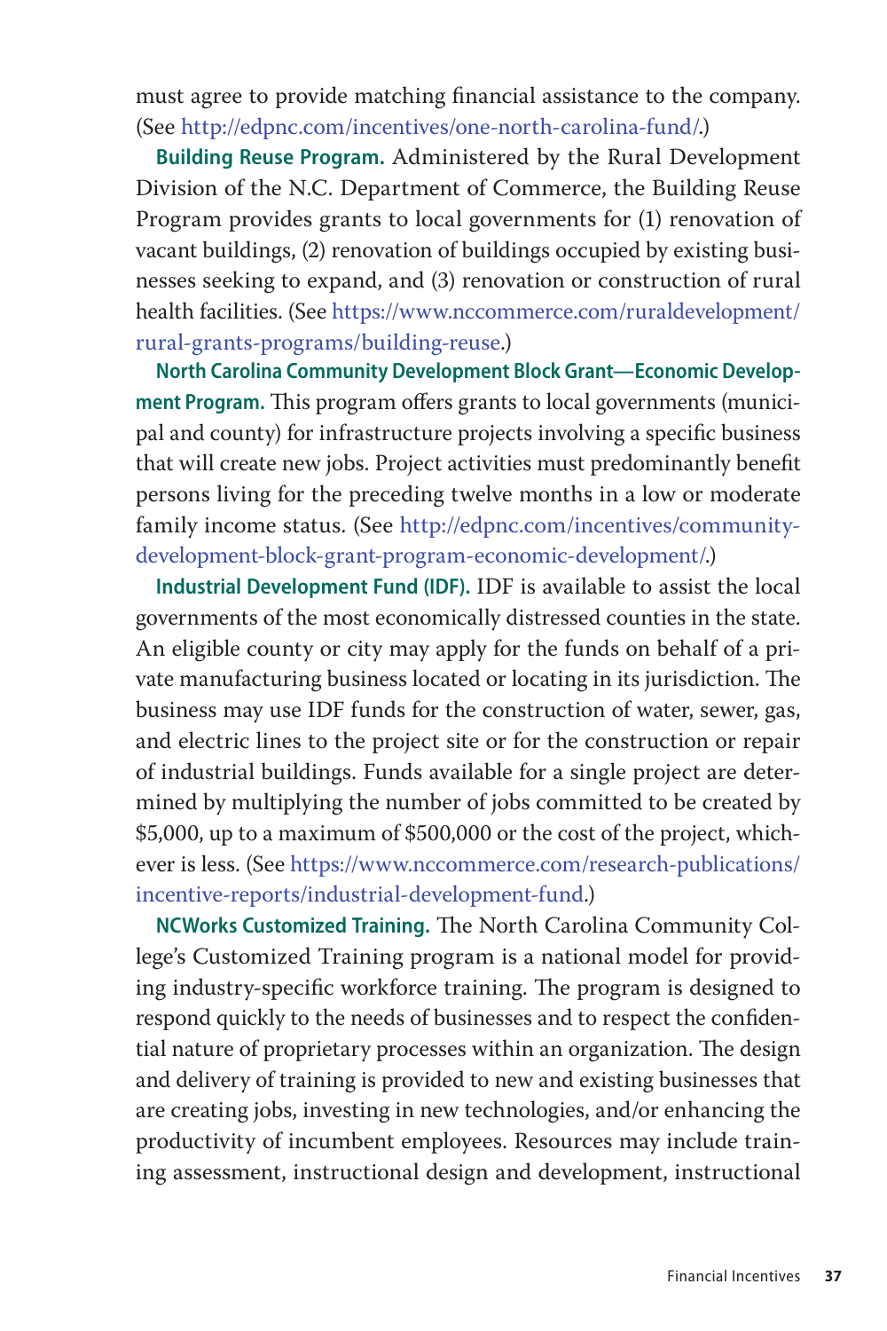must agree to provide matching financial assistance to the company. (See http://edpnc.com/incentives/one-north-carolina-fund/.)

**Building Reuse Program.** Administered by the Rural Development Division of the N.C. Department of Commerce, the Building Reuse Program provides grants to local governments for (1) renovation of vacant buildings, (2) renovation of buildings occupied by existing businesses seeking to expand, and (3) renovation or construction of rural health facilities. (See https://www.nccommerce.com/ruraldevelopment/rural-grants-programs/building-reuse.)

**North Carolina Community Development Block Grant—Economic Development Program.** This program offers grants to local governments (municipal and county) for infrastructure projects involving a specific business that will create new jobs. Project activities must predominantly benefit persons living for the preceding twelve months in a low or moderate family income status. (See http://edpnc.com/incentives/community-development-block-grant-program-economic-development/.)

**Industrial Development Fund (IDF).** IDF is available to assist the local governments of the most economically distressed counties in the state. An eligible county or city may apply for the funds on behalf of a private manufacturing business located or locating in its jurisdiction. The business may use IDF funds for the construction of water, sewer, gas, and electric lines to the project site or for the construction or repair of industrial buildings. Funds available for a single project are determined by multiplying the number of jobs committed to be created by $5,000, up to a maximum of $500,000 or the cost of the project, whichever is less. (See https://www.nccommerce.com/research-publications/incentive-reports/industrial-development-fund.)

**NCWorks Customized Training.** The North Carolina Community College's Customized Training program is a national model for providing industry-specific workforce training. The program is designed to respond quickly to the needs of businesses and to respect the confidential nature of proprietary processes within an organization. The design and delivery of training is provided to new and existing businesses that are creating jobs, investing in new technologies, and/or enhancing the productivity of incumbent employees. Resources may include training assessment, instructional design and development, instructional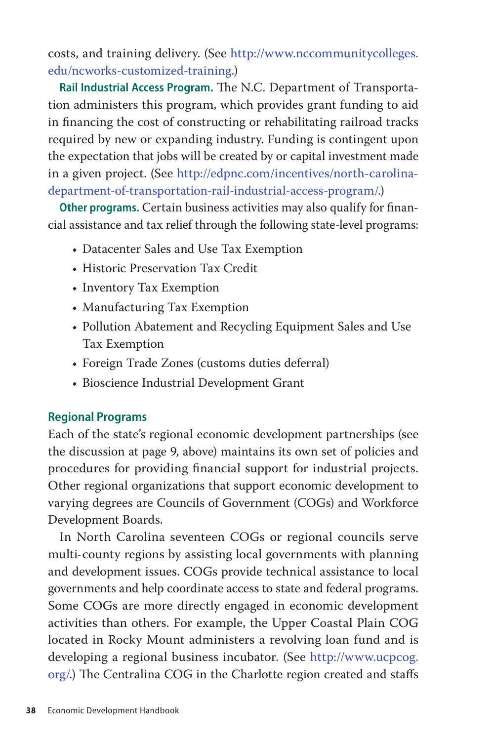costs, and training delivery. (See http://www.nccommunitycolleges.edu/ncworks-customized-training.)

**Rail Industrial Access Program.** The N.C. Department of Transportation administers this program, which provides grant funding to aid in financing the cost of constructing or rehabilitating railroad tracks required by new or expanding industry. Funding is contingent upon the expectation that jobs will be created by or capital investment made in a given project. (See http://edpnc.com/incentives/north-carolina-department-of-transportation-rail-industrial-access-program/.)

**Other programs.** Certain business activities may also qualify for financial assistance and tax relief through the following state-level programs:

- Datacenter Sales and Use Tax Exemption
- Historic Preservation Tax Credit
- Inventory Tax Exemption
- Manufacturing Tax Exemption
- Pollution Abatement and Recycling Equipment Sales and Use Tax Exemption
- Foreign Trade Zones (customs duties deferral)
- Bioscience Industrial Development Grant

### Regional Programs

Each of the state's regional economic development partnerships (see the discussion at page 9, above) maintains its own set of policies and procedures for providing financial support for industrial projects. Other regional organizations that support economic development to varying degrees are Councils of Government (COGs) and Workforce Development Boards.

In North Carolina seventeen COGs or regional councils serve multi-county regions by assisting local governments with planning and development issues. COGs provide technical assistance to local governments and help coordinate access to state and federal programs. Some COGs are more directly engaged in economic development activities than others. For example, the Upper Coastal Plain COG located in Rocky Mount administers a revolving loan fund and is developing a regional business incubator. (See http://www.ucpcog.org/.) The Centralina COG in the Charlotte region created and staffs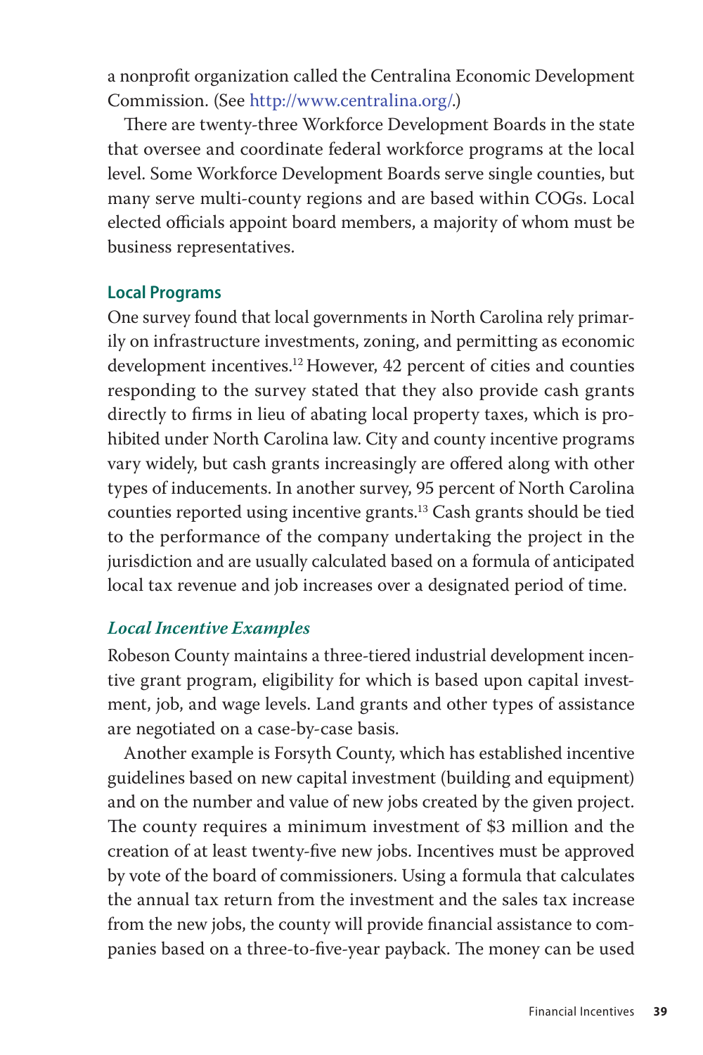a nonprofit organization called the Centralina Economic Development Commission. (See http://www.centralina.org/.)

There are twenty-three Workforce Development Boards in the state that oversee and coordinate federal workforce programs at the local level. Some Workforce Development Boards serve single counties, but many serve multi-county regions and are based within COGs. Local elected officials appoint board members, a majority of whom must be business representatives.

## Local Programs

One survey found that local governments in North Carolina rely primarily on infrastructure investments, zoning, and permitting as economic development incentives.[12] However, 42 percent of cities and counties responding to the survey stated that they also provide cash grants directly to firms in lieu of abating local property taxes, which is prohibited under North Carolina law. City and county incentive programs vary widely, but cash grants increasingly are offered along with other types of inducements. In another survey, 95 percent of North Carolina counties reported using incentive grants.[13] Cash grants should be tied to the performance of the company undertaking the project in the jurisdiction and are usually calculated based on a formula of anticipated local tax revenue and job increases over a designated period of time.

### *Local Incentive Examples*

Robeson County maintains a three-tiered industrial development incentive grant program, eligibility for which is based upon capital investment, job, and wage levels. Land grants and other types of assistance are negotiated on a case-by-case basis.

Another example is Forsyth County, which has established incentive guidelines based on new capital investment (building and equipment) and on the number and value of new jobs created by the given project. The county requires a minimum investment of $3 million and the creation of at least twenty-five new jobs. Incentives must be approved by vote of the board of commissioners. Using a formula that calculates the annual tax return from the investment and the sales tax increase from the new jobs, the county will provide financial assistance to companies based on a three-to-five-year payback. The money can be used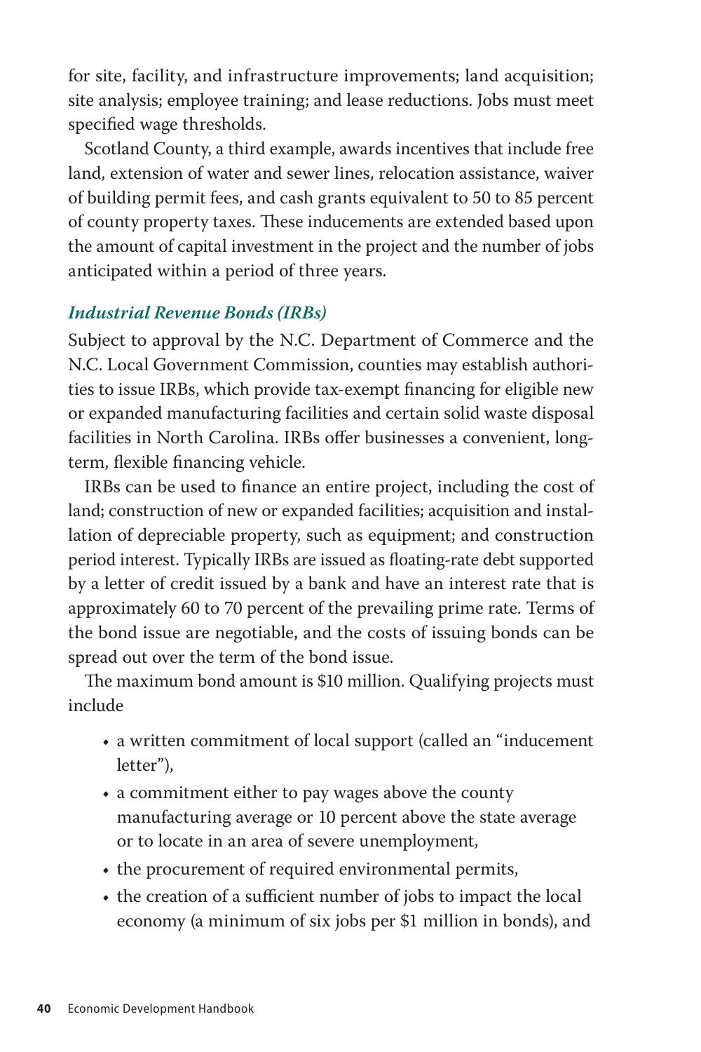for site, facility, and infrastructure improvements; land acquisition; site analysis; employee training; and lease reductions. Jobs must meet specified wage thresholds.

Scotland County, a third example, awards incentives that include free land, extension of water and sewer lines, relocation assistance, waiver of building permit fees, and cash grants equivalent to 50 to 85 percent of county property taxes. These inducements are extended based upon the amount of capital investment in the project and the number of jobs anticipated within a period of three years.

### *Industrial Revenue Bonds (IRBs)*

Subject to approval by the N.C. Department of Commerce and the N.C. Local Government Commission, counties may establish authorities to issue IRBs, which provide tax-exempt financing for eligible new or expanded manufacturing facilities and certain solid waste disposal facilities in North Carolina. IRBs offer businesses a convenient, long-term, flexible financing vehicle.

IRBs can be used to finance an entire project, including the cost of land; construction of new or expanded facilities; acquisition and installation of depreciable property, such as equipment; and construction period interest. Typically IRBs are issued as floating-rate debt supported by a letter of credit issued by a bank and have an interest rate that is approximately 60 to 70 percent of the prevailing prime rate. Terms of the bond issue are negotiable, and the costs of issuing bonds can be spread out over the term of the bond issue.

The maximum bond amount is $10 million. Qualifying projects must include

- a written commitment of local support (called an "inducement letter"),
- a commitment either to pay wages above the county manufacturing average or 10 percent above the state average or to locate in an area of severe unemployment,
- the procurement of required environmental permits,
- the creation of a sufficient number of jobs to impact the local economy (a minimum of six jobs per $1 million in bonds), and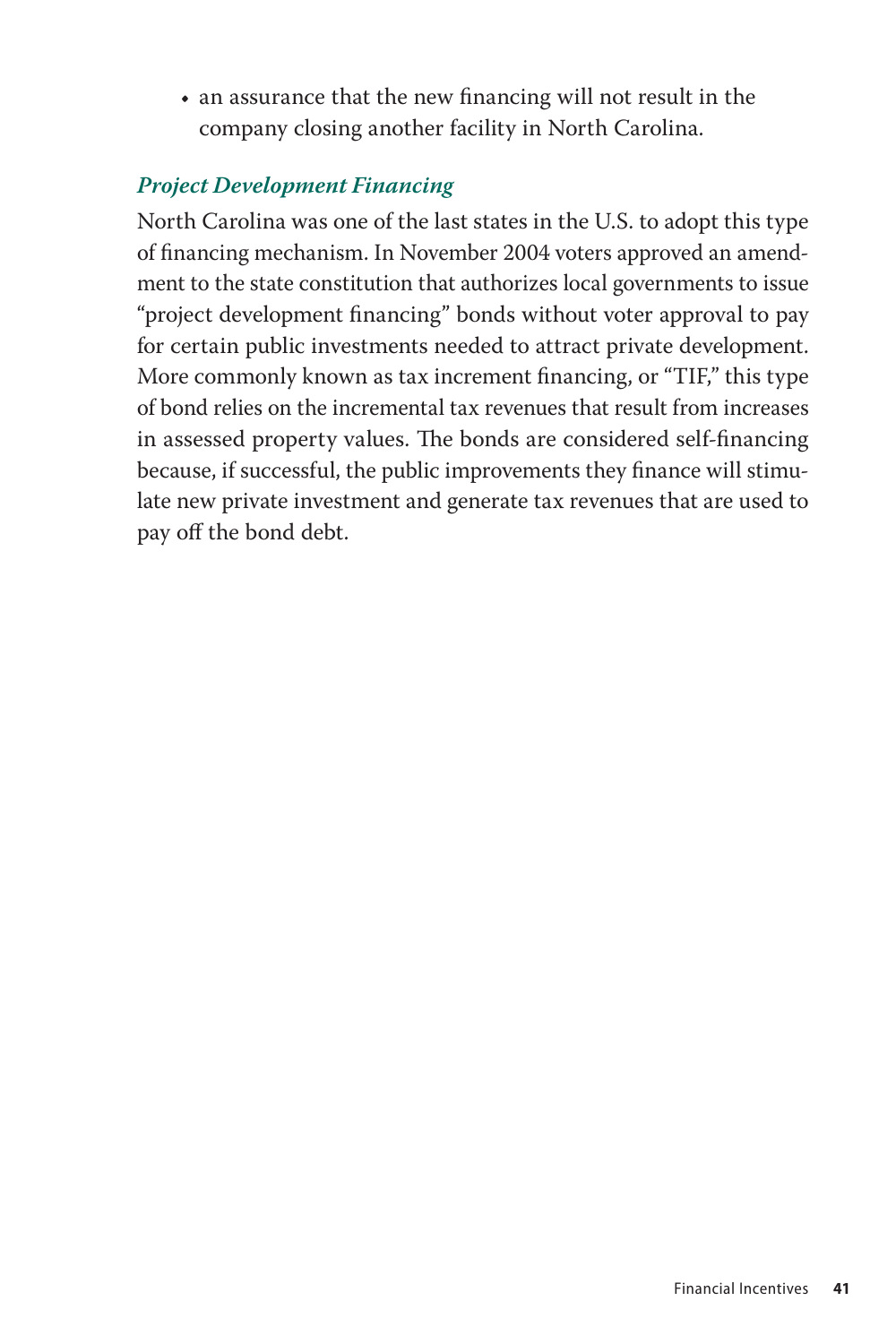- an assurance that the new financing will not result in the company closing another facility in North Carolina.

### *Project Development Financing*

North Carolina was one of the last states in the U.S. to adopt this type of financing mechanism. In November 2004 voters approved an amendment to the state constitution that authorizes local governments to issue "project development financing" bonds without voter approval to pay for certain public investments needed to attract private development. More commonly known as tax increment financing, or "TIF," this type of bond relies on the incremental tax revenues that result from increases in assessed property values. The bonds are considered self-financing because, if successful, the public improvements they finance will stimulate new private investment and generate tax revenues that are used to pay off the bond debt.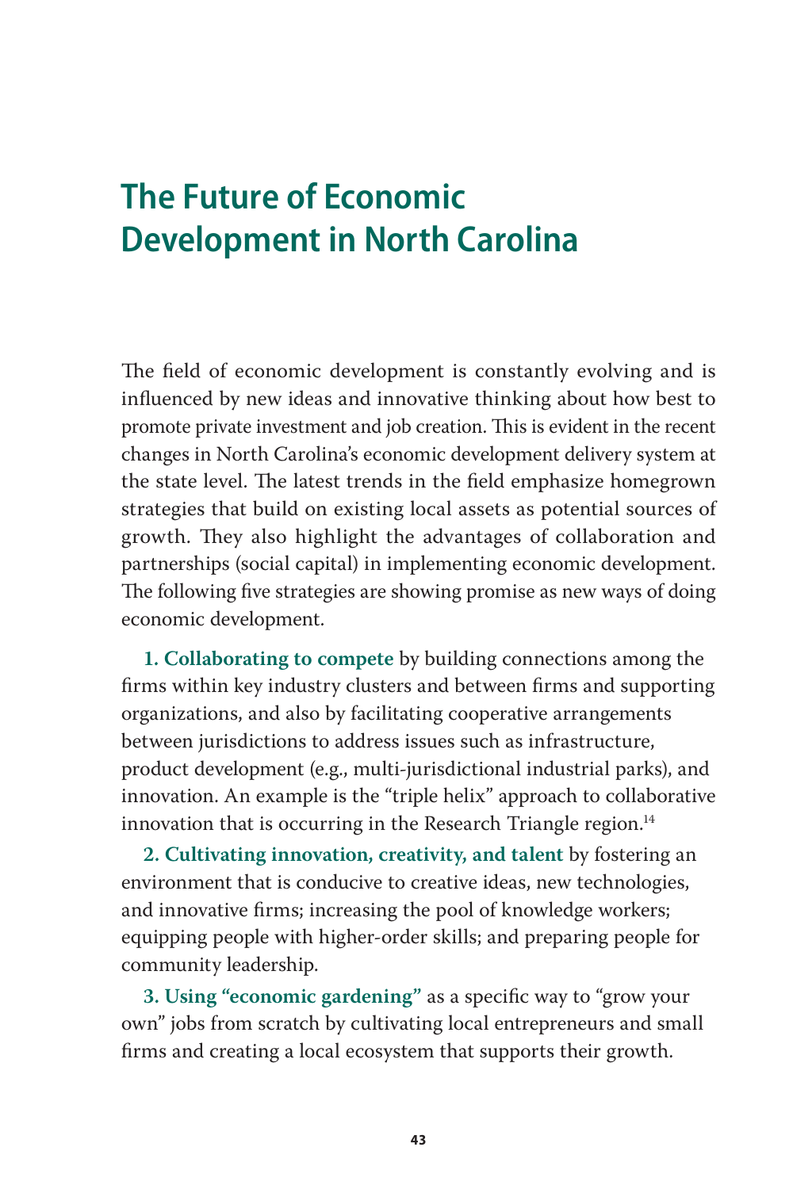# The Future of Economic Development in North Carolina

The field of economic development is constantly evolving and is influenced by new ideas and innovative thinking about how best to promote private investment and job creation. This is evident in the recent changes in North Carolina's economic development delivery system at the state level. The latest trends in the field emphasize homegrown strategies that build on existing local assets as potential sources of growth. They also highlight the advantages of collaboration and partnerships (social capital) in implementing economic development. The following five strategies are showing promise as new ways of doing economic development.

**1. Collaborating to compete** by building connections among the firms within key industry clusters and between firms and supporting organizations, and also by facilitating cooperative arrangements between jurisdictions to address issues such as infrastructure, product development (e.g., multi-jurisdictional industrial parks), and innovation. An example is the "triple helix" approach to collaborative innovation that is occurring in the Research Triangle region.[14]

**2. Cultivating innovation, creativity, and talent** by fostering an environment that is conducive to creative ideas, new technologies, and innovative firms; increasing the pool of knowledge workers; equipping people with higher-order skills; and preparing people for community leadership.

**3. Using "economic gardening"** as a specific way to "grow your own" jobs from scratch by cultivating local entrepreneurs and small firms and creating a local ecosystem that supports their growth.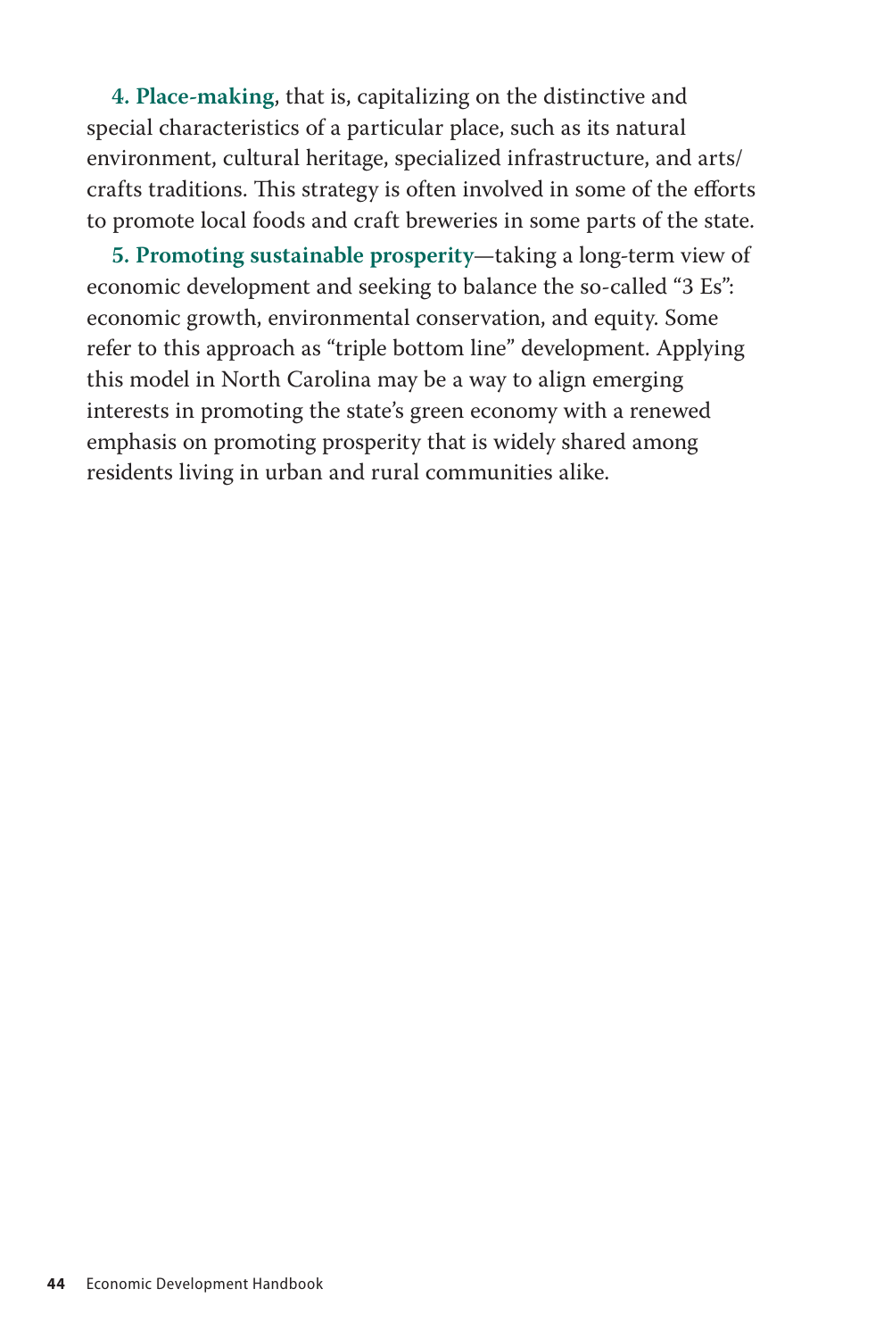**4. Place-making**, that is, capitalizing on the distinctive and special characteristics of a particular place, such as its natural environment, cultural heritage, specialized infrastructure, and arts/crafts traditions. This strategy is often involved in some of the efforts to promote local foods and craft breweries in some parts of the state.

**5. Promoting sustainable prosperity**—taking a long-term view of economic development and seeking to balance the so-called "3 Es": economic growth, environmental conservation, and equity. Some refer to this approach as "triple bottom line" development. Applying this model in North Carolina may be a way to align emerging interests in promoting the state's green economy with a renewed emphasis on promoting prosperity that is widely shared among residents living in urban and rural communities alike.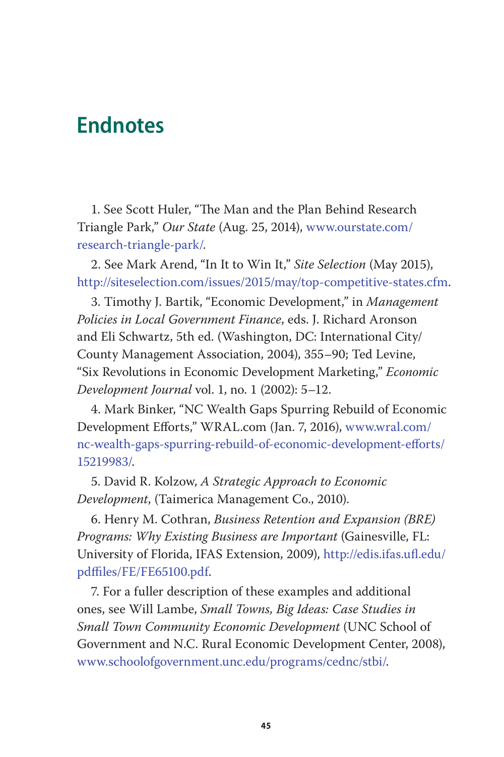# Endnotes

1. See Scott Huler, “The Man and the Plan Behind Research Triangle Park,” *Our State* (Aug. 25, 2014), www.ourstate.com/research-triangle-park/.

2. See Mark Arend, “In It to Win It,” *Site Selection* (May 2015), http://siteselection.com/issues/2015/may/top-competitive-states.cfm.

3. Timothy J. Bartik, “Economic Development,” in *Management Policies in Local Government Finance*, eds. J. Richard Aronson and Eli Schwartz, 5th ed. (Washington, DC: International City/County Management Association, 2004), 355–90; Ted Levine, “Six Revolutions in Economic Development Marketing,” *Economic Development Journal* vol. 1, no. 1 (2002): 5–12.

4. Mark Binker, “NC Wealth Gaps Spurring Rebuild of Economic Development Efforts,” WRAL.com (Jan. 7, 2016), www.wral.com/nc-wealth-gaps-spurring-rebuild-of-economic-development-efforts/15219983/.

5. David R. Kolzow, *A Strategic Approach to Economic Development*, (Taimerica Management Co., 2010).

6. Henry M. Cothran, *Business Retention and Expansion (BRE) Programs: Why Existing Business are Important* (Gainesville, FL: University of Florida, IFAS Extension, 2009), http://edis.ifas.ufl.edu/pdffiles/FE/FE65100.pdf.

7. For a fuller description of these examples and additional ones, see Will Lambe, *Small Towns, Big Ideas: Case Studies in Small Town Community Economic Development* (UNC School of Government and N.C. Rural Economic Development Center, 2008), www.schoolofgovernment.unc.edu/programs/cednc/stbi/.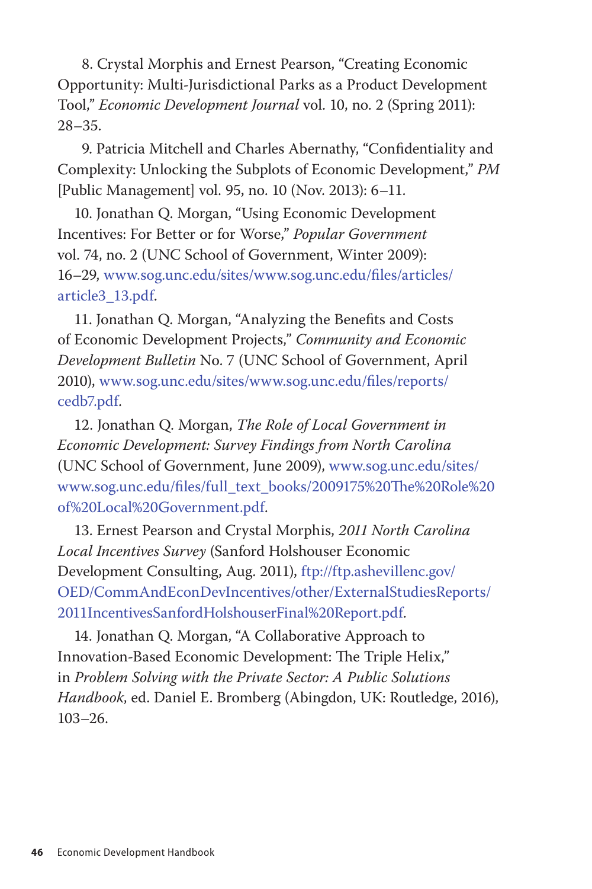8. Crystal Morphis and Ernest Pearson, "Creating Economic Opportunity: Multi-Jurisdictional Parks as a Product Development Tool," *Economic Development Journal* vol. 10, no. 2 (Spring 2011): 28–35.

9. Patricia Mitchell and Charles Abernathy, "Confidentiality and Complexity: Unlocking the Subplots of Economic Development," *PM* [Public Management] vol. 95, no. 10 (Nov. 2013): 6–11.

10. Jonathan Q. Morgan, "Using Economic Development Incentives: For Better or for Worse," *Popular Government* vol. 74, no. 2 (UNC School of Government, Winter 2009): 16–29, www.sog.unc.edu/sites/www.sog.unc.edu/files/articles/article3_13.pdf.

11. Jonathan Q. Morgan, "Analyzing the Benefits and Costs of Economic Development Projects," *Community and Economic Development Bulletin* No. 7 (UNC School of Government, April 2010), www.sog.unc.edu/sites/www.sog.unc.edu/files/reports/cedb7.pdf.

12. Jonathan Q. Morgan, *The Role of Local Government in Economic Development: Survey Findings from North Carolina* (UNC School of Government, June 2009), www.sog.unc.edu/sites/www.sog.unc.edu/files/full_text_books/2009175%20The%20Role%20of%20Local%20Government.pdf.

13. Ernest Pearson and Crystal Morphis, *2011 North Carolina Local Incentives Survey* (Sanford Holshouser Economic Development Consulting, Aug. 2011), ftp://ftp.ashevillenc.gov/OED/CommAndEconDevIncentives/other/ExternalStudiesReports/2011IncentivesSanfordHolshouserFinal%20Report.pdf.

14. Jonathan Q. Morgan, "A Collaborative Approach to Innovation-Based Economic Development: The Triple Helix," in *Problem Solving with the Private Sector: A Public Solutions Handbook*, ed. Daniel E. Bromberg (Abingdon, UK: Routledge, 2016), 103–26.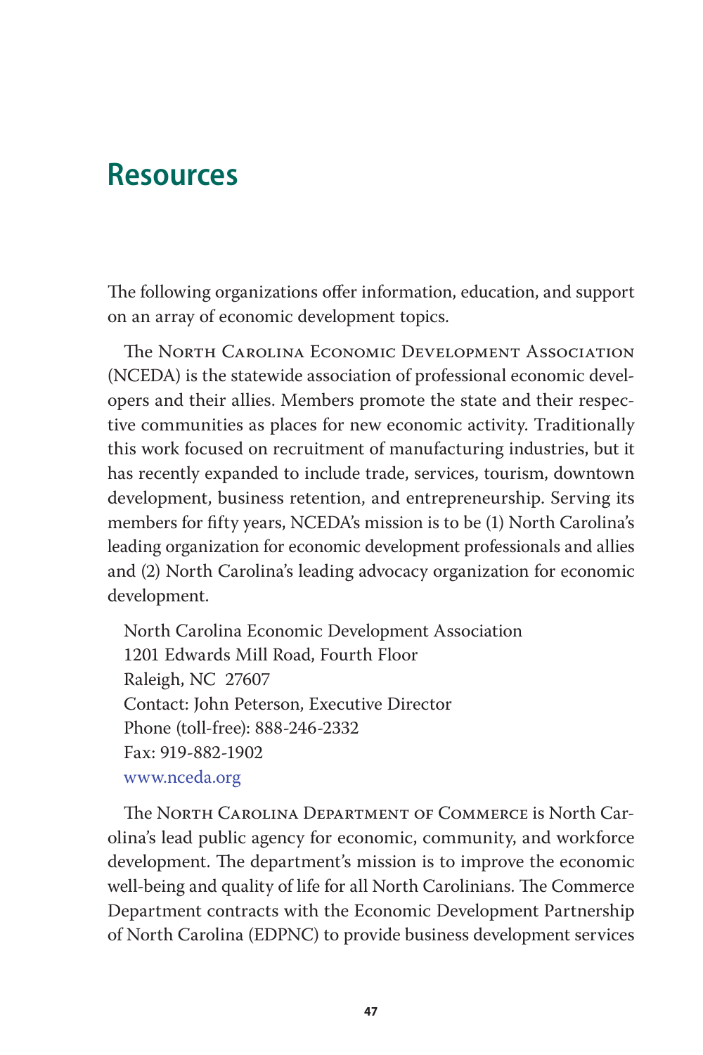# Resources

The following organizations offer information, education, and support on an array of economic development topics.

The North Carolina Economic Development Association (NCEDA) is the statewide association of professional economic developers and their allies. Members promote the state and their respective communities as places for new economic activity. Traditionally this work focused on recruitment of manufacturing industries, but it has recently expanded to include trade, services, tourism, downtown development, business retention, and entrepreneurship. Serving its members for fifty years, NCEDA's mission is to be (1) North Carolina's leading organization for economic development professionals and allies and (2) North Carolina's leading advocacy organization for economic development.

North Carolina Economic Development Association
1201 Edwards Mill Road, Fourth Floor
Raleigh, NC 27607
Contact: John Peterson, Executive Director
Phone (toll-free): 888-246-2332
Fax: 919-882-1902
www.nceda.org

The North Carolina Department of Commerce is North Carolina's lead public agency for economic, community, and workforce development. The department's mission is to improve the economic well-being and quality of life for all North Carolinians. The Commerce Department contracts with the Economic Development Partnership of North Carolina (EDPNC) to provide business development services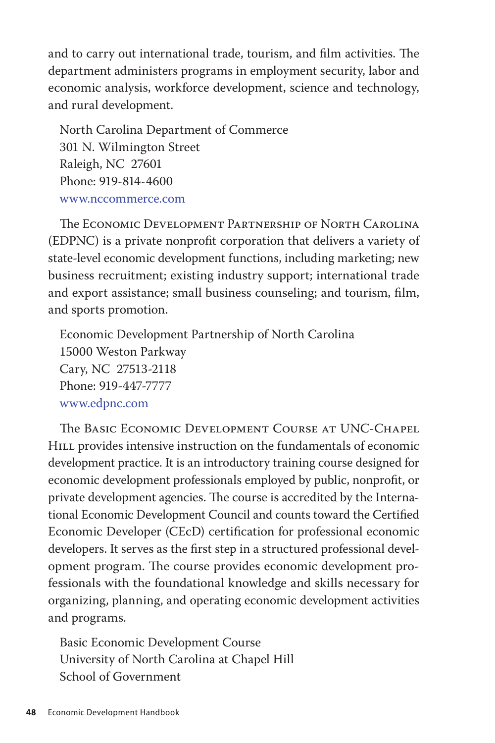and to carry out international trade, tourism, and film activities. The department administers programs in employment security, labor and economic analysis, workforce development, science and technology, and rural development.

North Carolina Department of Commerce
301 N. Wilmington Street
Raleigh, NC 27601
Phone: 919-814-4600
www.nccommerce.com

The Economic Development Partnership of North Carolina (EDPNC) is a private nonprofit corporation that delivers a variety of state-level economic development functions, including marketing; new business recruitment; existing industry support; international trade and export assistance; small business counseling; and tourism, film, and sports promotion.

Economic Development Partnership of North Carolina
15000 Weston Parkway
Cary, NC 27513-2118
Phone: 919-447-7777
www.edpnc.com

The Basic Economic Development Course at UNC-Chapel Hill provides intensive instruction on the fundamentals of economic development practice. It is an introductory training course designed for economic development professionals employed by public, nonprofit, or private development agencies. The course is accredited by the International Economic Development Council and counts toward the Certified Economic Developer (CEcD) certification for professional economic developers. It serves as the first step in a structured professional development program. The course provides economic development professionals with the foundational knowledge and skills necessary for organizing, planning, and operating economic development activities and programs.

Basic Economic Development Course
University of North Carolina at Chapel Hill
School of Government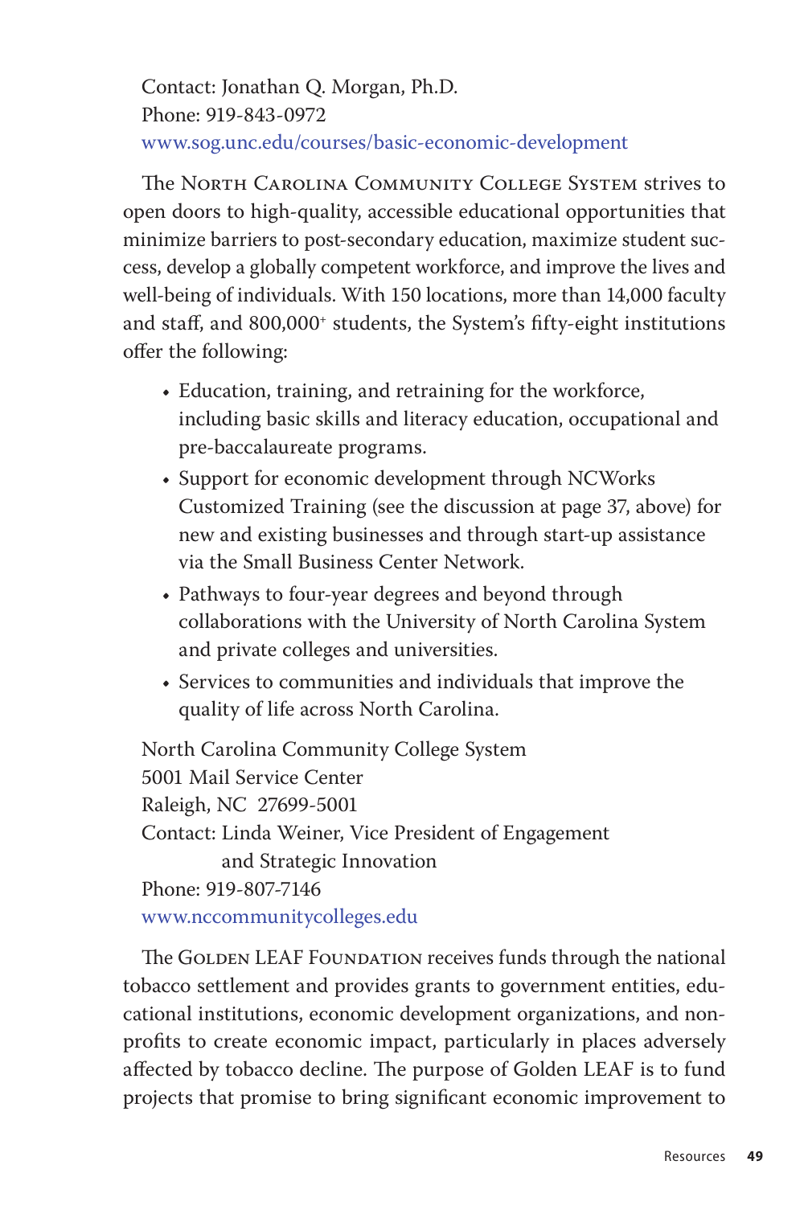Contact: Jonathan Q. Morgan, Ph.D.
Phone: 919-843-0972
www.sog.unc.edu/courses/basic-economic-development

The North Carolina Community College System strives to open doors to high-quality, accessible educational opportunities that minimize barriers to post-secondary education, maximize student success, develop a globally competent workforce, and improve the lives and well-being of individuals. With 150 locations, more than 14,000 faculty and staff, and 800,000+ students, the System's fifty-eight institutions offer the following:

- Education, training, and retraining for the workforce, including basic skills and literacy education, occupational and pre-baccalaureate programs.
- Support for economic development through NCWorks Customized Training (see the discussion at page 37, above) for new and existing businesses and through start-up assistance via the Small Business Center Network.
- Pathways to four-year degrees and beyond through collaborations with the University of North Carolina System and private colleges and universities.
- Services to communities and individuals that improve the quality of life across North Carolina.

North Carolina Community College System
5001 Mail Service Center
Raleigh, NC 27699-5001
Contact: Linda Weiner, Vice President of Engagement and Strategic Innovation
Phone: 919-807-7146
www.nccommunitycolleges.edu

The Golden LEAF Foundation receives funds through the national tobacco settlement and provides grants to government entities, educational institutions, economic development organizations, and nonprofits to create economic impact, particularly in places adversely affected by tobacco decline. The purpose of Golden LEAF is to fund projects that promise to bring significant economic improvement to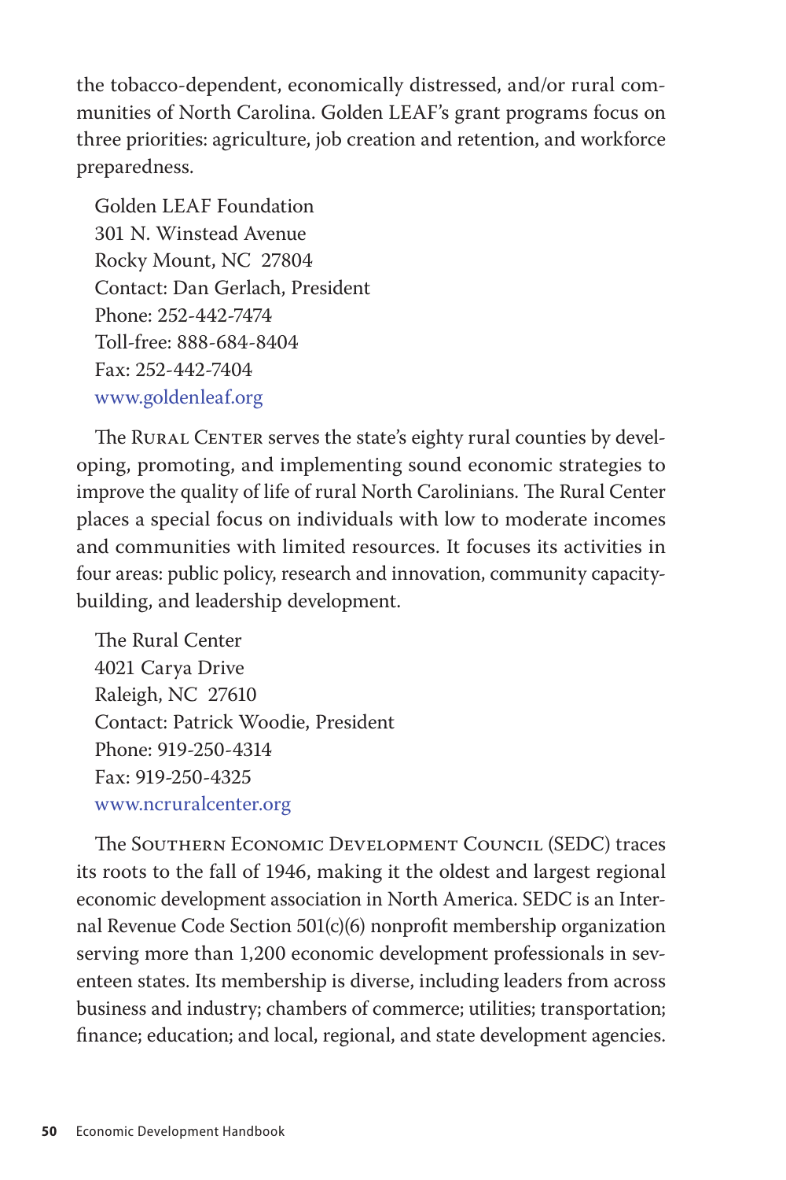the tobacco-dependent, economically distressed, and/or rural communities of North Carolina. Golden LEAF's grant programs focus on three priorities: agriculture, job creation and retention, and workforce preparedness.

Golden LEAF Foundation
301 N. Winstead Avenue
Rocky Mount, NC 27804
Contact: Dan Gerlach, President
Phone: 252-442-7474
Toll-free: 888-684-8404
Fax: 252-442-7404
www.goldenleaf.org

The Rural Center serves the state's eighty rural counties by developing, promoting, and implementing sound economic strategies to improve the quality of life of rural North Carolinians. The Rural Center places a special focus on individuals with low to moderate incomes and communities with limited resources. It focuses its activities in four areas: public policy, research and innovation, community capacity-building, and leadership development.

The Rural Center
4021 Carya Drive
Raleigh, NC 27610
Contact: Patrick Woodie, President
Phone: 919-250-4314
Fax: 919-250-4325
www.ncruralcenter.org

The Southern Economic Development Council (SEDC) traces its roots to the fall of 1946, making it the oldest and largest regional economic development association in North America. SEDC is an Internal Revenue Code Section 501(c)(6) nonprofit membership organization serving more than 1,200 economic development professionals in seventeen states. Its membership is diverse, including leaders from across business and industry; chambers of commerce; utilities; transportation; finance; education; and local, regional, and state development agencies.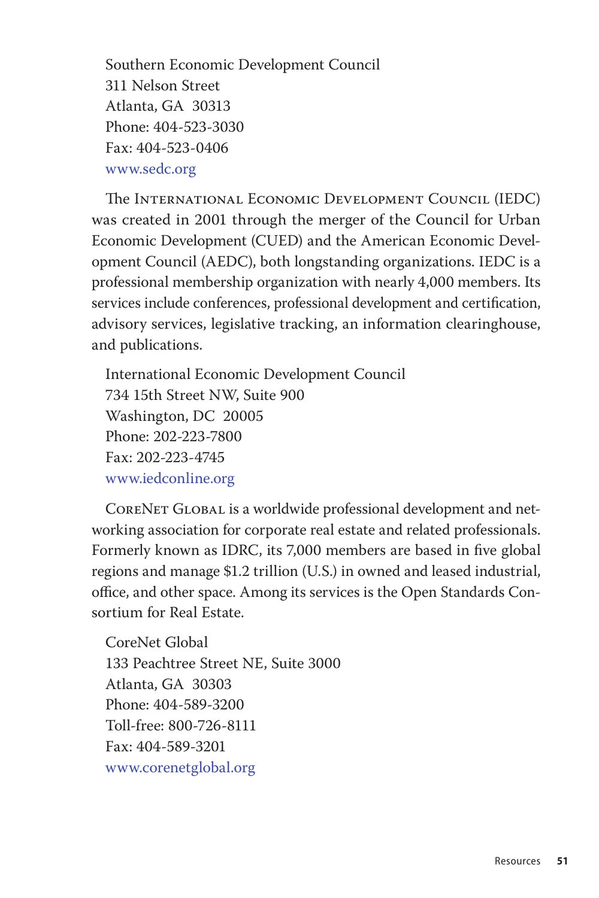Southern Economic Development Council  
311 Nelson Street  
Atlanta, GA 30313  
Phone: 404-523-3030  
Fax: 404-523-0406  
www.sedc.org

The International Economic Development Council (IEDC) was created in 2001 through the merger of the Council for Urban Economic Development (CUED) and the American Economic Development Council (AEDC), both longstanding organizations. IEDC is a professional membership organization with nearly 4,000 members. Its services include conferences, professional development and certification, advisory services, legislative tracking, an information clearinghouse, and publications.

International Economic Development Council  
734 15th Street NW, Suite 900  
Washington, DC 20005  
Phone: 202-223-7800  
Fax: 202-223-4745  
www.iedconline.org

CoreNet Global is a worldwide professional development and networking association for corporate real estate and related professionals. Formerly known as IDRC, its 7,000 members are based in five global regions and manage $1.2 trillion (U.S.) in owned and leased industrial, office, and other space. Among its services is the Open Standards Consortium for Real Estate.

CoreNet Global  
133 Peachtree Street NE, Suite 3000  
Atlanta, GA 30303  
Phone: 404-589-3200  
Toll-free: 800-726-8111  
Fax: 404-589-3201  
www.corenetglobal.org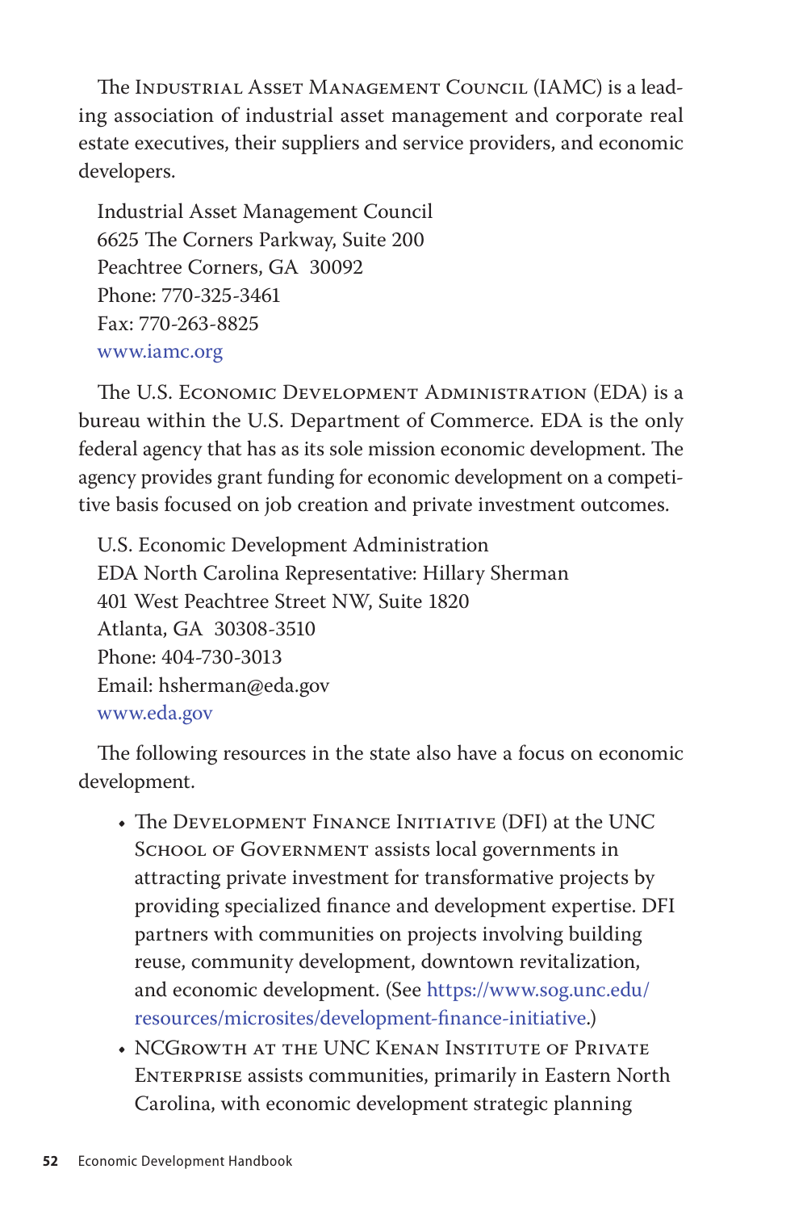The Industrial Asset Management Council (IAMC) is a leading association of industrial asset management and corporate real estate executives, their suppliers and service providers, and economic developers.

Industrial Asset Management Council  
6625 The Corners Parkway, Suite 200  
Peachtree Corners, GA 30092  
Phone: 770-325-3461  
Fax: 770-263-8825  
www.iamc.org

The U.S. Economic Development Administration (EDA) is a bureau within the U.S. Department of Commerce. EDA is the only federal agency that has as its sole mission economic development. The agency provides grant funding for economic development on a competitive basis focused on job creation and private investment outcomes.

U.S. Economic Development Administration  
EDA North Carolina Representative: Hillary Sherman  
401 West Peachtree Street NW, Suite 1820  
Atlanta, GA 30308-3510  
Phone: 404-730-3013  
Email: hsherman@eda.gov  
www.eda.gov

The following resources in the state also have a focus on economic development.

- The Development Finance Initiative (DFI) at the UNC School of Government assists local governments in attracting private investment for transformative projects by providing specialized finance and development expertise. DFI partners with communities on projects involving building reuse, community development, downtown revitalization, and economic development. (See https://www.sog.unc.edu/resources/microsites/development-finance-initiative.)
- NCGrowth at the UNC Kenan Institute of Private Enterprise assists communities, primarily in Eastern North Carolina, with economic development strategic planning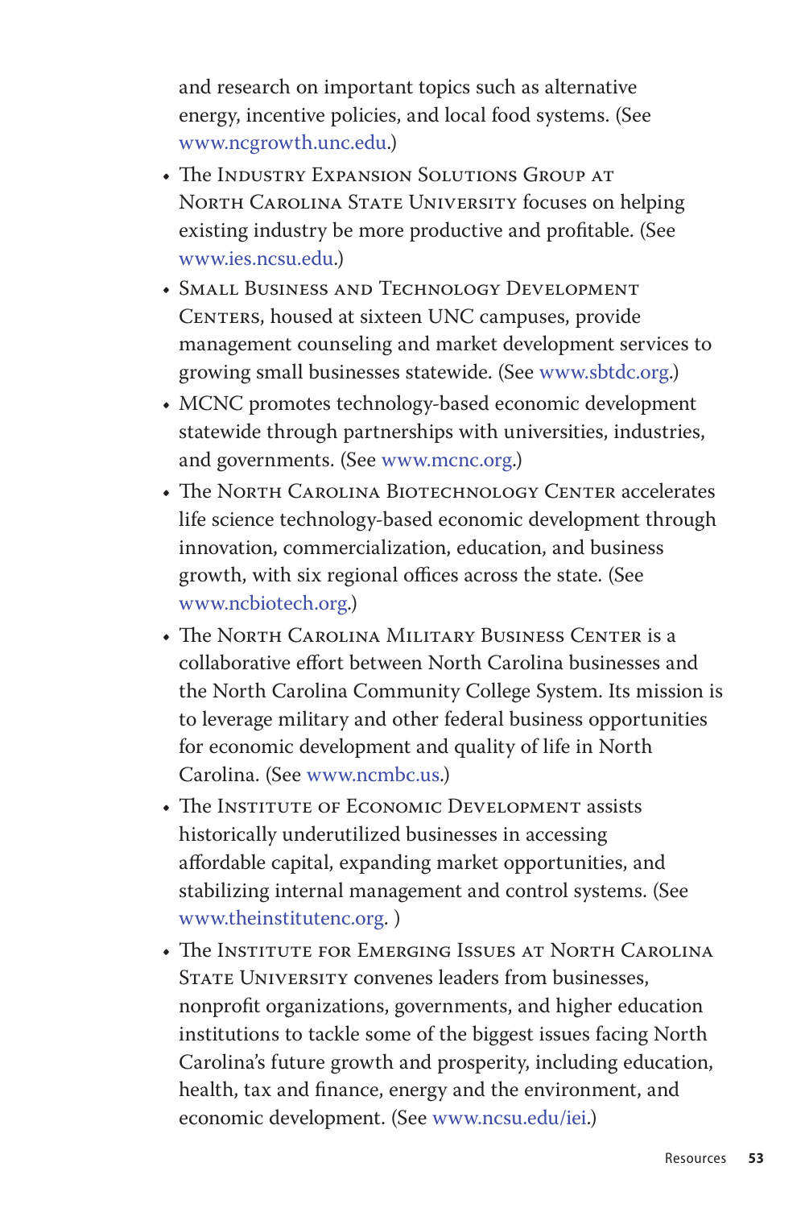and research on important topics such as alternative energy, incentive policies, and local food systems. (See www.ncgrowth.unc.edu.)

- The Industry Expansion Solutions Group at North Carolina State University focuses on helping existing industry be more productive and profitable. (See www.ies.ncsu.edu.)
- Small Business and Technology Development Centers, housed at sixteen UNC campuses, provide management counseling and market development services to growing small businesses statewide. (See www.sbtdc.org.)
- MCNC promotes technology-based economic development statewide through partnerships with universities, industries, and governments. (See www.mcnc.org.)
- The North Carolina Biotechnology Center accelerates life science technology-based economic development through innovation, commercialization, education, and business growth, with six regional offices across the state. (See www.ncbiotech.org.)
- The North Carolina Military Business Center is a collaborative effort between North Carolina businesses and the North Carolina Community College System. Its mission is to leverage military and other federal business opportunities for economic development and quality of life in North Carolina. (See www.ncmbc.us.)
- The Institute of Economic Development assists historically underutilized businesses in accessing affordable capital, expanding market opportunities, and stabilizing internal management and control systems. (See www.theinstitutenc.org. )
- The Institute for Emerging Issues at North Carolina State University convenes leaders from businesses, nonprofit organizations, governments, and higher education institutions to tackle some of the biggest issues facing North Carolina's future growth and prosperity, including education, health, tax and finance, energy and the environment, and economic development. (See www.ncsu.edu/iei.)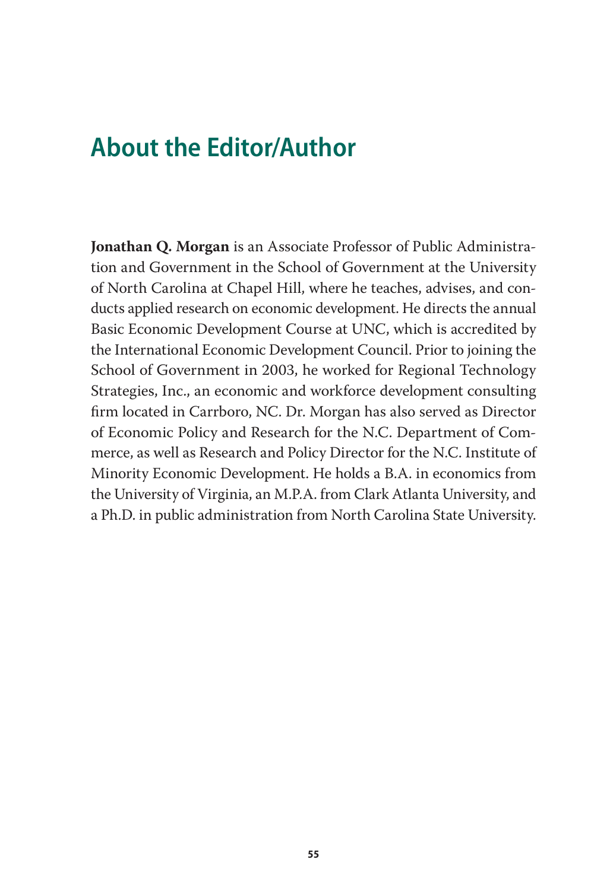## About the Editor/Author

**Jonathan Q. Morgan** is an Associate Professor of Public Administration and Government in the School of Government at the University of North Carolina at Chapel Hill, where he teaches, advises, and conducts applied research on economic development. He directs the annual Basic Economic Development Course at UNC, which is accredited by the International Economic Development Council. Prior to joining the School of Government in 2003, he worked for Regional Technology Strategies, Inc., an economic and workforce development consulting firm located in Carrboro, NC. Dr. Morgan has also served as Director of Economic Policy and Research for the N.C. Department of Commerce, as well as Research and Policy Director for the N.C. Institute of Minority Economic Development. He holds a B.A. in economics from the University of Virginia, an M.P.A. from Clark Atlanta University, and a Ph.D. in public administration from North Carolina State University.